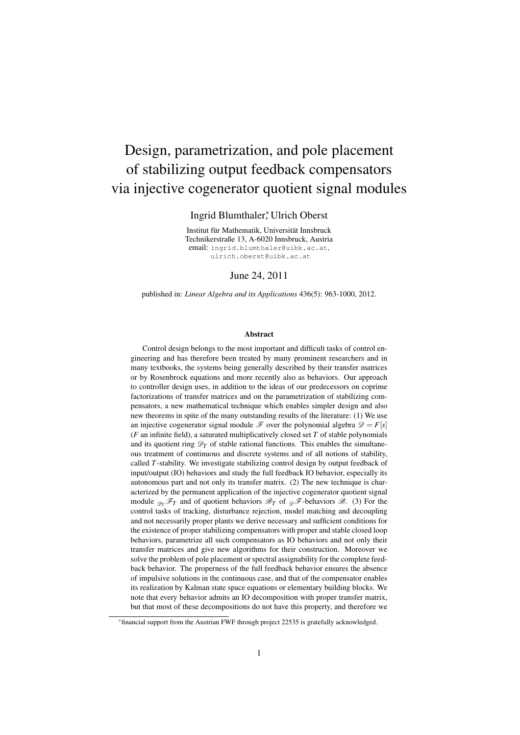# Design, parametrization, and pole placement of stabilizing output feedback compensators via injective cogenerator quotient signal modules

Ingrid Blumthaler[*], Ulrich Oberst

Institut für Mathematik, Universität Innsbruck
Technikerstraße 13, A-6020 Innsbruck, Austria
email: ingrid.blumthaler@uibk.ac.at, ulrich.oberst@uibk.ac.at

June 24, 2011

published in: *Linear Algebra and its Applications* 436(5): 963-1000, 2012.

### Abstract

Control design belongs to the most important and difficult tasks of control engineering and has therefore been treated by many prominent researchers and in many textbooks, the systems being generally described by their transfer matrices or by Rosenbrock equations and more recently also as behaviors. Our approach to controller design uses, in addition to the ideas of our predecessors on coprime factorizations of transfer matrices and on the parametrization of stabilizing compensators, a new mathematical technique which enables simpler design and also new theorems in spite of the many outstanding results of the literature: (1) We use an injective cogenerator signal module $\mathscr{F}$ over the polynomial algebra $\mathscr{D} = F[s]$ ($F$ an infinite field), a saturated multiplicatively closed set $T$ of stable polynomials and its quotient ring $\mathscr{D}_T$ of stable rational functions. This enables the simultaneous treatment of continuous and discrete systems and of all notions of stability, called $T$-stability. We investigate stabilizing control design by output feedback of input/output (IO) behaviors and study the full feedback IO behavior, especially its autonomous part and not only its transfer matrix. (2) The new technique is characterized by the permanent application of the injective cogenerator quotient signal module ${}_{\mathscr{D}_T}\mathscr{F}_T$ and of quotient behaviors $\mathscr{B}_T$ of ${}_{\mathscr{D}}\mathscr{F}$-behaviors $\mathscr{B}$. (3) For the control tasks of tracking, disturbance rejection, model matching and decoupling and not necessarily proper plants we derive necessary and sufficient conditions for the existence of proper stabilizing compensators with proper and stable closed loop behaviors, parametrize all such compensators as IO behaviors and not only their transfer matrices and give new algorithms for their construction. Moreover we solve the problem of pole placement or spectral assignability for the complete feedback behavior. The properness of the full feedback behavior ensures the absence of impulsive solutions in the continuous case, and that of the compensator enables its realization by Kalman state space equations or elementary building blocks. We note that every behavior admits an IO decomposition with proper transfer matrix, but that most of these decompositions do not have this property, and therefore we

---

[*] financial support from the Austrian FWF through project 22535 is gratefully acknowledged.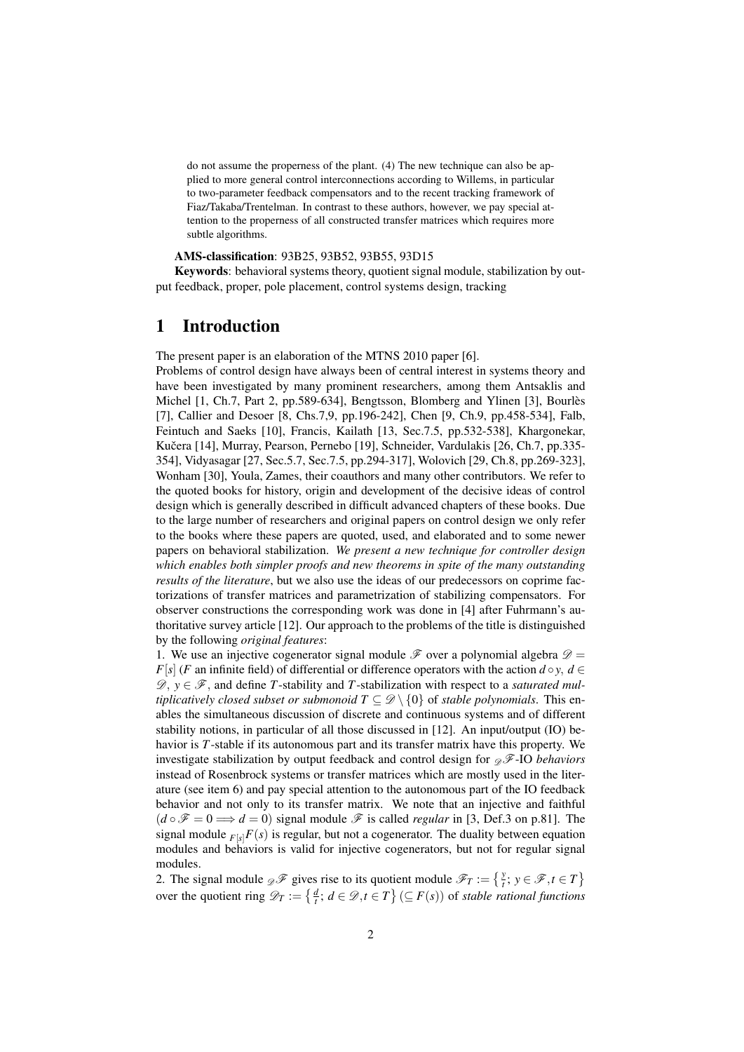do not assume the properness of the plant. (4) The new technique can also be applied to more general control interconnections according to Willems, in particular to two-parameter feedback compensators and to the recent tracking framework of Fiaz/Takaba/Trentelman. In contrast to these authors, however, we pay special attention to the properness of all constructed transfer matrices which requires more subtle algorithms.

**AMS-classification**: 93B25, 93B52, 93B55, 93D15

**Keywords**: behavioral systems theory, quotient signal module, stabilization by output feedback, proper, pole placement, control systems design, tracking

# 1 Introduction

The present paper is an elaboration of the MTNS 2010 paper [6].

Problems of control design have always been of central interest in systems theory and have been investigated by many prominent researchers, among them Antsaklis and Michel [1, Ch.7, Part 2, pp.589-634], Bengtsson, Blomberg and Ylinen [3], Bourlès [7], Callier and Desoer [8, Chs.7,9, pp.196-242], Chen [9, Ch.9, pp.458-534], Falb, Feintuch and Saeks [10], Francis, Kailath [13, Sec.7.5, pp.532-538], Khargonekar, Kučera [14], Murray, Pearson, Pernebo [19], Schneider, Vardulakis [26, Ch.7, pp.335-354], Vidyasagar [27, Sec.5.7, Sec.7.5, pp.294-317], Wolovich [29, Ch.8, pp.269-323], Wonham [30], Youla, Zames, their coauthors and many other contributors. We refer to the quoted books for history, origin and development of the decisive ideas of control design which is generally described in difficult advanced chapters of these books. Due to the large number of researchers and original papers on control design we only refer to the books where these papers are quoted, used, and elaborated and to some newer papers on behavioral stabilization. *We present a new technique for controller design which enables both simpler proofs and new theorems in spite of the many outstanding results of the literature*, but we also use the ideas of our predecessors on coprime factorizations of transfer matrices and parametrization of stabilizing compensators. For observer constructions the corresponding work was done in [4] after Fuhrmann's authoritative survey article [12]. Our approach to the problems of the title is distinguished by the following *original features*:

1. We use an injective cogenerator signal module $\mathscr{F}$ over a polynomial algebra $\mathscr{D} = F[s]$ ($F$ an infinite field) of differential or difference operators with the action $d \circ y$, $d \in \mathscr{D}$, $y \in \mathscr{F}$, and define $T$-stability and $T$-stabilization with respect to a *saturated multiplicatively closed subset or submonoid* $T \subseteq \mathscr{D} \setminus \{0\}$ of *stable polynomials*. This enables the simultaneous discussion of discrete and continuous systems and of different stability notions, in particular of all those discussed in [12]. An input/output (IO) behavior is $T$-stable if its autonomous part and its transfer matrix have this property. We investigate stabilization by output feedback and control design for ${}_{\mathscr{D}}\mathscr{F}$-IO *behaviors* instead of Rosenbrock systems or transfer matrices which are mostly used in the literature (see item 6) and pay special attention to the autonomous part of the IO feedback behavior and not only to its transfer matrix. We note that an injective and faithful ($d \circ \mathscr{F} = 0 \Longrightarrow d = 0$) signal module $\mathscr{F}$ is called *regular* in [3, Def.3 on p.81]. The signal module ${}_{F[s]}F(s)$ is regular, but not a cogenerator. The duality between equation modules and behaviors is valid for injective cogenerators, but not for regular signal modules.

2. The signal module ${}_{\mathscr{D}}\mathscr{F}$ gives rise to its quotient module $\mathscr{F}_T := \left\{ \frac{y}{t};\, y \in \mathscr{F}, t \in T \right\}$ over the quotient ring $\mathscr{D}_T := \left\{ \frac{d}{t};\, d \in \mathscr{D}, t \in T \right\}$ ($\subseteq F(s)$) of *stable rational functions*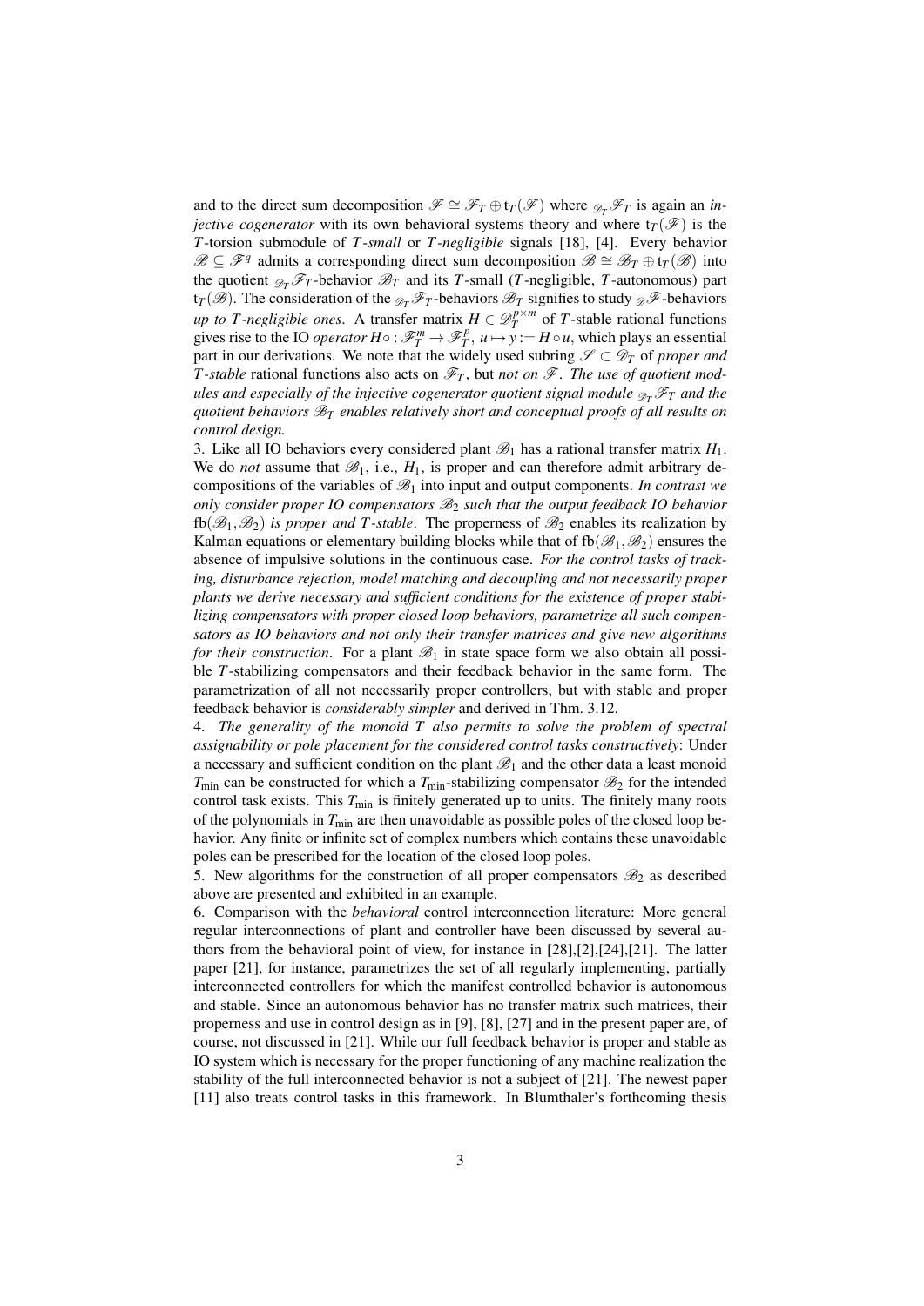and to the direct sum decomposition $\mathscr{F} \cong \mathscr{F}_T \oplus \mathrm{t}_T(\mathscr{F})$ where ${}_{\mathscr{D}_T}\mathscr{F}_T$ is again an *injective cogenerator* with its own behavioral systems theory and where $\mathrm{t}_T(\mathscr{F})$ is the $T$-torsion submodule of *$T$-small* or *$T$-negligible* signals [18], [4]. Every behavior $\mathscr{B} \subseteq \mathscr{F}^q$ admits a corresponding direct sum decomposition $\mathscr{B} \cong \mathscr{B}_T \oplus \mathrm{t}_T(\mathscr{B})$ into the quotient ${}_{\mathscr{D}_T}\mathscr{F}_T$-behavior $\mathscr{B}_T$ and its $T$-small ($T$-negligible, $T$-autonomous) part $\mathrm{t}_T(\mathscr{B})$. The consideration of the ${}_{\mathscr{D}_T}\mathscr{F}_T$-behaviors $\mathscr{B}_T$ signifies to study ${}_{\mathscr{D}}\mathscr{F}$-behaviors *up to $T$-negligible ones*. A transfer matrix $H \in \mathscr{D}_T^{p\times m}$ of $T$-stable rational functions gives rise to the IO *operator* $H\circ : \mathscr{F}_T^m \to \mathscr{F}_T^p,\ u \mapsto y := H \circ u$, which plays an essential part in our derivations. We note that the widely used subring $\mathscr{S} \subset \mathscr{D}_T$ of *proper and $T$-stable* rational functions also acts on $\mathscr{F}_T$, but *not on $\mathscr{F}$*. *The use of quotient modules and especially of the injective cogenerator quotient signal module ${}_{\mathscr{D}_T}\mathscr{F}_T$ and the quotient behaviors $\mathscr{B}_T$ enables relatively short and conceptual proofs of all results on control design.*

3. Like all IO behaviors every considered plant $\mathscr{B}_1$ has a rational transfer matrix $H_1$. We do *not* assume that $\mathscr{B}_1$, i.e., $H_1$, is proper and can therefore admit arbitrary decompositions of the variables of $\mathscr{B}_1$ into input and output components. *In contrast we only consider proper IO compensators $\mathscr{B}_2$ such that the output feedback IO behavior $\mathrm{fb}(\mathscr{B}_1,\mathscr{B}_2)$ is proper and $T$-stable*. The properness of $\mathscr{B}_2$ enables its realization by Kalman equations or elementary building blocks while that of $\mathrm{fb}(\mathscr{B}_1,\mathscr{B}_2)$ ensures the absence of impulsive solutions in the continuous case. *For the control tasks of tracking, disturbance rejection, model matching and decoupling and not necessarily proper plants we derive necessary and sufficient conditions for the existence of proper stabilizing compensators with proper closed loop behaviors, parametrize all such compensators as IO behaviors and not only their transfer matrices and give new algorithms for their construction*. For a plant $\mathscr{B}_1$ in state space form we also obtain all possible $T$-stabilizing compensators and their feedback behavior in the same form. The parametrization of all not necessarily proper controllers, but with stable and proper feedback behavior is *considerably simpler* and derived in Thm. 3.12.

4. *The generality of the monoid $T$ also permits to solve the problem of spectral assignability or pole placement for the considered control tasks constructively*: Under a necessary and sufficient condition on the plant $\mathscr{B}_1$ and the other data a least monoid $T_{\min}$ can be constructed for which a $T_{\min}$-stabilizing compensator $\mathscr{B}_2$ for the intended control task exists. This $T_{\min}$ is finitely generated up to units. The finitely many roots of the polynomials in $T_{\min}$ are then unavoidable as possible poles of the closed loop behavior. Any finite or infinite set of complex numbers which contains these unavoidable poles can be prescribed for the location of the closed loop poles.

5. New algorithms for the construction of all proper compensators $\mathscr{B}_2$ as described above are presented and exhibited in an example.

6. Comparison with the *behavioral* control interconnection literature: More general regular interconnections of plant and controller have been discussed by several authors from the behavioral point of view, for instance in [28],[2],[24],[21]. The latter paper [21], for instance, parametrizes the set of all regularly implementing, partially interconnected controllers for which the manifest controlled behavior is autonomous and stable. Since an autonomous behavior has no transfer matrix such matrices, their properness and use in control design as in [9], [8], [27] and in the present paper are, of course, not discussed in [21]. While our full feedback behavior is proper and stable as IO system which is necessary for the proper functioning of any machine realization the stability of the full interconnected behavior is not a subject of [21]. The newest paper [11] also treats control tasks in this framework. In Blumthaler's forthcoming thesis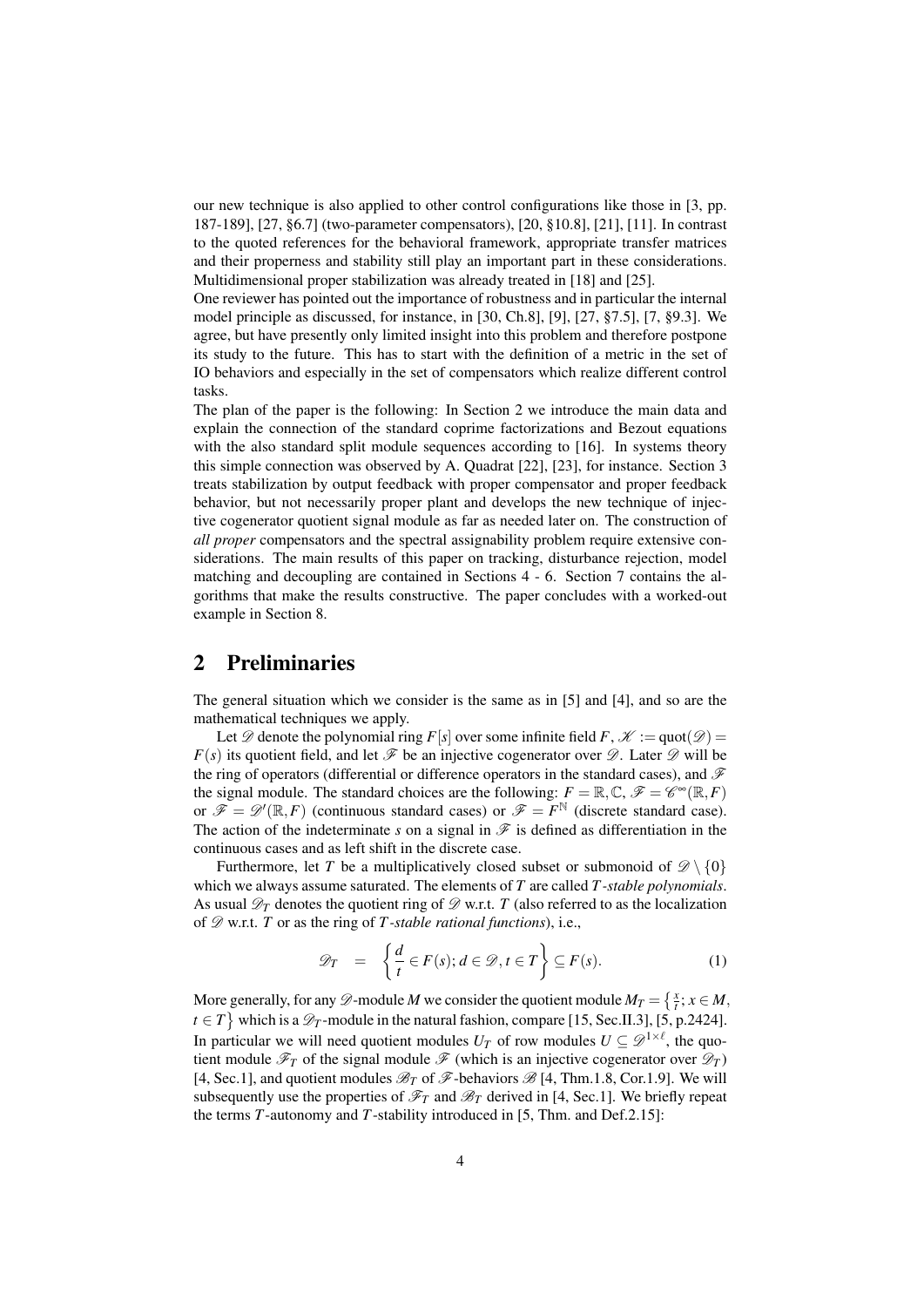our new technique is also applied to other control configurations like those in [3, pp. 187-189], [27, §6.7] (two-parameter compensators), [20, §10.8], [21], [11]. In contrast to the quoted references for the behavioral framework, appropriate transfer matrices and their properness and stability still play an important part in these considerations. Multidimensional proper stabilization was already treated in [18] and [25].

One reviewer has pointed out the importance of robustness and in particular the internal model principle as discussed, for instance, in [30, Ch.8], [9], [27, §7.5], [7, §9.3]. We agree, but have presently only limited insight into this problem and therefore postpone its study to the future. This has to start with the definition of a metric in the set of IO behaviors and especially in the set of compensators which realize different control tasks.

The plan of the paper is the following: In Section 2 we introduce the main data and explain the connection of the standard coprime factorizations and Bezout equations with the also standard split module sequences according to [16]. In systems theory this simple connection was observed by A. Quadrat [22], [23], for instance. Section 3 treats stabilization by output feedback with proper compensator and proper feedback behavior, but not necessarily proper plant and develops the new technique of injective cogenerator quotient signal module as far as needed later on. The construction of *all proper* compensators and the spectral assignability problem require extensive considerations. The main results of this paper on tracking, disturbance rejection, model matching and decoupling are contained in Sections 4 - 6. Section 7 contains the algorithms that make the results constructive. The paper concludes with a worked-out example in Section 8.

## 2 Preliminaries

The general situation which we consider is the same as in [5] and [4], and so are the mathematical techniques we apply.

Let $\mathscr{D}$ denote the polynomial ring $F[s]$ over some infinite field $F$, $\mathscr{K} := \mathrm{quot}(\mathscr{D}) = F(s)$ its quotient field, and let $\mathscr{F}$ be an injective cogenerator over $\mathscr{D}$. Later $\mathscr{D}$ will be the ring of operators (differential or difference operators in the standard cases), and $\mathscr{F}$ the signal module. The standard choices are the following: $F = \mathbb{R}, \mathbb{C}$, $\mathscr{F} = \mathscr{C}^\infty(\mathbb{R}, F)$ or $\mathscr{F} = \mathscr{D}'(\mathbb{R}, F)$ (continuous standard cases) or $\mathscr{F} = F^{\mathbb{N}}$ (discrete standard case). The action of the indeterminate $s$ on a signal in $\mathscr{F}$ is defined as differentiation in the continuous cases and as left shift in the discrete case.

Furthermore, let $T$ be a multiplicatively closed subset or submonoid of $\mathscr{D} \setminus \{0\}$ which we always assume saturated. The elements of $T$ are called *$T$-stable polynomials*. As usual $\mathscr{D}_T$ denotes the quotient ring of $\mathscr{D}$ w.r.t. $T$ (also referred to as the localization of $\mathscr{D}$ w.r.t. $T$ or as the ring of *$T$-stable rational functions*), i.e.,

$$\mathscr{D}_T \quad = \quad \left\{ \frac{d}{t} \in F(s); d \in \mathscr{D}, t \in T \right\} \subseteq F(s). \tag{1}$$

More generally, for any $\mathscr{D}$-module $M$ we consider the quotient module $M_T = \left\{ \frac{x}{t}; x \in M, t \in T \right\}$ which is a $\mathscr{D}_T$-module in the natural fashion, compare [15, Sec.II.3], [5, p.2424]. In particular we will need quotient modules $U_T$ of row modules $U \subseteq \mathscr{D}^{1\times \ell}$, the quotient module $\mathscr{F}_T$ of the signal module $\mathscr{F}$ (which is an injective cogenerator over $\mathscr{D}_T$) [4, Sec.1], and quotient modules $\mathscr{B}_T$ of $\mathscr{F}$-behaviors $\mathscr{B}$ [4, Thm.1.8, Cor.1.9]. We will subsequently use the properties of $\mathscr{F}_T$ and $\mathscr{B}_T$ derived in [4, Sec.1]. We briefly repeat the terms $T$-autonomy and $T$-stability introduced in [5, Thm. and Def.2.15]: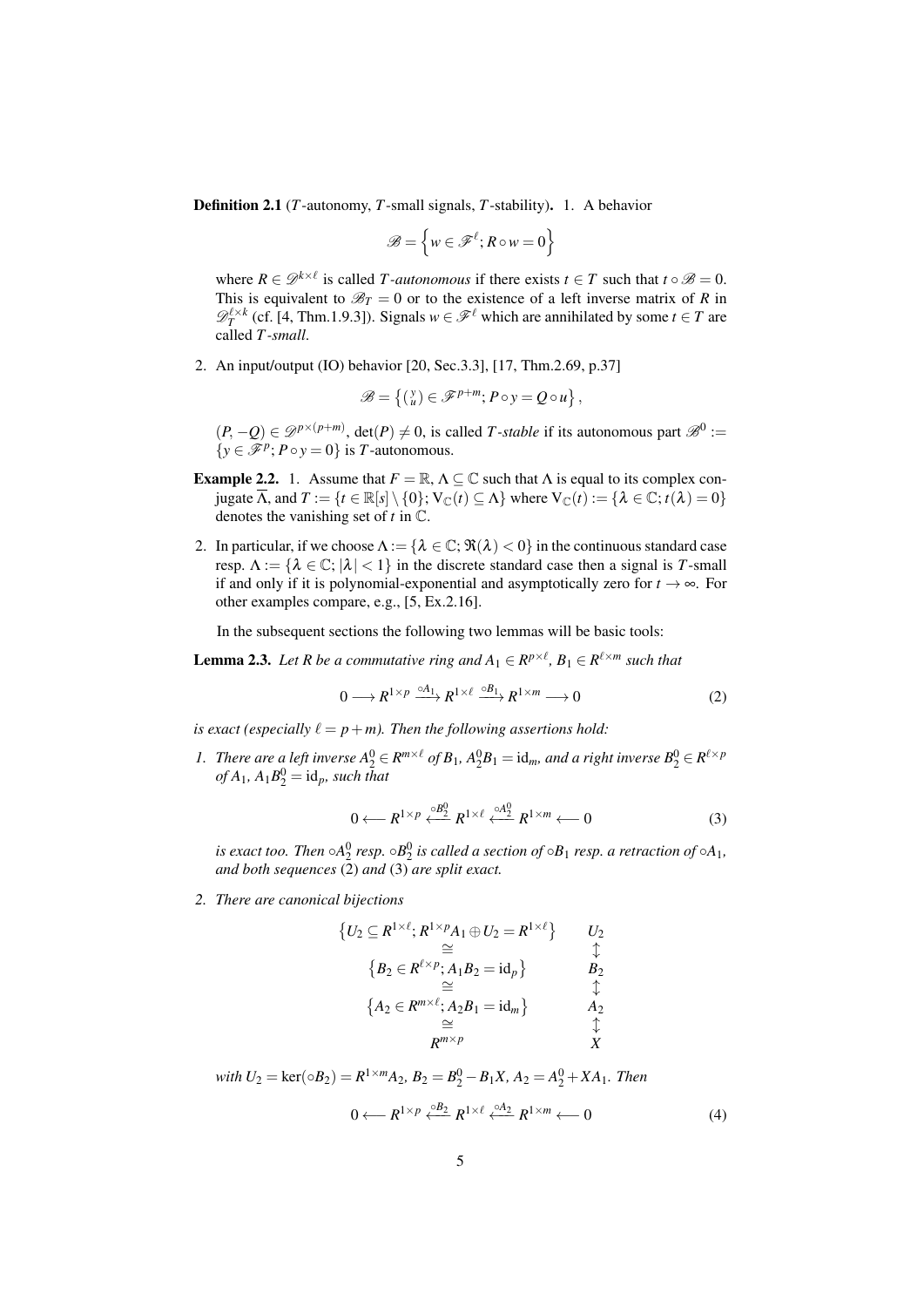**Definition 2.1** ($T$-autonomy, $T$-small signals, $T$-stability)**.** 1. A behavior

$$\mathscr{B} = \left\{ w \in \mathscr{F}^\ell ; R \circ w = 0 \right\}$$

where $R \in \mathscr{D}^{k\times\ell}$ is called *$T$-autonomous* if there exists $t \in T$ such that $t \circ \mathscr{B} = 0$. This is equivalent to $\mathscr{B}_T = 0$ or to the existence of a left inverse matrix of $R$ in $\mathscr{D}_T^{\ell\times k}$ (cf. [4, Thm.1.9.3]). Signals $w \in \mathscr{F}^\ell$ which are annihilated by some $t \in T$ are called *$T$-small*.

2. An input/output (IO) behavior [20, Sec.3.3], [17, Thm.2.69, p.37]

$$\mathscr{B} = \left\{ \binom{y}{u} \in \mathscr{F}^{p+m} ; P \circ y = Q \circ u \right\},$$

$(P, -Q) \in \mathscr{D}^{p\times(p+m)}$, $\det(P) \neq 0$, is called *$T$-stable* if its autonomous part $\mathscr{B}^0 := \{ y \in \mathscr{F}^p ; P \circ y = 0 \}$ is $T$-autonomous.

**Example 2.2.** 1. Assume that $F = \mathbb{R}$, $\Lambda \subseteq \mathbb{C}$ such that $\Lambda$ is equal to its complex conjugate $\overline{\Lambda}$, and $T := \{ t \in \mathbb{R}[s] \setminus \{0\}; \mathrm{V}_{\mathbb{C}}(t) \subseteq \Lambda \}$ where $\mathrm{V}_{\mathbb{C}}(t) := \{ \lambda \in \mathbb{C}; t(\lambda) = 0 \}$ denotes the vanishing set of $t$ in $\mathbb{C}$.

2. In particular, if we choose $\Lambda := \{ \lambda \in \mathbb{C}; \Re(\lambda) < 0 \}$ in the continuous standard case resp. $\Lambda := \{ \lambda \in \mathbb{C}; |\lambda| < 1 \}$ in the discrete standard case then a signal is $T$-small if and only if it is polynomial-exponential and asymptotically zero for $t \to \infty$. For other examples compare, e.g., [5, Ex.2.16].

In the subsequent sections the following two lemmas will be basic tools:

**Lemma 2.3.** *Let $R$ be a commutative ring and $A_1 \in R^{p\times\ell}$, $B_1 \in R^{\ell\times m}$ such that*

$$0 \longrightarrow R^{1\times p} \xrightarrow{\circ A_1} R^{1\times\ell} \xrightarrow{\circ B_1} R^{1\times m} \longrightarrow 0 \tag{2}$$

*is exact (especially $\ell = p + m$). Then the following assertions hold:*

*1. There are a left inverse $A_2^0 \in R^{m\times\ell}$ of $B_1$, $A_2^0 B_1 = \mathrm{id}_m$, and a right inverse $B_2^0 \in R^{\ell\times p}$ of $A_1$, $A_1 B_2^0 = \mathrm{id}_p$, such that*

$$0 \longleftarrow R^{1\times p} \xleftarrow{\circ B_2^0} R^{1\times\ell} \xleftarrow{\circ A_2^0} R^{1\times m} \longleftarrow 0 \tag{3}$$

*is exact too. Then $\circ A_2^0$ resp. $\circ B_2^0$ is called a section of $\circ B_1$ resp. a retraction of $\circ A_1$, and both sequences (2) and (3) are split exact.*

*2. There are canonical bijections*

$$\begin{array}{cc}
\left\{ U_2 \subseteq R^{1\times\ell} ; R^{1\times p} A_1 \oplus U_2 = R^{1\times\ell} \right\} & U_2 \\
\cong & \updownarrow \\
\left\{ B_2 \in R^{\ell\times p} ; A_1 B_2 = \mathrm{id}_p \right\} & B_2 \\
\cong & \updownarrow \\
\left\{ A_2 \in R^{m\times\ell} ; A_2 B_1 = \mathrm{id}_m \right\} & A_2 \\
\cong & \updownarrow \\
R^{m\times p} & X
\end{array}$$

*with $U_2 = \ker(\circ B_2) = R^{1\times m} A_2$, $B_2 = B_2^0 - B_1 X$, $A_2 = A_2^0 + X A_1$. Then*

$$0 \longleftarrow R^{1\times p} \xleftarrow{\circ B_2} R^{1\times\ell} \xleftarrow{\circ A_2} R^{1\times m} \longleftarrow 0 \tag{4}$$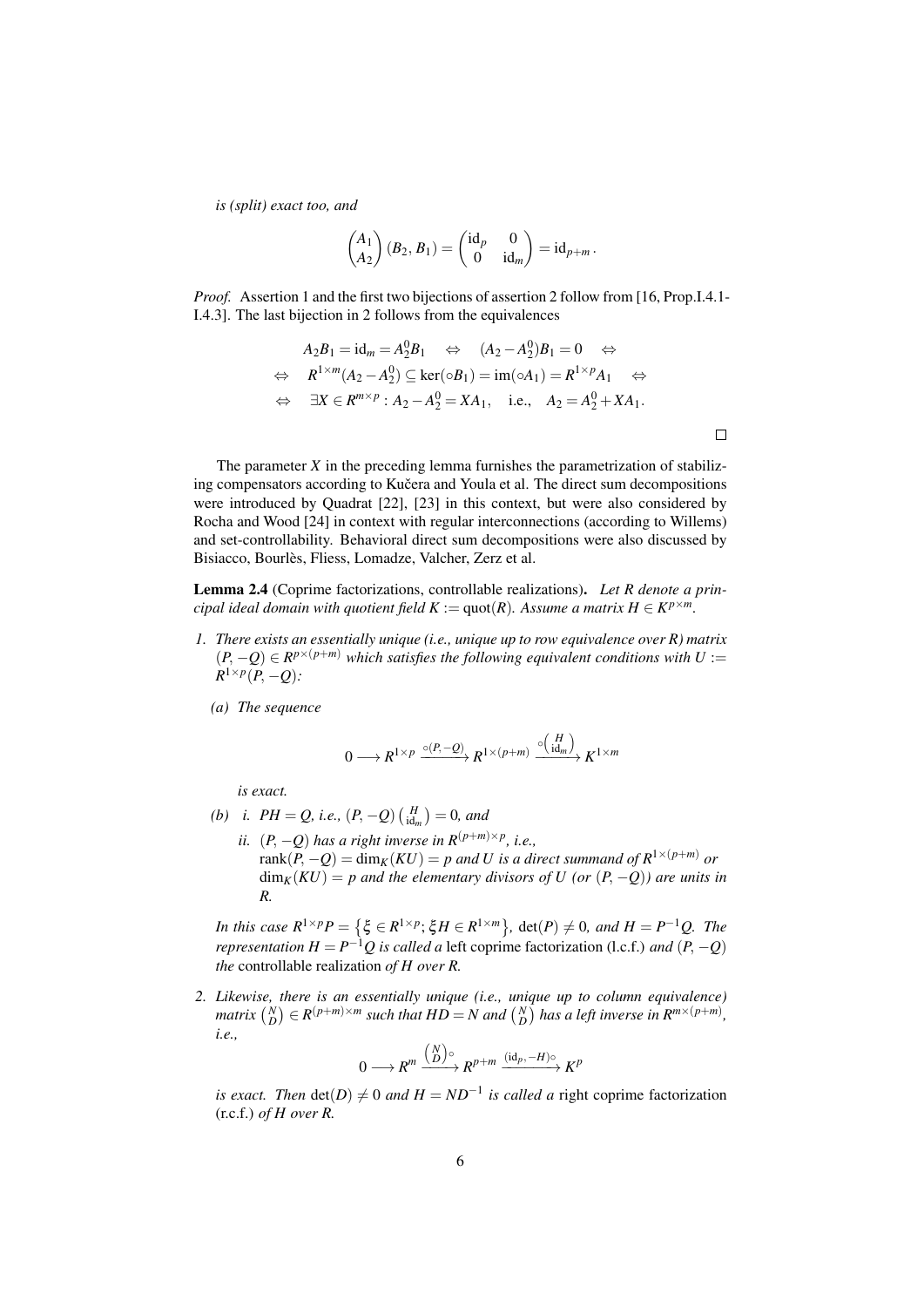*is (split) exact too, and*

$$\begin{pmatrix} A_1 \\ A_2 \end{pmatrix} (B_2, B_1) = \begin{pmatrix} \mathrm{id}_p & 0 \\ 0 & \mathrm{id}_m \end{pmatrix} = \mathrm{id}_{p+m}.$$

*Proof.* Assertion 1 and the first two bijections of assertion 2 follow from [16, Prop.I.4.1-I.4.3]. The last bijection in 2 follows from the equivalences

$$\begin{aligned}
& A_2 B_1 = \mathrm{id}_m = A_2^0 B_1 \quad \Leftrightarrow \quad (A_2 - A_2^0) B_1 = 0 \quad \Leftrightarrow \\
\Leftrightarrow \quad & R^{1\times m}(A_2 - A_2^0) \subseteq \ker(\circ B_1) = \mathrm{im}(\circ A_1) = R^{1\times p} A_1 \quad \Leftrightarrow \\
\Leftrightarrow \quad & \exists X \in R^{m\times p} : A_2 - A_2^0 = X A_1, \quad \text{i.e.,} \quad A_2 = A_2^0 + X A_1.
\end{aligned}$$

$\square$

The parameter $X$ in the preceding lemma furnishes the parametrization of stabilizing compensators according to Kučera and Youla et al. The direct sum decompositions were introduced by Quadrat [22], [23] in this context, but were also considered by Rocha and Wood [24] in context with regular interconnections (according to Willems) and set-controllability. Behavioral direct sum decompositions were also discussed by Bisiacco, Bourlès, Fliess, Lomadze, Valcher, Zerz et al.

**Lemma 2.4** (Coprime factorizations, controllable realizations). *Let $R$ denote a principal ideal domain with quotient field $K := \mathrm{quot}(R)$. Assume a matrix $H \in K^{p\times m}$.*

1. *There exists an essentially unique (i.e., unique up to row equivalence over $R$) matrix $(P, -Q) \in R^{p\times(p+m)}$ which satisfies the following equivalent conditions with $U := R^{1\times p}(P, -Q)$:*

   *(a) The sequence*

   $$0 \longrightarrow R^{1\times p} \xrightarrow{\circ(P,-Q)} R^{1\times(p+m)} \xrightarrow{\circ\begin{pmatrix} H \\ \mathrm{id}_m \end{pmatrix}} K^{1\times m}$$

   *is exact.*

   *(b) i. $PH = Q$, i.e., $(P, -Q)\begin{pmatrix} H \\ \mathrm{id}_m \end{pmatrix} = 0$, and*

   *ii. $(P, -Q)$ has a right inverse in $R^{(p+m)\times p}$, i.e., $\mathrm{rank}(P, -Q) = \dim_K(KU) = p$ and $U$ is a direct summand of $R^{1\times(p+m)}$ or $\dim_K(KU) = p$ and the elementary divisors of $U$ (or $(P, -Q)$) are units in $R$.*

   *In this case $R^{1\times p}P = \left\{\xi \in R^{1\times p};\, \xi H \in R^{1\times m}\right\}$, $\det(P) \neq 0$, and $H = P^{-1}Q$. The representation $H = P^{-1}Q$ is called a* left coprime factorization *(l.c.f.) and $(P, -Q)$ the* controllable realization *of $H$ over $R$.*

2. *Likewise, there is an essentially unique (i.e., unique up to column equivalence) matrix $\begin{pmatrix} N \\ D \end{pmatrix} \in R^{(p+m)\times m}$ such that $HD = N$ and $\begin{pmatrix} N \\ D \end{pmatrix}$ has a left inverse in $R^{m\times(p+m)}$, i.e.,*

   $$0 \longrightarrow R^m \xrightarrow{\begin{pmatrix} N \\ D \end{pmatrix}\circ} R^{p+m} \xrightarrow{(\mathrm{id}_p, -H)\circ} K^p$$

   *is exact. Then $\det(D) \neq 0$ and $H = ND^{-1}$ is called a* right coprime factorization *(r.c.f.) of $H$ over $R$.*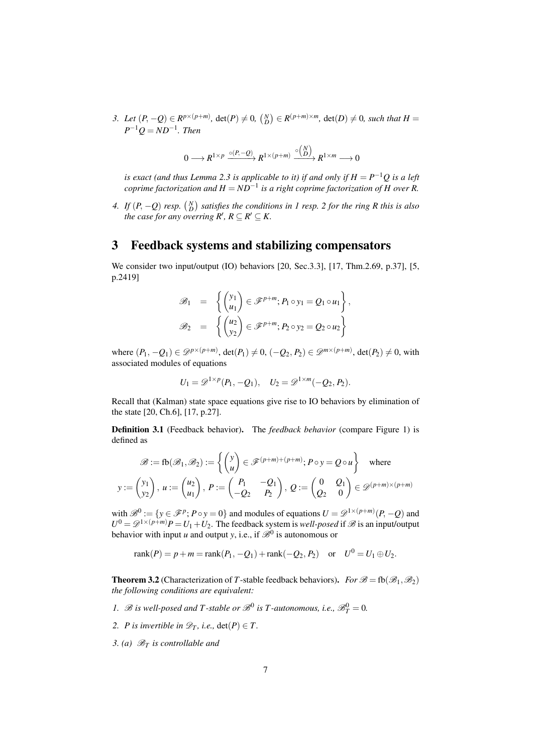3. *Let* $(P, -Q) \in R^{p\times(p+m)}$*,* $\det(P) \neq 0$*,* $\begin{pmatrix} N \\ D \end{pmatrix} \in R^{(p+m)\times m}$*,* $\det(D) \neq 0$*, such that* $H = P^{-1}Q = ND^{-1}$*. Then*

$$0 \longrightarrow R^{1\times p} \xrightarrow{\circ(P,-Q)} R^{1\times(p+m)} \xrightarrow{\circ\begin{pmatrix} N \\ D \end{pmatrix}} R^{1\times m} \longrightarrow 0$$

*is exact (and thus Lemma 2.3 is applicable to it) if and only if* $H = P^{-1}Q$ *is a left coprime factorization and* $H = ND^{-1}$ *is a right coprime factorization of* $H$ *over* $R$*.*

4. *If* $(P, -Q)$ *resp.* $\begin{pmatrix} N \\ D \end{pmatrix}$ *satisfies the conditions in 1 resp. 2 for the ring* $R$ *this is also the case for any overring* $R'$*,* $R \subseteq R' \subseteq K$*.*

## 3 Feedback systems and stabilizing compensators

We consider two input/output (IO) behaviors [20, Sec.3.3], [17, Thm.2.69, p.37], [5, p.2419]

$$\mathscr{B}_1 = \left\{ \begin{pmatrix} y_1 \\ u_1 \end{pmatrix} \in \mathscr{F}^{p+m}; P_1 \circ y_1 = Q_1 \circ u_1 \right\},$$
$$\mathscr{B}_2 = \left\{ \begin{pmatrix} u_2 \\ y_2 \end{pmatrix} \in \mathscr{F}^{p+m}; P_2 \circ y_2 = Q_2 \circ u_2 \right\}$$

where $(P_1, -Q_1) \in \mathscr{D}^{p\times(p+m)}$, $\det(P_1) \neq 0$, $(-Q_2, P_2) \in \mathscr{D}^{m\times(p+m)}$, $\det(P_2) \neq 0$, with associated modules of equations

$$U_1 = \mathscr{D}^{1\times p}(P_1, -Q_1), \quad U_2 = \mathscr{D}^{1\times m}(-Q_2, P_2).$$

Recall that (Kalman) state space equations give rise to IO behaviors by elimination of the state [20, Ch.6], [17, p.27].

**Definition 3.1** (Feedback behavior). The *feedback behavior* (compare Figure 1) is defined as

$$\mathscr{B} := \mathrm{fb}(\mathscr{B}_1, \mathscr{B}_2) := \left\{ \begin{pmatrix} y \\ u \end{pmatrix} \in \mathscr{F}^{(p+m)+(p+m)}; P \circ y = Q \circ u \right\} \quad \text{where}$$
$$y := \begin{pmatrix} y_1 \\ y_2 \end{pmatrix},\ u := \begin{pmatrix} u_2 \\ u_1 \end{pmatrix},\ P := \begin{pmatrix} P_1 & -Q_1 \\ -Q_2 & P_2 \end{pmatrix},\ Q := \begin{pmatrix} 0 & Q_1 \\ Q_2 & 0 \end{pmatrix} \in \mathscr{D}^{(p+m)\times(p+m)}$$

with $\mathscr{B}^0 := \{y \in \mathscr{F}^p; P \circ y = 0\}$ and modules of equations $U = \mathscr{D}^{1\times(p+m)}(P, -Q)$ and $U^0 = \mathscr{D}^{1\times(p+m)}P = U_1 + U_2$. The feedback system is *well-posed* if $\mathscr{B}$ is an input/output behavior with input $u$ and output $y$, i.e., if $\mathscr{B}^0$ is autonomous or

$$\mathrm{rank}(P) = p + m = \mathrm{rank}(P_1, -Q_1) + \mathrm{rank}(-Q_2, P_2) \quad \text{or} \quad U^0 = U_1 \oplus U_2.$$

**Theorem 3.2** (Characterization of $T$-stable feedback behaviors). *For* $\mathscr{B} = \mathrm{fb}(\mathscr{B}_1, \mathscr{B}_2)$ *the following conditions are equivalent:*

1. $\mathscr{B}$ *is well-posed and* $T$*-stable or* $\mathscr{B}^0$ *is* $T$*-autonomous, i.e.,* $\mathscr{B}^0_T = 0$*.*
2. $P$ *is invertible in* $\mathscr{D}_T$*, i.e.,* $\det(P) \in T$*.*
3. *(a)* $\mathscr{B}_T$ *is controllable and*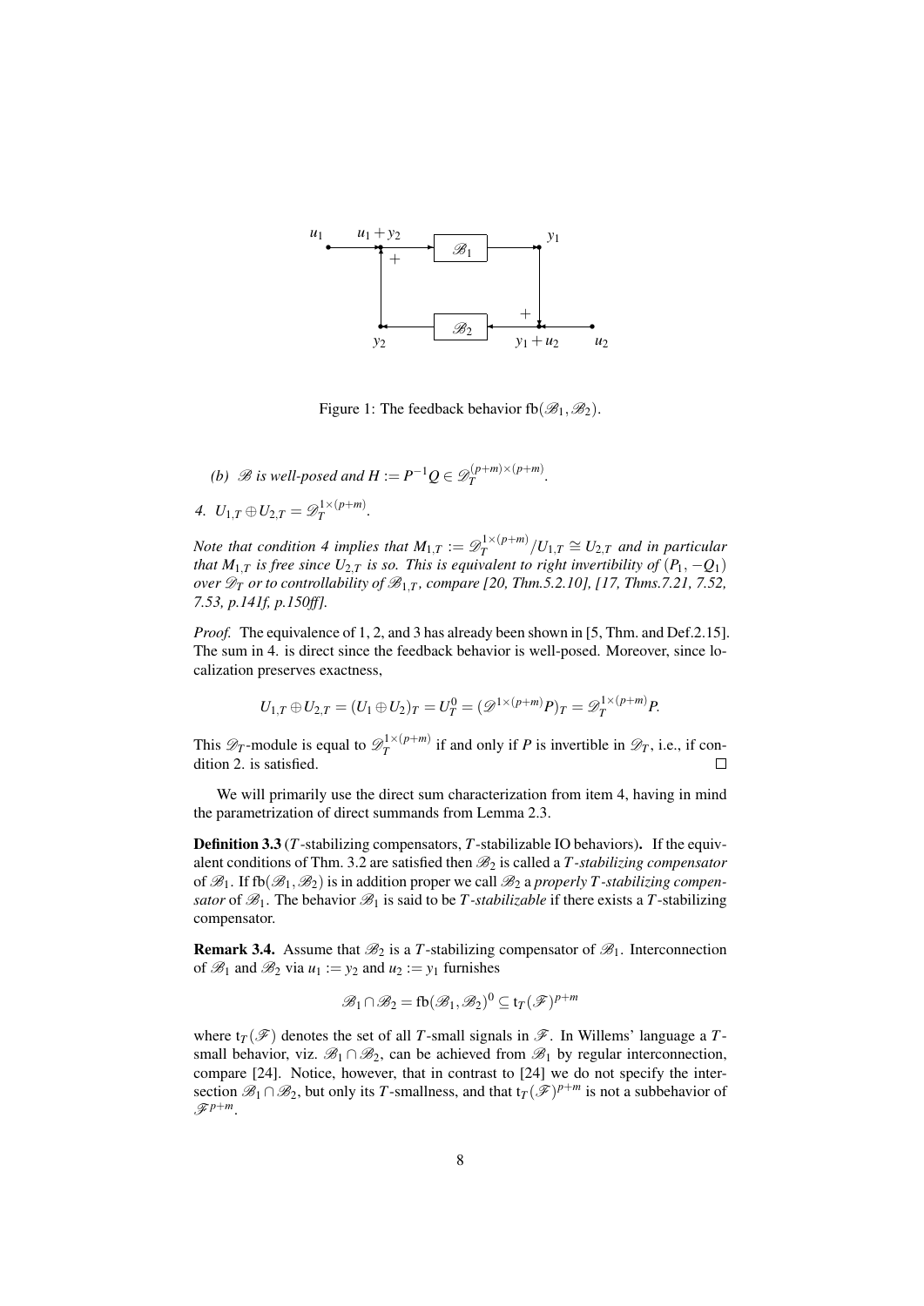Figure 1: The feedback behavior $\mathrm{fb}(\mathscr{B}_1, \mathscr{B}_2)$.

*(b) $\mathscr{B}$ is well-posed and $H := P^{-1}Q \in \mathscr{D}_T^{(p+m)\times(p+m)}$.*

*4. $U_{1,T} \oplus U_{2,T} = \mathscr{D}_T^{1\times(p+m)}$.*

*Note that condition 4 implies that $M_{1,T} := \mathscr{D}_T^{1\times(p+m)}/U_{1,T} \cong U_{2,T}$ and in particular that $M_{1,T}$ is free since $U_{2,T}$ is so. This is equivalent to right invertibility of $(P_1, -Q_1)$ over $\mathscr{D}_T$ or to controllability of $\mathscr{B}_{1,T}$, compare [20, Thm.5.2.10], [17, Thms.7.21, 7.52, 7.53, p.141f, p.150ff].*

*Proof.* The equivalence of 1, 2, and 3 has already been shown in [5, Thm. and Def.2.15]. The sum in 4. is direct since the feedback behavior is well-posed. Moreover, since localization preserves exactness,

$$U_{1,T} \oplus U_{2,T} = (U_1 \oplus U_2)_T = U_T^0 = (\mathscr{D}^{1\times(p+m)}P)_T = \mathscr{D}_T^{1\times(p+m)}P.$$

This $\mathscr{D}_T$-module is equal to $\mathscr{D}_T^{1\times(p+m)}$ if and only if $P$ is invertible in $\mathscr{D}_T$, i.e., if condition 2. is satisfied. $\square$

We will primarily use the direct sum characterization from item 4, having in mind the parametrization of direct summands from Lemma 2.3.

**Definition 3.3** (*T*-stabilizing compensators, *T*-stabilizable IO behaviors). If the equivalent conditions of Thm. 3.2 are satisfied then $\mathscr{B}_2$ is called a *T-stabilizing compensator* of $\mathscr{B}_1$. If $\mathrm{fb}(\mathscr{B}_1, \mathscr{B}_2)$ is in addition proper we call $\mathscr{B}_2$ a *properly T-stabilizing compensator* of $\mathscr{B}_1$. The behavior $\mathscr{B}_1$ is said to be *T-stabilizable* if there exists a $T$-stabilizing compensator.

**Remark 3.4.** Assume that $\mathscr{B}_2$ is a $T$-stabilizing compensator of $\mathscr{B}_1$. Interconnection of $\mathscr{B}_1$ and $\mathscr{B}_2$ via $u_1 := y_2$ and $u_2 := y_1$ furnishes

$$\mathscr{B}_1 \cap \mathscr{B}_2 = \mathrm{fb}(\mathscr{B}_1, \mathscr{B}_2)^0 \subseteq \mathrm{t}_T(\mathscr{F})^{p+m}$$

where $\mathrm{t}_T(\mathscr{F})$ denotes the set of all $T$-small signals in $\mathscr{F}$. In Willems' language a $T$-small behavior, viz. $\mathscr{B}_1 \cap \mathscr{B}_2$, can be achieved from $\mathscr{B}_1$ by regular interconnection, compare [24]. Notice, however, that in contrast to [24] we do not specify the intersection $\mathscr{B}_1 \cap \mathscr{B}_2$, but only its $T$-smallness, and that $\mathrm{t}_T(\mathscr{F})^{p+m}$ is not a subbehavior of $\mathscr{F}^{p+m}$.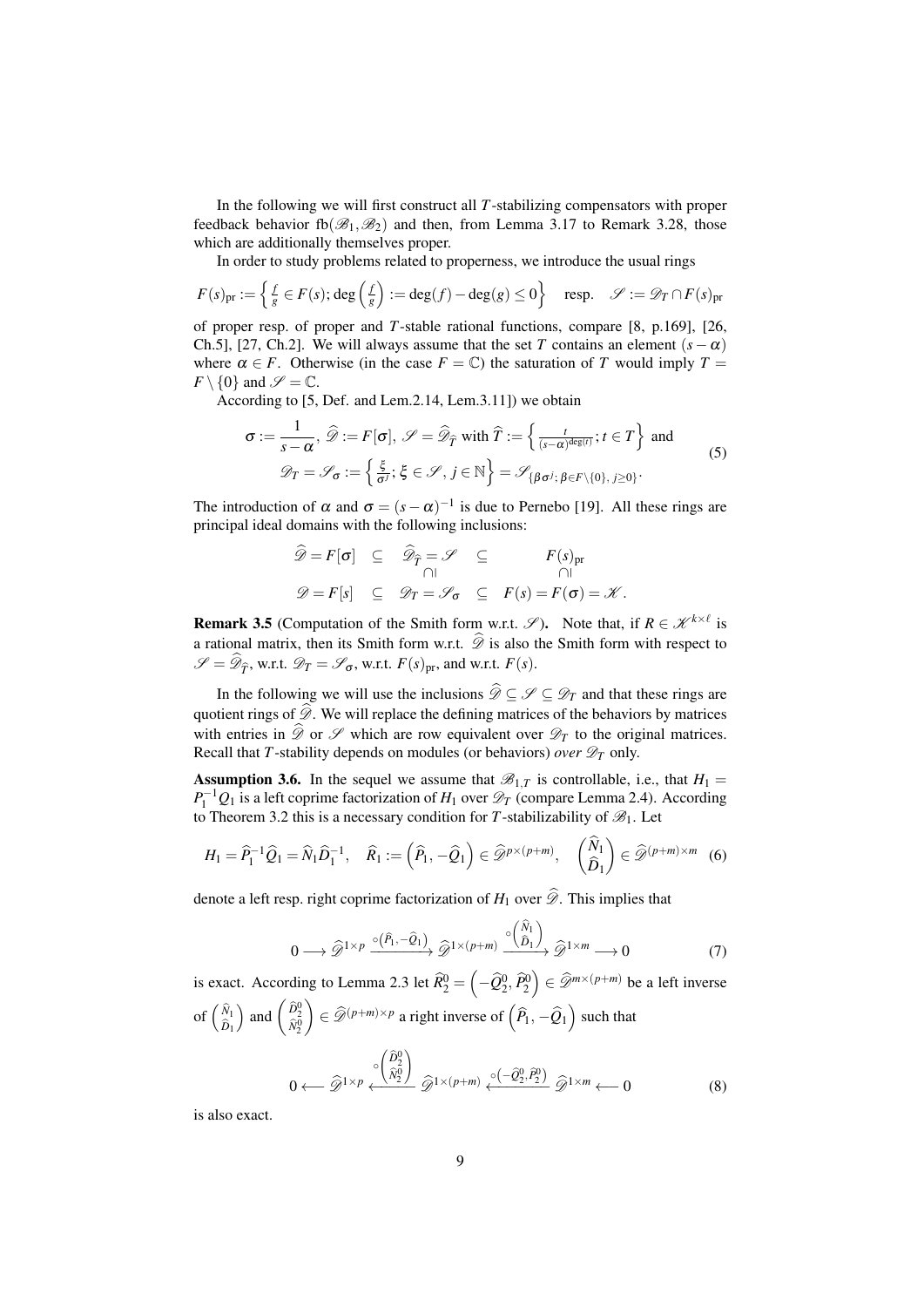In the following we will first construct all $T$-stabilizing compensators with proper feedback behavior $\mathrm{fb}(\mathscr{B}_1,\mathscr{B}_2)$ and then, from Lemma 3.17 to Remark 3.28, those which are additionally themselves proper.

In order to study problems related to properness, we introduce the usual rings

$$F(s)_{\mathrm{pr}} := \left\{ \tfrac{f}{g} \in F(s);\, \deg\left(\tfrac{f}{g}\right) := \deg(f) - \deg(g) \le 0 \right\} \quad \text{resp.} \quad \mathscr{S} := \mathscr{D}_T \cap F(s)_{\mathrm{pr}}$$

of proper resp. of proper and $T$-stable rational functions, compare [8, p.169], [26, Ch.5], [27, Ch.2]. We will always assume that the set $T$ contains an element $(s-\alpha)$ where $\alpha \in F$. Otherwise (in the case $F = \mathbb{C}$) the saturation of $T$ would imply $T = F \setminus \{0\}$ and $\mathscr{S} = \mathbb{C}$.

According to [5, Def. and Lem.2.14, Lem.3.11]) we obtain

$$\begin{aligned} &\sigma := \frac{1}{s-\alpha},\ \widehat{\mathscr{D}} := F[\sigma],\ \mathscr{S} = \widehat{\mathscr{D}}_{\widehat{T}} \text{ with } \widehat{T} := \left\{ \tfrac{t}{(s-\alpha)^{\deg(t)}};\, t \in T \right\} \text{ and} \\ &\mathscr{D}_T = \mathscr{S}_\sigma := \left\{ \tfrac{\xi}{\sigma^j};\, \xi \in \mathscr{S},\, j \in \mathbb{N} \right\} = \mathscr{S}_{\{\beta\sigma^j;\, \beta \in F\setminus\{0\},\, j \ge 0\}}. \end{aligned} \tag{5}$$

The introduction of $\alpha$ and $\sigma = (s-\alpha)^{-1}$ is due to Pernebo [19]. All these rings are principal ideal domains with the following inclusions:

$$\begin{array}{ccccc} \widehat{\mathscr{D}} = F[\sigma] & \subseteq & \widehat{\mathscr{D}}_{\widehat{T}} = \mathscr{S} & \subseteq & F(s)_{\mathrm{pr}} \\ & & \cap\!| & & \cap\!| \\ \mathscr{D} = F[s] & \subseteq & \mathscr{D}_T = \mathscr{S}_\sigma & \subseteq & F(s) = F(\sigma) = \mathscr{K}. \end{array}$$

**Remark 3.5** (Computation of the Smith form w.r.t. $\mathscr{S}$). Note that, if $R \in \mathscr{K}^{k\times\ell}$ is a rational matrix, then its Smith form w.r.t. $\widehat{\mathscr{D}}$ is also the Smith form with respect to $\mathscr{S} = \widehat{\mathscr{D}}_{\widehat{T}}$, w.r.t. $\mathscr{D}_T = \mathscr{S}_\sigma$, w.r.t. $F(s)_{\mathrm{pr}}$, and w.r.t. $F(s)$.

In the following we will use the inclusions $\widehat{\mathscr{D}} \subseteq \mathscr{S} \subseteq \mathscr{D}_T$ and that these rings are quotient rings of $\widehat{\mathscr{D}}$. We will replace the defining matrices of the behaviors by matrices with entries in $\widehat{\mathscr{D}}$ or $\mathscr{S}$ which are row equivalent over $\mathscr{D}_T$ to the original matrices. Recall that $T$-stability depends on modules (or behaviors) *over* $\mathscr{D}_T$ only.

**Assumption 3.6.** In the sequel we assume that $\mathscr{B}_{1,T}$ is controllable, i.e., that $H_1 = P_1^{-1}Q_1$ is a left coprime factorization of $H_1$ over $\mathscr{D}_T$ (compare Lemma 2.4). According to Theorem 3.2 this is a necessary condition for $T$-stabilizability of $\mathscr{B}_1$. Let

$$H_1 = \widehat{P}_1^{-1}\widehat{Q}_1 = \widehat{N}_1\widehat{D}_1^{-1}, \quad \widehat{R}_1 := \left(\widehat{P}_1, -\widehat{Q}_1\right) \in \widehat{\mathscr{D}}^{p\times(p+m)}, \quad \begin{pmatrix}\widehat{N}_1\\ \widehat{D}_1\end{pmatrix} \in \widehat{\mathscr{D}}^{(p+m)\times m} \tag{6}$$

denote a left resp. right coprime factorization of $H_1$ over $\widehat{\mathscr{D}}$. This implies that

$$0 \longrightarrow \widehat{\mathscr{D}}^{1\times p} \xrightarrow{\circ\left(\widehat{P}_1,-\widehat{Q}_1\right)} \widehat{\mathscr{D}}^{1\times(p+m)} \xrightarrow{\circ\begin{pmatrix}\widehat{N}_1\\ \widehat{D}_1\end{pmatrix}} \widehat{\mathscr{D}}^{1\times m} \longrightarrow 0 \tag{7}$$

is exact. According to Lemma 2.3 let $\widehat{R}_2^0 = \left(-\widehat{Q}_2^0, \widehat{P}_2^0\right) \in \widehat{\mathscr{D}}^{m\times(p+m)}$ be a left inverse of $\begin{pmatrix}\widehat{N}_1\\ \widehat{D}_1\end{pmatrix}$ and $\begin{pmatrix}\widehat{D}_2^0\\ \widehat{N}_2^0\end{pmatrix} \in \widehat{\mathscr{D}}^{(p+m)\times p}$ a right inverse of $\left(\widehat{P}_1, -\widehat{Q}_1\right)$ such that

$$0 \longleftarrow \widehat{\mathscr{D}}^{1\times p} \xleftarrow{\circ\begin{pmatrix}\widehat{D}_2^0\\ \widehat{N}_2^0\end{pmatrix}} \widehat{\mathscr{D}}^{1\times(p+m)} \xleftarrow{\circ\left(-\widehat{Q}_2^0,\widehat{P}_2^0\right)} \widehat{\mathscr{D}}^{1\times m} \longleftarrow 0 \tag{8}$$

is also exact.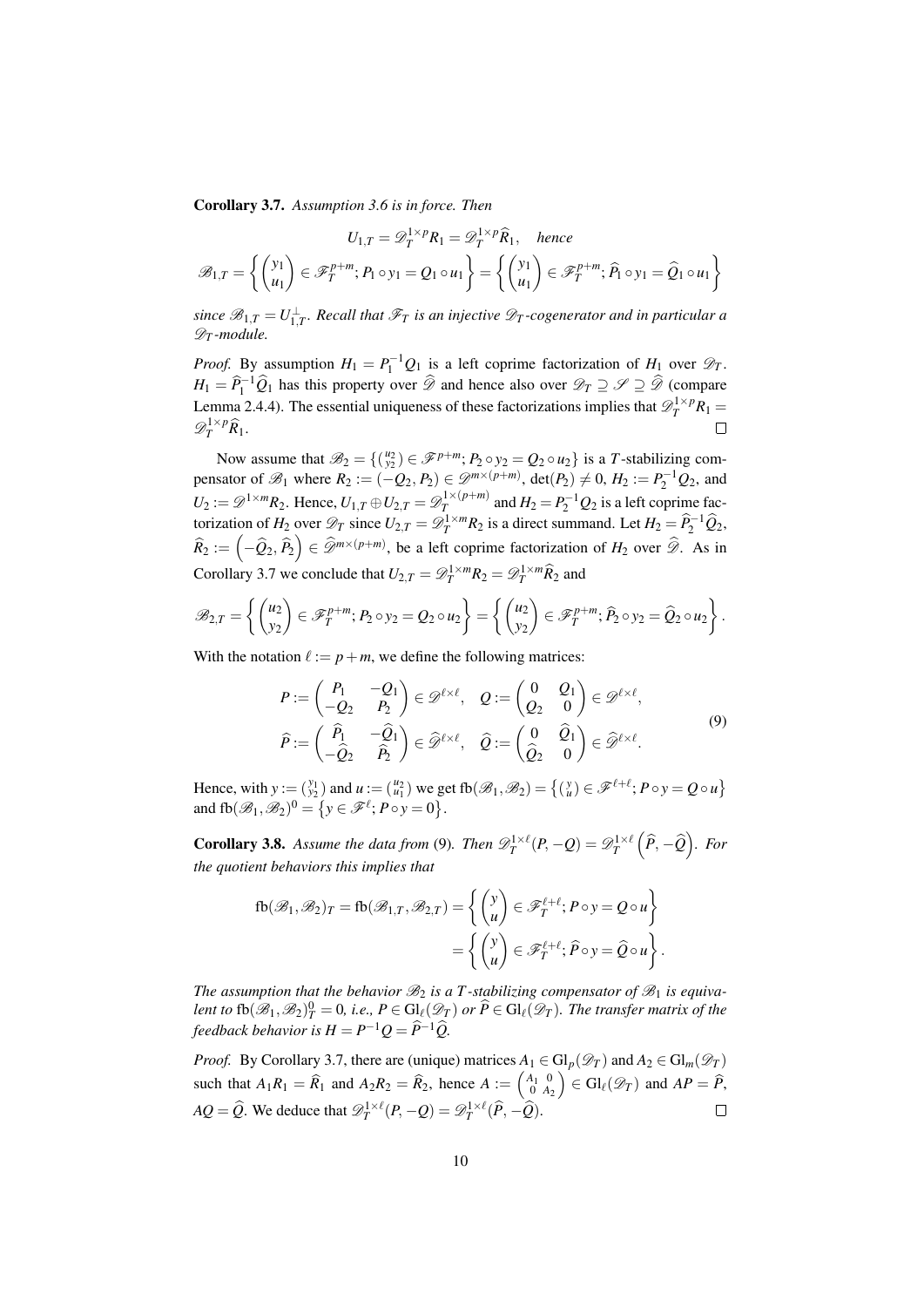**Corollary 3.7.** *Assumption 3.6 is in force. Then*

$$U_{1,T} = \mathscr{D}_T^{1\times p} R_1 = \mathscr{D}_T^{1\times p}\widehat{R}_1, \quad \textit{hence}$$

$$\mathscr{B}_{1,T} = \left\{ \begin{pmatrix} y_1 \\ u_1 \end{pmatrix} \in \mathscr{F}_T^{p+m};\, P_1 \circ y_1 = Q_1 \circ u_1 \right\} = \left\{ \begin{pmatrix} y_1 \\ u_1 \end{pmatrix} \in \mathscr{F}_T^{p+m};\, \widehat{P}_1 \circ y_1 = \widehat{Q}_1 \circ u_1 \right\}$$

*since $\mathscr{B}_{1,T} = U_{1,T}^{\perp}$. Recall that $\mathscr{F}_T$ is an injective $\mathscr{D}_T$-cogenerator and in particular a $\mathscr{D}_T$-module.*

*Proof.* By assumption $H_1 = P_1^{-1}Q_1$ is a left coprime factorization of $H_1$ over $\mathscr{D}_T$. $H_1 = \widehat{P}_1^{-1}\widehat{Q}_1$ has this property over $\widehat{\mathscr{D}}$ and hence also over $\mathscr{D}_T \supseteq \mathscr{S} \supseteq \widehat{\mathscr{D}}$ (compare Lemma 2.4.4). The essential uniqueness of these factorizations implies that $\mathscr{D}_T^{1\times p} R_1 = \mathscr{D}_T^{1\times p}\widehat{R}_1$. □

Now assume that $\mathscr{B}_2 = \left\{ \binom{u_2}{y_2} \in \mathscr{F}^{p+m};\, P_2 \circ y_2 = Q_2 \circ u_2 \right\}$ is a $T$-stabilizing compensator of $\mathscr{B}_1$ where $R_2 := (-Q_2, P_2) \in \mathscr{D}^{m\times(p+m)}$, $\det(P_2) \neq 0$, $H_2 := P_2^{-1}Q_2$, and $U_2 := \mathscr{D}^{1\times m} R_2$. Hence, $U_{1,T} \oplus U_{2,T} = \mathscr{D}_T^{1\times(p+m)}$ and $H_2 = P_2^{-1}Q_2$ is a left coprime factorization of $H_2$ over $\mathscr{D}_T$ since $U_{2,T} = \mathscr{D}_T^{1\times m} R_2$ is a direct summand. Let $H_2 = \widehat{P}_2^{-1}\widehat{Q}_2$, $\widehat{R}_2 := \left(-\widehat{Q}_2, \widehat{P}_2\right) \in \widehat{\mathscr{D}}^{m\times(p+m)}$, be a left coprime factorization of $H_2$ over $\widehat{\mathscr{D}}$. As in Corollary 3.7 we conclude that $U_{2,T} = \mathscr{D}_T^{1\times m} R_2 = \mathscr{D}_T^{1\times m}\widehat{R}_2$ and

$$\mathscr{B}_{2,T} = \left\{ \begin{pmatrix} u_2 \\ y_2 \end{pmatrix} \in \mathscr{F}_T^{p+m};\, P_2 \circ y_2 = Q_2 \circ u_2 \right\} = \left\{ \begin{pmatrix} u_2 \\ y_2 \end{pmatrix} \in \mathscr{F}_T^{p+m};\, \widehat{P}_2 \circ y_2 = \widehat{Q}_2 \circ u_2 \right\}.$$

With the notation $\ell := p+m$, we define the following matrices:

$$\begin{aligned} P &:= \begin{pmatrix} P_1 & -Q_1 \\ -Q_2 & P_2 \end{pmatrix} \in \mathscr{D}^{\ell\times\ell}, \quad Q := \begin{pmatrix} 0 & Q_1 \\ Q_2 & 0 \end{pmatrix} \in \mathscr{D}^{\ell\times\ell}, \\ \widehat{P} &:= \begin{pmatrix} \widehat{P}_1 & -\widehat{Q}_1 \\ -\widehat{Q}_2 & \widehat{P}_2 \end{pmatrix} \in \widehat{\mathscr{D}}^{\ell\times\ell}, \quad \widehat{Q} := \begin{pmatrix} 0 & \widehat{Q}_1 \\ \widehat{Q}_2 & 0 \end{pmatrix} \in \widehat{\mathscr{D}}^{\ell\times\ell}. \end{aligned} \tag{9}$$

Hence, with $y := \binom{y_1}{y_2}$ and $u := \binom{u_2}{u_1}$ we get $\mathrm{fb}(\mathscr{B}_1, \mathscr{B}_2) = \left\{ \binom{y}{u} \in \mathscr{F}^{\ell+\ell};\, P \circ y = Q \circ u \right\}$ and $\mathrm{fb}(\mathscr{B}_1, \mathscr{B}_2)^0 = \left\{ y \in \mathscr{F}^{\ell};\, P \circ y = 0 \right\}$.

**Corollary 3.8.** *Assume the data from* (9)*. Then $\mathscr{D}_T^{1\times\ell}(P, -Q) = \mathscr{D}_T^{1\times\ell}\left(\widehat{P}, -\widehat{Q}\right)$. For the quotient behaviors this implies that*

$$\begin{aligned} \mathrm{fb}(\mathscr{B}_1, \mathscr{B}_2)_T = \mathrm{fb}(\mathscr{B}_{1,T}, \mathscr{B}_{2,T}) &= \left\{ \begin{pmatrix} y \\ u \end{pmatrix} \in \mathscr{F}_T^{\ell+\ell};\, P \circ y = Q \circ u \right\} \\ &= \left\{ \begin{pmatrix} y \\ u \end{pmatrix} \in \mathscr{F}_T^{\ell+\ell};\, \widehat{P} \circ y = \widehat{Q} \circ u \right\}. \end{aligned}$$

*The assumption that the behavior $\mathscr{B}_2$ is a $T$-stabilizing compensator of $\mathscr{B}_1$ is equivalent to $\mathrm{fb}(\mathscr{B}_1, \mathscr{B}_2)_T^0 = 0$, i.e., $P \in \mathrm{Gl}_\ell(\mathscr{D}_T)$ or $\widehat{P} \in \mathrm{Gl}_\ell(\mathscr{D}_T)$. The transfer matrix of the feedback behavior is $H = P^{-1}Q = \widehat{P}^{-1}\widehat{Q}$.*

*Proof.* By Corollary 3.7, there are (unique) matrices $A_1 \in \mathrm{Gl}_p(\mathscr{D}_T)$ and $A_2 \in \mathrm{Gl}_m(\mathscr{D}_T)$ such that $A_1 R_1 = \widehat{R}_1$ and $A_2 R_2 = \widehat{R}_2$, hence $A := \begin{pmatrix} A_1 & 0 \\ 0 & A_2 \end{pmatrix} \in \mathrm{Gl}_\ell(\mathscr{D}_T)$ and $AP = \widehat{P}$, $AQ = \widehat{Q}$. We deduce that $\mathscr{D}_T^{1\times\ell}(P, -Q) = \mathscr{D}_T^{1\times\ell}(\widehat{P}, -\widehat{Q})$. □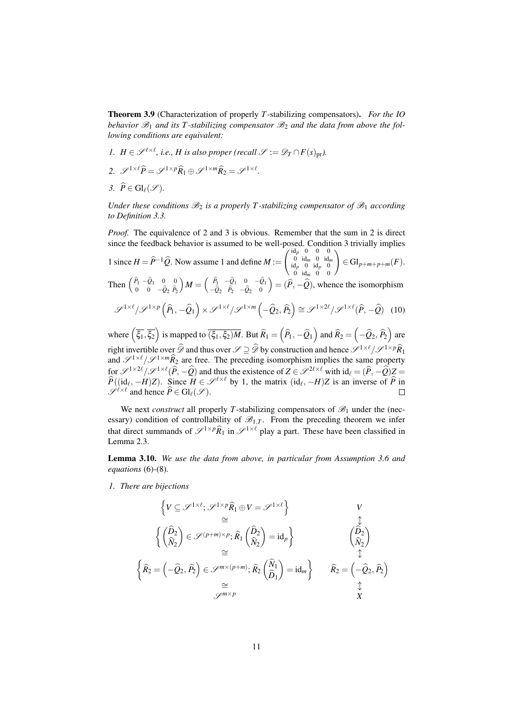**Theorem 3.9** (Characterization of properly $T$-stabilizing compensators). *For the IO behavior $\mathscr{B}_1$ and its $T$-stabilizing compensator $\mathscr{B}_2$ and the data from above the following conditions are equivalent:*

1. *$H \in \mathscr{S}^{\ell\times\ell}$, i.e., $H$ is also proper (recall $\mathscr{S} := \mathscr{D}_T \cap F(s)_{\mathrm{pr}}$).*
2. *$\mathscr{S}^{1\times\ell}\widehat{P} = \mathscr{S}^{1\times p}\widehat{R}_1 \oplus \mathscr{S}^{1\times m}\widehat{R}_2 = \mathscr{S}^{1\times\ell}$.*
3. *$\widehat{P} \in \mathrm{Gl}_\ell(\mathscr{S})$.*

*Under these conditions $\mathscr{B}_2$ is a properly $T$-stabilizing compensator of $\mathscr{B}_1$ according to Definition 3.3.*

*Proof.* The equivalence of 2 and 3 is obvious. Remember that the sum in 2 is direct since the feedback behavior is assumed to be well-posed. Condition 3 trivially implies 1 since $H = \widehat{P}^{-1}\widehat{Q}$. Now assume 1 and define $M := \begin{pmatrix} \mathrm{id}_p & 0 & 0 & 0 \\ 0 & \mathrm{id}_m & 0 & \mathrm{id}_m \\ \mathrm{id}_p & 0 & \mathrm{id}_p & 0 \\ 0 & \mathrm{id}_m & 0 & 0 \end{pmatrix} \in \mathrm{Gl}_{p+m+p+m}(F)$. Then $\begin{pmatrix} \widehat{P}_1 & -\widehat{Q}_1 & 0 & 0 \\ 0 & 0 & -\widehat{Q}_2 & \widehat{P}_2 \end{pmatrix} M = \begin{pmatrix} \widehat{P}_1 & -\widehat{Q}_1 & 0 & -\widehat{Q}_1 \\ -\widehat{Q}_2 & \widehat{P}_2 & -\widehat{Q}_2 & 0 \end{pmatrix} = (\widehat{P}, -\widehat{Q})$, whence the isomorphism

$$\mathscr{S}^{1\times\ell}/\mathscr{S}^{1\times p}\left(\widehat{P}_1, -\widehat{Q}_1\right) \times \mathscr{S}^{1\times\ell}/\mathscr{S}^{1\times m}\left(-\widehat{Q}_2, \widehat{P}_2\right) \cong \mathscr{S}^{1\times 2\ell}/\mathscr{S}^{1\times\ell}(\widehat{P}, -\widehat{Q}) \quad (10)$$

where $\left(\overline{\xi_1}, \overline{\xi_2}\right)$ is mapped to $\overline{(\xi_1, \xi_2)M}$. But $\widehat{R}_1 = \left(\widehat{P}_1, -\widehat{Q}_1\right)$ and $\widehat{R}_2 = \left(-\widehat{Q}_2, \widehat{P}_2\right)$ are right invertible over $\widehat{\mathscr{D}}$ and thus over $\mathscr{S} \supseteq \widehat{\mathscr{D}}$ by construction and hence $\mathscr{S}^{1\times\ell}/\mathscr{S}^{1\times p}\widehat{R}_1$ and $\mathscr{S}^{1\times\ell}/\mathscr{S}^{1\times m}\widehat{R}_2$ are free. The preceding isomorphism implies the same property for $\mathscr{S}^{1\times 2\ell}/\mathscr{S}^{1\times\ell}(\widehat{P}, -\widehat{Q})$ and thus the existence of $Z \in \mathscr{S}^{2\ell\times\ell}$ with $\mathrm{id}_\ell = (\widehat{P}, -\widehat{Q})Z = \widehat{P}((\mathrm{id}_\ell, -H)Z)$. Since $H \in \mathscr{S}^{\ell\times\ell}$ by 1, the matrix $(\mathrm{id}_\ell, -H)Z$ is an inverse of $\widehat{P}$ in $\mathscr{S}^{\ell\times\ell}$ and hence $\widehat{P} \in \mathrm{Gl}_\ell(\mathscr{S})$. $\square$

We next *construct* all properly $T$-stabilizing compensators of $\mathscr{B}_1$ under the (necessary) condition of controllability of $\mathscr{B}_{1,T}$. From the preceding theorem we infer that direct summands of $\mathscr{S}^{1\times p}\widehat{R}_1$ in $\mathscr{S}^{1\times\ell}$ play a part. These have been classified in Lemma 2.3.

**Lemma 3.10.** *We use the data from above, in particular from Assumption 3.6 and equations (6)-(8).*

1. *There are bijections*

$$\begin{array}{cc}
\left\{V \subseteq \mathscr{S}^{1\times\ell};\, \mathscr{S}^{1\times p}\widehat{R}_1 \oplus V = \mathscr{S}^{1\times\ell}\right\} & V \\
\cong & \updownarrow \\
\left\{\begin{pmatrix}\widehat{D}_2 \\ \widehat{N}_2\end{pmatrix} \in \mathscr{S}^{(p+m)\times p};\, \widehat{R}_1\begin{pmatrix}\widehat{D}_2 \\ \widehat{N}_2\end{pmatrix} = \mathrm{id}_p\right\} & \begin{pmatrix}\widehat{D}_2 \\ \widehat{N}_2\end{pmatrix} \\
\cong & \updownarrow \\
\left\{\widehat{R}_2 = \left(-\widehat{Q}_2, \widehat{P}_2\right) \in \mathscr{S}^{m\times(p+m)};\, \widehat{R}_2\begin{pmatrix}\widehat{N}_1 \\ \widehat{D}_1\end{pmatrix} = \mathrm{id}_m\right\} & \widehat{R}_2 = \left(-\widehat{Q}_2, \widehat{P}_2\right) \\
\cong & \updownarrow \\
\mathscr{S}^{m\times p} & X
\end{array}$$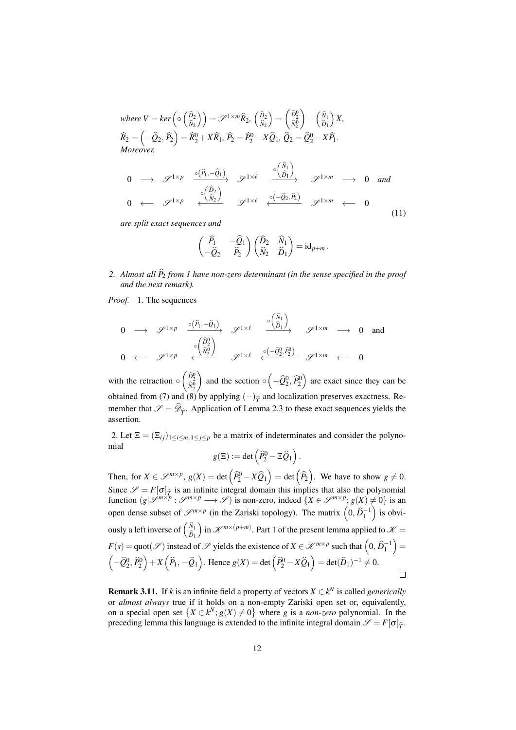*where* $V = ker\left(\circ\begin{pmatrix}\widehat{D}_2\\ \widehat{N}_2\end{pmatrix}\right) = \mathscr{S}^{1\times m}\widehat{R}_2$, $\begin{pmatrix}\widehat{D}_2\\ \widehat{N}_2\end{pmatrix} = \begin{pmatrix}\widehat{D}_2^0\\ \widehat{N}_2^0\end{pmatrix} - \begin{pmatrix}\widehat{N}_1\\ \widehat{D}_1\end{pmatrix}X$,
$\widehat{R}_2 = \left(-\widehat{Q}_2, \widehat{P}_2\right) = \widehat{R}_2^0 + X\widehat{R}_1$, $\widehat{P}_2 = \widehat{P}_2^0 - X\widehat{Q}_1$, $\widehat{Q}_2 = \widehat{Q}_2^0 - X\widehat{P}_1$.
*Moreover,*

$$
\begin{array}{ccccccccc}
0 & \longrightarrow & \mathscr{S}^{1\times p} & \xrightarrow{\circ\left(\widehat{P}_1, -\widehat{Q}_1\right)} & \mathscr{S}^{1\times \ell} & \xrightarrow{\circ\begin{pmatrix}\widehat{N}_1\\ \widehat{D}_1\end{pmatrix}} & \mathscr{S}^{1\times m} & \longrightarrow & 0 \\
0 & \longleftarrow & \mathscr{S}^{1\times p} & \xleftarrow{\circ\begin{pmatrix}\widehat{D}_2\\ \widehat{N}_2\end{pmatrix}} & \mathscr{S}^{1\times \ell} & \xleftarrow{\circ\left(-\widehat{Q}_2, \widehat{P}_2\right)} & \mathscr{S}^{1\times m} & \longleftarrow & 0
\end{array}
\quad \text{and} \tag{11}
$$

*are split exact sequences and*

$$
\begin{pmatrix}\widehat{P}_1 & -\widehat{Q}_1\\ -\widehat{Q}_2 & \widehat{P}_2\end{pmatrix}\begin{pmatrix}\widehat{D}_2 & \widehat{N}_1\\ \widehat{N}_2 & \widehat{D}_1\end{pmatrix} = \mathrm{id}_{p+m}.
$$

2. *Almost all* $\widehat{P}_2$ *from 1 have non-zero determinant (in the sense specified in the proof and the next remark).*

*Proof.* 1. The sequences

$$
\begin{array}{ccccccccc}
0 & \longrightarrow & \mathscr{S}^{1\times p} & \xrightarrow{\circ\left(\widehat{P}_1, -\widehat{Q}_1\right)} & \mathscr{S}^{1\times \ell} & \xrightarrow{\circ\begin{pmatrix}\widehat{N}_1\\ \widehat{D}_1\end{pmatrix}} & \mathscr{S}^{1\times m} & \longrightarrow & 0 \quad \text{and}\\
0 & \longleftarrow & \mathscr{S}^{1\times p} & \xleftarrow{\circ\begin{pmatrix}\widehat{D}_2^0\\ \widehat{N}_2^0\end{pmatrix}} & \mathscr{S}^{1\times \ell} & \xleftarrow{\circ\left(-\widehat{Q}_2^0, \widehat{P}_2^0\right)} & \mathscr{S}^{1\times m} & \longleftarrow & 0
\end{array}
$$

with the retraction $\circ\begin{pmatrix}\widehat{D}_2^0\\ \widehat{N}_2^0\end{pmatrix}$ and the section $\circ\left(-\widehat{Q}_2^0, \widehat{P}_2^0\right)$ are exact since they can be obtained from (7) and (8) by applying $(-)_{\widehat{T}}$ and localization preserves exactness. Remember that $\mathscr{S} = \widehat{\mathscr{D}}_{\widehat{T}}$. Application of Lemma 2.3 to these exact sequences yields the assertion.

2. Let $\Xi = (\Xi_{ij})_{1\le i\le m, 1\le j\le p}$ be a matrix of indeterminates and consider the polynomial

$$
g(\Xi) := \det\left(\widehat{P}_2^0 - \Xi\widehat{Q}_1\right).
$$

Then, for $X \in \mathscr{S}^{m\times p}$, $g(X) = \det\left(\widehat{P}_2^0 - X\widehat{Q}_1\right) = \det\left(\widehat{P}_2\right)$. We have to show $g \neq 0$. Since $\mathscr{S} = F[\sigma]_{\widehat{T}}$ is an infinite integral domain this implies that also the polynomial function $(g|\mathscr{S}^{m\times p} : \mathscr{S}^{m\times p} \longrightarrow \mathscr{S})$ is non-zero, indeed $\{X \in \mathscr{S}^{m\times p}; g(X) \neq 0\}$ is an open dense subset of $\mathscr{S}^{m\times p}$ (in the Zariski topology). The matrix $\left(0, \widehat{D}_1^{-1}\right)$ is obviously a left inverse of $\begin{pmatrix}\widehat{N}_1\\ \widehat{D}_1\end{pmatrix}$ in $\mathscr{K}^{m\times(p+m)}$. Part 1 of the present lemma applied to $\mathscr{K} = F(s) = \mathrm{quot}(\mathscr{S})$ instead of $\mathscr{S}$ yields the existence of $X \in \mathscr{K}^{m\times p}$ such that $\left(0, \widehat{D}_1^{-1}\right) = \left(-\widehat{Q}_2^0, \widehat{P}_2^0\right) + X\left(\widehat{P}_1, -\widehat{Q}_1\right)$. Hence $g(X) = \det\left(\widehat{P}_2^0 - X\widehat{Q}_1\right) = \det(\widehat{D}_1)^{-1} \neq 0$. $\square$

**Remark 3.11.** If $k$ is an infinite field a property of vectors $X \in k^N$ is called *generically* or *almost always* true if it holds on a non-empty Zariski open set or, equivalently, on a special open set $\left\{X \in k^N; g(X) \neq 0\right\}$ where $g$ is a *non-zero* polynomial. In the preceding lemma this language is extended to the infinite integral domain $\mathscr{S} = F[\sigma]_{\widehat{T}}$.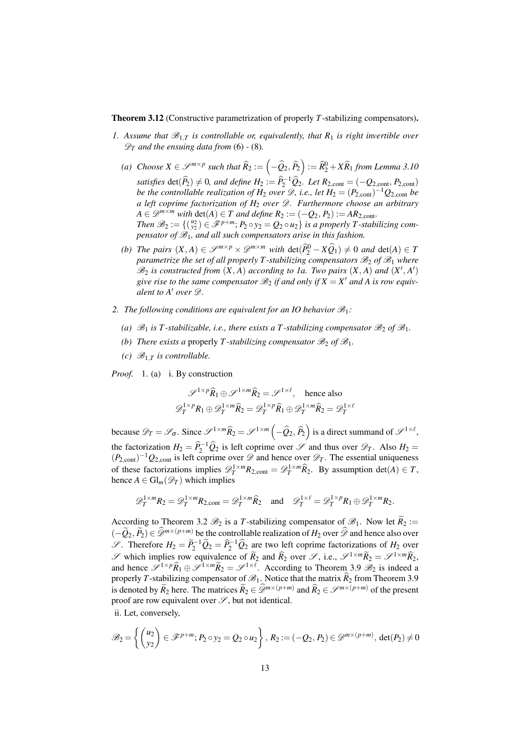**Theorem 3.12** (Constructive parametrization of properly $T$-stabilizing compensators)**.**

1. *Assume that $\mathscr{B}_{1,T}$ is controllable or, equivalently, that $R_1$ is right invertible over $\mathscr{D}_T$ and the ensuing data from* (6) - (8).

   (a) *Choose $X \in \mathscr{S}^{m\times p}$ such that $\widehat{R}_2 := \left(-\widehat{Q}_2, \widehat{P}_2\right) := \widehat{R}_2^0 + X\widehat{R}_1$ from Lemma 3.10 satisfies $\det(\widehat{P}_2) \neq 0$, and define $H_2 := \widehat{P}_2^{-1}\widehat{Q}_2$. Let $R_{2,\mathrm{cont}} = (-Q_{2,\mathrm{cont}}, P_{2,\mathrm{cont}})$ be the controllable realization of $H_2$ over $\mathscr{D}$, i.e., let $H_2 = (P_{2,\mathrm{cont}})^{-1}Q_{2,\mathrm{cont}}$ be a left coprime factorization of $H_2$ over $\mathscr{D}$. Furthermore choose an arbitrary $A \in \mathscr{D}^{m\times m}$ with $\det(A) \in T$ and define $R_2 := (-Q_2, P_2) := AR_{2,\mathrm{cont}}$.*
   *Then $\mathscr{B}_2 := \{\binom{u_2}{y_2} \in \mathscr{F}^{p+m}; P_2 \circ y_2 = Q_2 \circ u_2\}$ is a properly $T$-stabilizing compensator of $\mathscr{B}_1$, and all such compensators arise in this fashion.*

   (b) *The pairs $(X, A) \in \mathscr{S}^{m\times p} \times \mathscr{D}^{m\times m}$ with $\det(\widehat{P}_2^0 - X\widehat{Q}_1) \neq 0$ and $\det(A) \in T$ parametrize the set of all properly $T$-stabilizing compensators $\mathscr{B}_2$ of $\mathscr{B}_1$ where $\mathscr{B}_2$ is constructed from $(X, A)$ according to 1a. Two pairs $(X, A)$ and $(X', A')$ give rise to the same compensator $\mathscr{B}_2$ if and only if $X = X'$ and $A$ is row equivalent to $A'$ over $\mathscr{D}$.*

2. *The following conditions are equivalent for an IO behavior $\mathscr{B}_1$:*

   (a) *$\mathscr{B}_1$ is $T$-stabilizable, i.e., there exists a $T$-stabilizing compensator $\mathscr{B}_2$ of $\mathscr{B}_1$.*

   (b) *There exists a* properly *$T$-stabilizing compensator $\mathscr{B}_2$ of $\mathscr{B}_1$.*

   (c) *$\mathscr{B}_{1,T}$ is controllable.*

*Proof.* 1. (a) i. By construction

$$\mathscr{S}^{1\times p}\widehat{R}_1 \oplus \mathscr{S}^{1\times m}\widehat{R}_2 = \mathscr{S}^{1\times \ell}, \quad \text{hence also}$$
$$\mathscr{D}_T^{1\times p}R_1 \oplus \mathscr{D}_T^{1\times m}\widehat{R}_2 = \mathscr{D}_T^{1\times p}\widehat{R}_1 \oplus \mathscr{D}_T^{1\times m}\widehat{R}_2 = \mathscr{D}_T^{1\times \ell}$$

because $\mathscr{D}_T = \mathscr{S}_\sigma$. Since $\mathscr{S}^{1\times m}\widehat{R}_2 = \mathscr{S}^{1\times m}\left(-\widehat{Q}_2, \widehat{P}_2\right)$ is a direct summand of $\mathscr{S}^{1\times \ell}$, the factorization $H_2 = \widehat{P}_2^{-1}\widehat{Q}_2$ is left coprime over $\mathscr{S}$ and thus over $\mathscr{D}_T$. Also $H_2 = (P_{2,\mathrm{cont}})^{-1}Q_{2,\mathrm{cont}}$ is left coprime over $\mathscr{D}$ and hence over $\mathscr{D}_T$. The essential uniqueness of these factorizations implies $\mathscr{D}_T^{1\times m}R_{2,\mathrm{cont}} = \mathscr{D}_T^{1\times m}\widehat{R}_2$. By assumption $\det(A) \in T$, hence $A \in \mathrm{Gl}_m(\mathscr{D}_T)$ which implies

$$\mathscr{D}_T^{1\times m}R_2 = \mathscr{D}_T^{1\times m}R_{2,\mathrm{cont}} = \mathscr{D}_T^{1\times m}\widehat{R}_2 \quad \text{and} \quad \mathscr{D}_T^{1\times \ell} = \mathscr{D}_T^{1\times p}R_1 \oplus \mathscr{D}_T^{1\times m}R_2.$$

According to Theorem 3.2 $\mathscr{B}_2$ is a $T$-stabilizing compensator of $\mathscr{B}_1$. Now let $\widetilde{R}_2 := (-\widetilde{Q}_2, \widetilde{P}_2) \in \widehat{\mathscr{D}}^{m\times(p+m)}$ be the controllable realization of $H_2$ over $\widehat{\mathscr{D}}$ and hence also over $\mathscr{S}$. Therefore $H_2 = \widetilde{P}_2^{-1}\widetilde{Q}_2 = \widehat{P}_2^{-1}\widehat{Q}_2$ are two left coprime factorizations of $H_2$ over $\mathscr{S}$ which implies row equivalence of $\widetilde{R}_2$ and $\widehat{R}_2$ over $\mathscr{S}$, i.e., $\mathscr{S}^{1\times m}\widetilde{R}_2 = \mathscr{S}^{1\times m}\widehat{R}_2$, and hence $\mathscr{S}^{1\times p}\widehat{R}_1 \oplus \mathscr{S}^{1\times m}\widetilde{R}_2 = \mathscr{S}^{1\times \ell}$. According to Theorem 3.9 $\mathscr{B}_2$ is indeed a properly $T$-stabilizing compensator of $\mathscr{B}_1$. Notice that the matrix $\widehat{R}_2$ from Theorem 3.9 is denoted by $\widetilde{R}_2$ here. The matrices $\widetilde{R}_2 \in \widehat{\mathscr{D}}^{m\times(p+m)}$ and $\widehat{R}_2 \in \mathscr{S}^{m\times(p+m)}$ of the present proof are row equivalent over $\mathscr{S}$, but not identical.

ii. Let, conversely,

$$\mathscr{B}_2 = \left\{ \begin{pmatrix} u_2 \\ y_2 \end{pmatrix} \in \mathscr{F}^{p+m}; P_2 \circ y_2 = Q_2 \circ u_2 \right\}, \, R_2 := (-Q_2, P_2) \in \mathscr{D}^{m\times(p+m)}, \, \det(P_2) \neq 0$$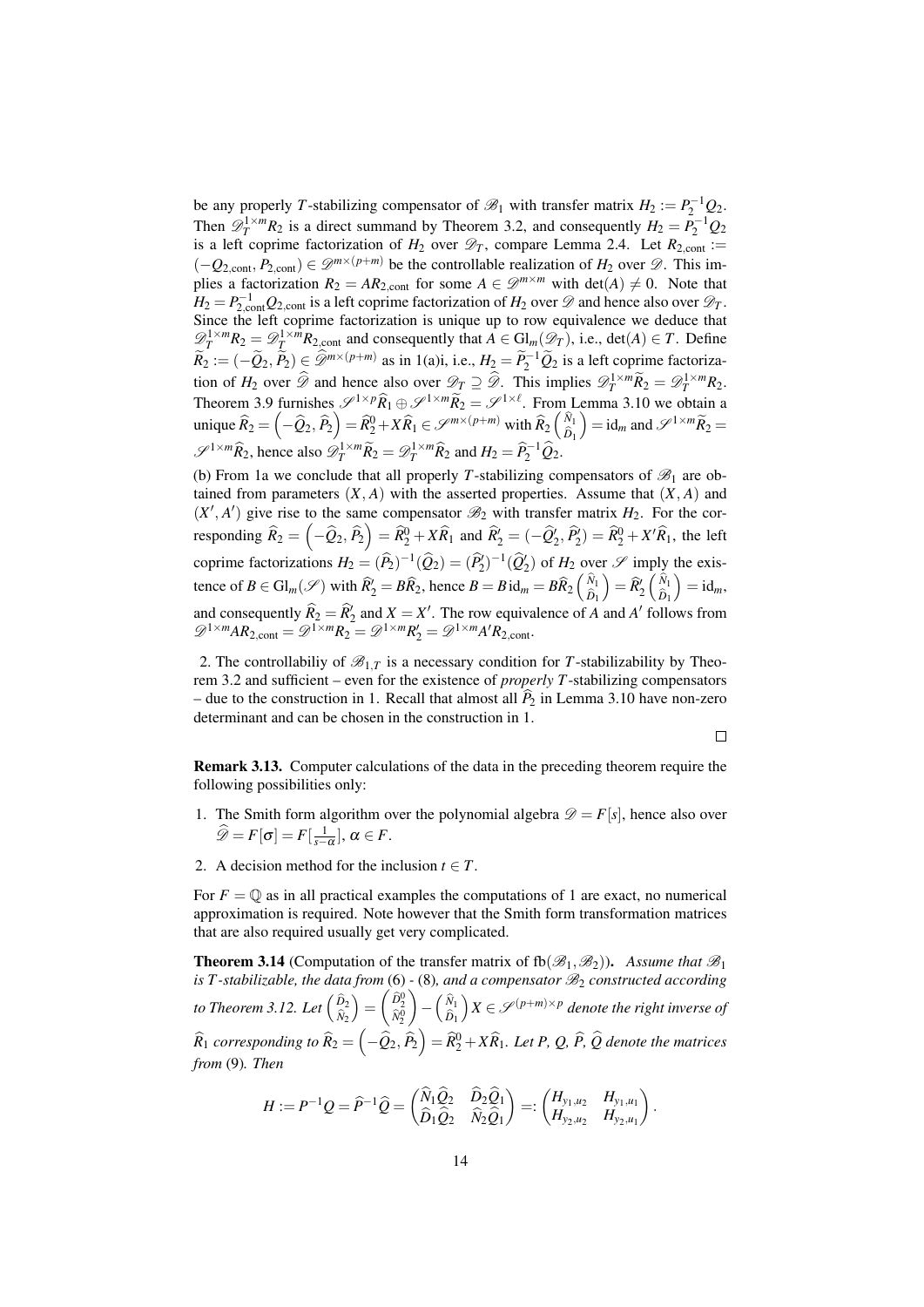be any properly $T$-stabilizing compensator of $\mathscr{B}_1$ with transfer matrix $H_2 := P_2^{-1}Q_2$. Then $\mathscr{D}_T^{1\times m}R_2$ is a direct summand by Theorem 3.2, and consequently $H_2 = P_2^{-1}Q_2$ is a left coprime factorization of $H_2$ over $\mathscr{D}_T$, compare Lemma 2.4. Let $R_{2,\mathrm{cont}} := (-Q_{2,\mathrm{cont}}, P_{2,\mathrm{cont}}) \in \mathscr{D}^{m\times(p+m)}$ be the controllable realization of $H_2$ over $\mathscr{D}$. This implies a factorization $R_2 = AR_{2,\mathrm{cont}}$ for some $A \in \mathscr{D}^{m\times m}$ with $\det(A) \neq 0$. Note that $H_2 = P_{2,\mathrm{cont}}^{-1}Q_{2,\mathrm{cont}}$ is a left coprime factorization of $H_2$ over $\mathscr{D}$ and hence also over $\mathscr{D}_T$. Since the left coprime factorization is unique up to row equivalence we deduce that $\mathscr{D}_T^{1\times m}R_2 = \mathscr{D}_T^{1\times m}R_{2,\mathrm{cont}}$ and consequently that $A \in \mathrm{Gl}_m(\mathscr{D}_T)$, i.e., $\det(A) \in T$. Define $\widetilde{R}_2 := (-\widetilde{Q}_2, \widetilde{P}_2) \in \widehat{\mathscr{D}}^{m\times(p+m)}$ as in 1(a)i, i.e., $H_2 = \widetilde{P}_2^{-1}\widetilde{Q}_2$ is a left coprime factorization of $H_2$ over $\widehat{\mathscr{D}}$ and hence also over $\mathscr{D}_T \supseteq \widehat{\mathscr{D}}$. This implies $\mathscr{D}_T^{1\times m}\widetilde{R}_2 = \mathscr{D}_T^{1\times m}R_2$. Theorem 3.9 furnishes $\mathscr{S}^{1\times p}\widehat{R}_1 \oplus \mathscr{S}^{1\times m}\widetilde{R}_2 = \mathscr{S}^{1\times \ell}$. From Lemma 3.10 we obtain a unique $\widehat{R}_2 = \left(-\widehat{Q}_2, \widehat{P}_2\right) = \widehat{R}_2^0 + X\widehat{R}_1 \in \mathscr{S}^{m\times(p+m)}$ with $\widehat{R}_2\begin{pmatrix}\hat{N}_1\\ \hat{D}_1\end{pmatrix} = \mathrm{id}_m$ and $\mathscr{S}^{1\times m}\widetilde{R}_2 = \mathscr{S}^{1\times m}\widehat{R}_2$, hence also $\mathscr{D}_T^{1\times m}\widetilde{R}_2 = \mathscr{D}_T^{1\times m}\widehat{R}_2$ and $H_2 = \widehat{P}_2^{-1}\widehat{Q}_2$.

(b) From 1a we conclude that all properly $T$-stabilizing compensators of $\mathscr{B}_1$ are obtained from parameters $(X, A)$ with the asserted properties. Assume that $(X, A)$ and $(X', A')$ give rise to the same compensator $\mathscr{B}_2$ with transfer matrix $H_2$. For the corresponding $\widehat{R}_2 = \left(-\widehat{Q}_2, \widehat{P}_2\right) = \widehat{R}_2^0 + X\widehat{R}_1$ and $\widehat{R}_2' = (-\widehat{Q}_2', \widehat{P}_2') = \widehat{R}_2^0 + X'\widehat{R}_1$, the left coprime factorizations $H_2 = (\widehat{P}_2)^{-1}(\widehat{Q}_2) = (\widehat{P}_2')^{-1}(\widehat{Q}_2')$ of $H_2$ over $\mathscr{S}$ imply the existence of $B \in \mathrm{Gl}_m(\mathscr{S})$ with $\widehat{R}_2' = B\widehat{R}_2$, hence $B = B\,\mathrm{id}_m = B\widehat{R}_2\begin{pmatrix}\hat{N}_1\\ \hat{D}_1\end{pmatrix} = \widehat{R}_2'\begin{pmatrix}\hat{N}_1\\ \hat{D}_1\end{pmatrix} = \mathrm{id}_m$, and consequently $\widehat{R}_2 = \widehat{R}_2'$ and $X = X'$. The row equivalence of $A$ and $A'$ follows from $\mathscr{D}^{1\times m}AR_{2,\mathrm{cont}} = \mathscr{D}^{1\times m}R_2 = \mathscr{D}^{1\times m}R_2' = \mathscr{D}^{1\times m}A'R_{2,\mathrm{cont}}$.

2. The controllabiliy of $\mathscr{B}_{1,T}$ is a necessary condition for $T$-stabilizability by Theorem 3.2 and sufficient – even for the existence of *properly* $T$-stabilizing compensators – due to the construction in 1. Recall that almost all $\widehat{P}_2$ in Lemma 3.10 have non-zero determinant and can be chosen in the construction in 1.

□

**Remark 3.13.** Computer calculations of the data in the preceding theorem require the following possibilities only:

1. The Smith form algorithm over the polynomial algebra $\mathscr{D} = F[s]$, hence also over $\widehat{\mathscr{D}} = F[\sigma] = F[\frac{1}{s-\alpha}]$, $\alpha \in F$.
2. A decision method for the inclusion $t \in T$.

For $F = \mathbb{Q}$ as in all practical examples the computations of 1 are exact, no numerical approximation is required. Note however that the Smith form transformation matrices that are also required usually get very complicated.

**Theorem 3.14** (Computation of the transfer matrix of $\mathrm{fb}(\mathscr{B}_1, \mathscr{B}_2)$)**.** *Assume that $\mathscr{B}_1$ is $T$-stabilizable, the data from* (6) - (8)*, and a compensator $\mathscr{B}_2$ constructed according to Theorem 3.12. Let $\begin{pmatrix}\widehat{D}_2\\ \widehat{N}_2\end{pmatrix} = \begin{pmatrix}\widehat{D}_2^0\\ \widehat{N}_2^0\end{pmatrix} - \begin{pmatrix}\hat{N}_1\\ \hat{D}_1\end{pmatrix}X \in \mathscr{S}^{(p+m)\times p}$ denote the right inverse of $\widehat{R}_1$ corresponding to $\widehat{R}_2 = \left(-\widehat{Q}_2, \widehat{P}_2\right) = \widehat{R}_2^0 + X\widehat{R}_1$. Let $P$, $Q$, $\widehat{P}$, $\widehat{Q}$ denote the matrices from* (9)*. Then*

$$H := P^{-1}Q = \widehat{P}^{-1}\widehat{Q} = \begin{pmatrix}\widehat{N}_1\widehat{Q}_2 & \widehat{D}_2\widehat{Q}_1\\ \widehat{D}_1\widehat{Q}_2 & \widehat{N}_2\widehat{Q}_1\end{pmatrix} =: \begin{pmatrix}H_{y_1,u_2} & H_{y_1,u_1}\\ H_{y_2,u_2} & H_{y_2,u_1}\end{pmatrix}.$$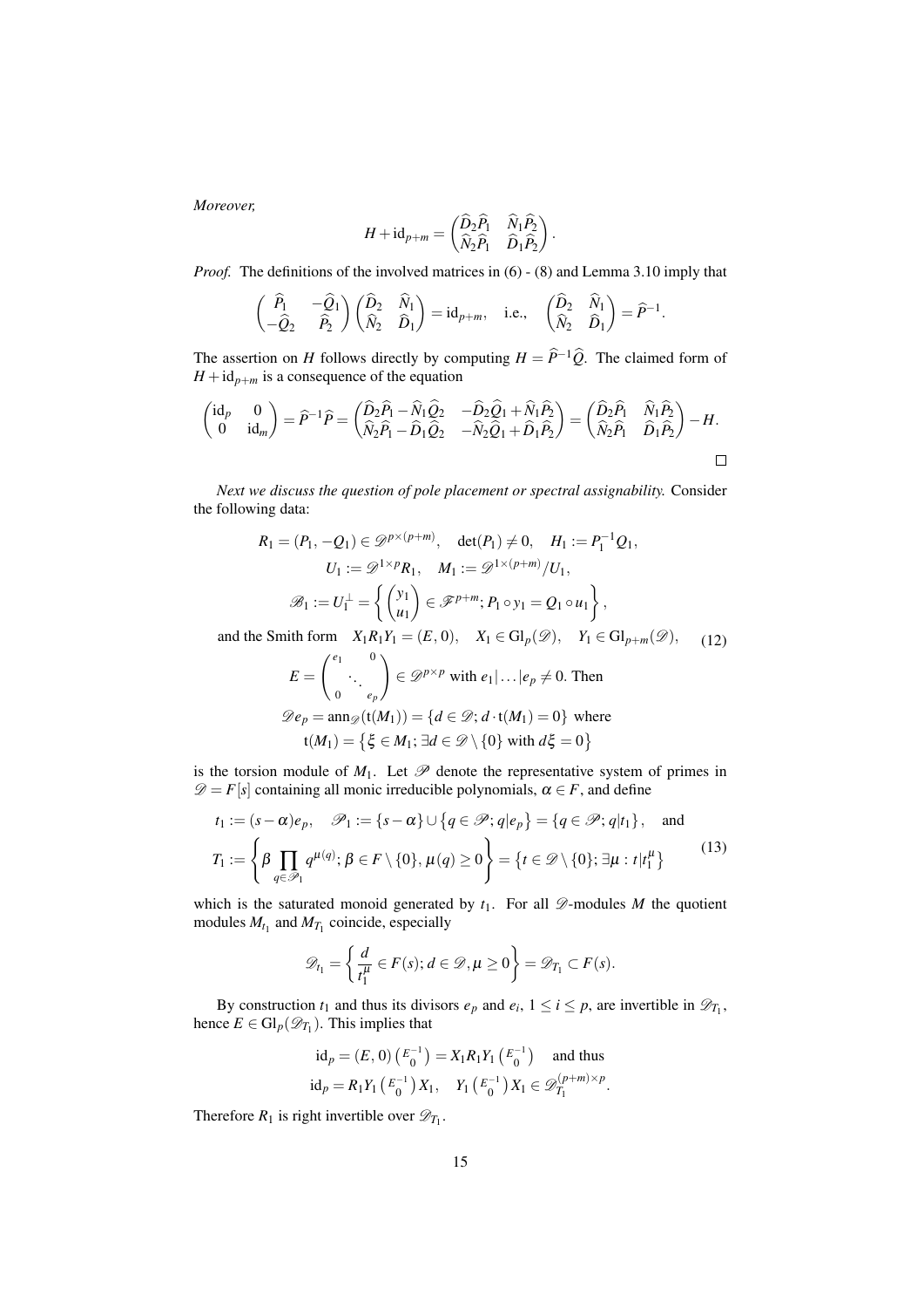*Moreover,*

$$H + \mathrm{id}_{p+m} = \begin{pmatrix} \widehat{D}_2\widehat{P}_1 & \widehat{N}_1\widehat{P}_2 \\ \widehat{N}_2\widehat{P}_1 & \widehat{D}_1\widehat{P}_2 \end{pmatrix}.$$

*Proof.* The definitions of the involved matrices in (6) - (8) and Lemma 3.10 imply that

$$\begin{pmatrix} \widehat{P}_1 & -\widehat{Q}_1 \\ -\widehat{Q}_2 & \widehat{P}_2 \end{pmatrix}\begin{pmatrix} \widehat{D}_2 & \widehat{N}_1 \\ \widehat{N}_2 & \widehat{D}_1 \end{pmatrix} = \mathrm{id}_{p+m}, \quad \text{i.e.,} \quad \begin{pmatrix} \widehat{D}_2 & \widehat{N}_1 \\ \widehat{N}_2 & \widehat{D}_1 \end{pmatrix} = \widehat{P}^{-1}.$$

The assertion on $H$ follows directly by computing $H = \widehat{P}^{-1}\widehat{Q}$. The claimed form of $H + \mathrm{id}_{p+m}$ is a consequence of the equation

$$\begin{pmatrix} \mathrm{id}_p & 0 \\ 0 & \mathrm{id}_m \end{pmatrix} = \widehat{P}^{-1}\widehat{P} = \begin{pmatrix} \widehat{D}_2\widehat{P}_1 - \widehat{N}_1\widehat{Q}_2 & -\widehat{D}_2\widehat{Q}_1 + \widehat{N}_1\widehat{P}_2 \\ \widehat{N}_2\widehat{P}_1 - \widehat{D}_1\widehat{Q}_2 & -\widehat{N}_2\widehat{Q}_1 + \widehat{D}_1\widehat{P}_2 \end{pmatrix} = \begin{pmatrix} \widehat{D}_2\widehat{P}_1 & \widehat{N}_1\widehat{P}_2 \\ \widehat{N}_2\widehat{P}_1 & \widehat{D}_1\widehat{P}_2 \end{pmatrix} - H.$$

□

*Next we discuss the question of pole placement or spectral assignability.* Consider the following data:

$$R_1 = (P_1, -Q_1) \in \mathscr{D}^{p\times(p+m)}, \quad \det(P_1) \neq 0, \quad H_1 := P_1^{-1}Q_1,$$
$$U_1 := \mathscr{D}^{1\times p}R_1, \quad M_1 := \mathscr{D}^{1\times(p+m)}/U_1,$$
$$\mathscr{B}_1 := U_1^{\perp} = \left\{ \begin{pmatrix} y_1 \\ u_1 \end{pmatrix} \in \mathscr{F}^{p+m}; P_1 \circ y_1 = Q_1 \circ u_1 \right\},$$

$$\text{and the Smith form} \quad X_1R_1Y_1 = (E, 0), \quad X_1 \in \mathrm{Gl}_p(\mathscr{D}), \quad Y_1 \in \mathrm{Gl}_{p+m}(\mathscr{D}), \tag{12}$$

$$E = \begin{pmatrix} e_1 & & 0 \\ & \ddots & \\ 0 & & e_p \end{pmatrix} \in \mathscr{D}^{p\times p} \text{ with } e_1|\dots|e_p \neq 0. \text{ Then}$$
$$\mathscr{D}e_p = \mathrm{ann}_{\mathscr{D}}(\mathrm{t}(M_1)) = \{d \in \mathscr{D}; d\cdot \mathrm{t}(M_1) = 0\} \text{ where}$$
$$\mathrm{t}(M_1) = \{\xi \in M_1; \exists d \in \mathscr{D}\setminus\{0\} \text{ with } d\xi = 0\}$$

is the torsion module of $M_1$. Let $\mathscr{P}$ denote the representative system of primes in $\mathscr{D} = F[s]$ containing all monic irreducible polynomials, $\alpha \in F$, and define

$$t_1 := (s-\alpha)e_p, \quad \mathscr{P}_1 := \{s-\alpha\} \cup \{q \in \mathscr{P}; q|e_p\} = \{q \in \mathscr{P}; q|t_1\}, \quad \text{and}$$
$$T_1 := \left\{ \beta \prod_{q\in\mathscr{P}_1} q^{\mu(q)}; \beta \in F\setminus\{0\}, \mu(q) \geq 0 \right\} = \{t \in \mathscr{D}\setminus\{0\}; \exists \mu : t|t_1^{\mu}\} \tag{13}$$

which is the saturated monoid generated by $t_1$. For all $\mathscr{D}$-modules $M$ the quotient modules $M_{t_1}$ and $M_{T_1}$ coincide, especially

$$\mathscr{D}_{t_1} = \left\{ \frac{d}{t_1^{\mu}} \in F(s); d \in \mathscr{D}, \mu \geq 0 \right\} = \mathscr{D}_{T_1} \subset F(s).$$

By construction $t_1$ and thus its divisors $e_p$ and $e_i$, $1 \leq i \leq p$, are invertible in $\mathscr{D}_{T_1}$, hence $E \in \mathrm{Gl}_p(\mathscr{D}_{T_1})$. This implies that

$$\mathrm{id}_p = (E, 0)\begin{pmatrix} E^{-1} \\ 0 \end{pmatrix} = X_1R_1Y_1\begin{pmatrix} E^{-1} \\ 0 \end{pmatrix} \quad \text{and thus}$$
$$\mathrm{id}_p = R_1Y_1\begin{pmatrix} E^{-1} \\ 0 \end{pmatrix}X_1, \quad Y_1\begin{pmatrix} E^{-1} \\ 0 \end{pmatrix}X_1 \in \mathscr{D}_{T_1}^{(p+m)\times p}.$$

Therefore $R_1$ is right invertible over $\mathscr{D}_{T_1}$.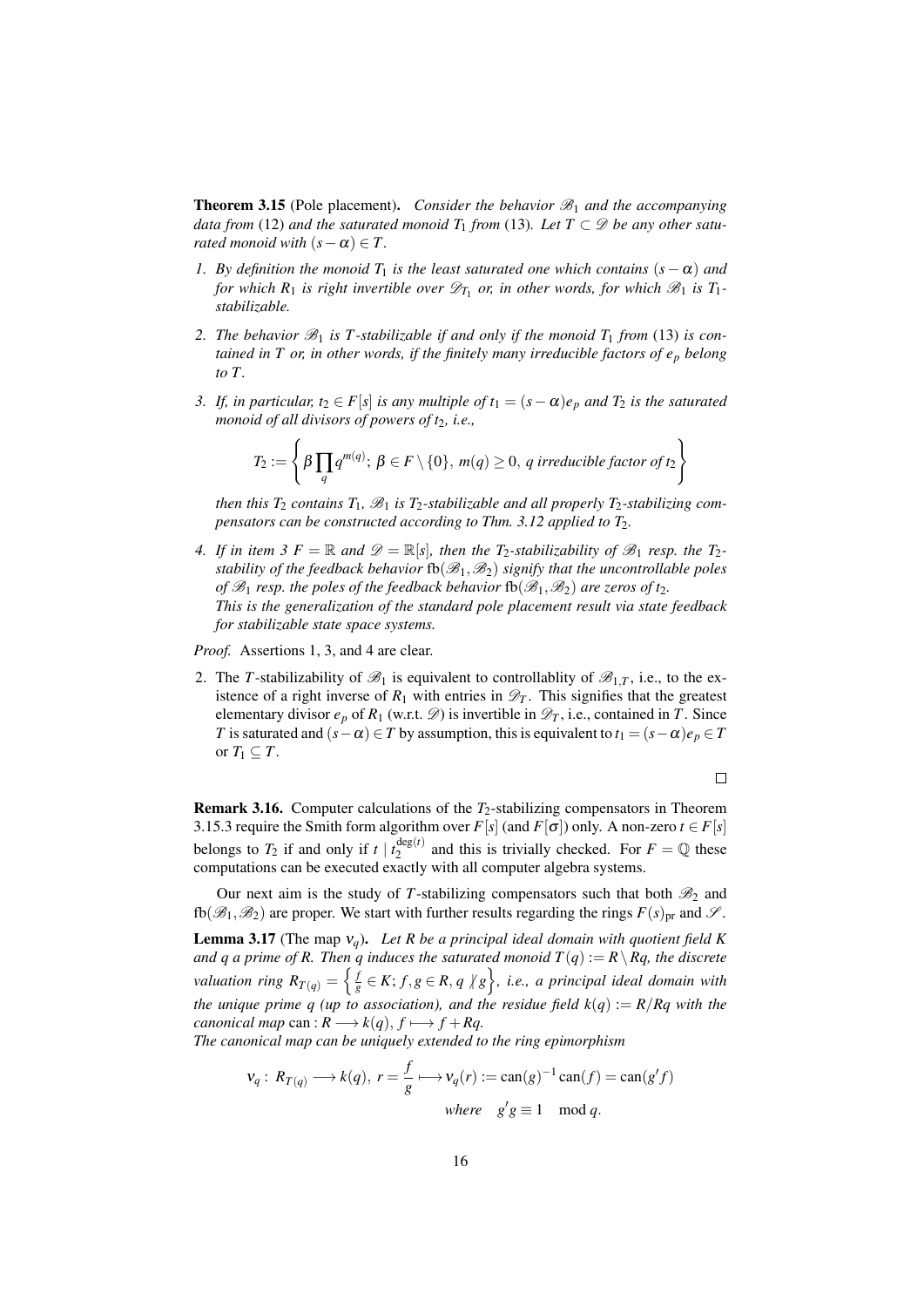**Theorem 3.15** (Pole placement). *Consider the behavior $\mathscr{B}_1$ and the accompanying data from* (12) *and the saturated monoid $T_1$ from* (13)*. Let $T \subset \mathscr{D}$ be any other saturated monoid with $(s-\alpha) \in T$.*

1. *By definition the monoid $T_1$ is the least saturated one which contains $(s-\alpha)$ and for which $R_1$ is right invertible over $\mathscr{D}_{T_1}$ or, in other words, for which $\mathscr{B}_1$ is $T_1$-stabilizable.*
2. *The behavior $\mathscr{B}_1$ is $T$-stabilizable if and only if the monoid $T_1$ from* (13) *is contained in $T$ or, in other words, if the finitely many irreducible factors of $e_p$ belong to $T$.*
3. *If, in particular, $t_2 \in F[s]$ is any multiple of $t_1 = (s-\alpha)e_p$ and $T_2$ is the saturated monoid of all divisors of powers of $t_2$, i.e.,*
$$T_2 := \left\{ \beta \prod_q q^{m(q)};\ \beta \in F \setminus \{0\},\ m(q) \geq 0,\ q \text{ irreducible factor of } t_2 \right\}$$
*then this $T_2$ contains $T_1$, $\mathscr{B}_1$ is $T_2$-stabilizable and all properly $T_2$-stabilizing compensators can be constructed according to Thm. 3.12 applied to $T_2$.*
4. *If in item 3 $F = \mathbb{R}$ and $\mathscr{D} = \mathbb{R}[s]$, then the $T_2$-stabilizability of $\mathscr{B}_1$ resp. the $T_2$-stability of the feedback behavior $\mathrm{fb}(\mathscr{B}_1, \mathscr{B}_2)$ signify that the uncontrollable poles of $\mathscr{B}_1$ resp. the poles of the feedback behavior $\mathrm{fb}(\mathscr{B}_1, \mathscr{B}_2)$ are zeros of $t_2$.*
*This is the generalization of the standard pole placement result via state feedback for stabilizable state space systems.*

*Proof.* Assertions 1, 3, and 4 are clear.

2. The $T$-stabilizability of $\mathscr{B}_1$ is equivalent to controllablity of $\mathscr{B}_{1,T}$, i.e., to the existence of a right inverse of $R_1$ with entries in $\mathscr{D}_T$. This signifies that the greatest elementary divisor $e_p$ of $R_1$ (w.r.t. $\mathscr{D}$) is invertible in $\mathscr{D}_T$, i.e., contained in $T$. Since $T$ is saturated and $(s-\alpha) \in T$ by assumption, this is equivalent to $t_1 = (s-\alpha)e_p \in T$ or $T_1 \subseteq T$.

□

**Remark 3.16.** Computer calculations of the $T_2$-stabilizing compensators in Theorem 3.15.3 require the Smith form algorithm over $F[s]$ (and $F[\sigma]$) only. A non-zero $t \in F[s]$ belongs to $T_2$ if and only if $t \mid t_2^{\deg(t)}$ and this is trivially checked. For $F = \mathbb{Q}$ these computations can be executed exactly with all computer algebra systems.

Our next aim is the study of $T$-stabilizing compensators such that both $\mathscr{B}_2$ and $\mathrm{fb}(\mathscr{B}_1, \mathscr{B}_2)$ are proper. We start with further results regarding the rings $F(s)_{\mathrm{pr}}$ and $\mathscr{S}$.

**Lemma 3.17** (The map $\nu_q$). *Let $R$ be a principal ideal domain with quotient field $K$ and $q$ a prime of $R$. Then $q$ induces the saturated monoid $T(q) := R \setminus Rq$, the discrete valuation ring $R_{T(q)} = \left\{ \frac{f}{g} \in K;\ f, g \in R,\ q \not| g \right\}$, i.e., a principal ideal domain with the unique prime $q$ (up to association), and the residue field $k(q) := R/Rq$ with the canonical map $\mathrm{can} : R \longrightarrow k(q),\ f \longmapsto f + Rq$.*
*The canonical map can be uniquely extended to the ring epimorphism*
$$\nu_q :\ R_{T(q)} \longrightarrow k(q),\ r = \frac{f}{g} \longmapsto \nu_q(r) := \mathrm{can}(g)^{-1}\mathrm{can}(f) = \mathrm{can}(g'f)$$
$$\text{where} \quad g'g \equiv 1 \mod q.$$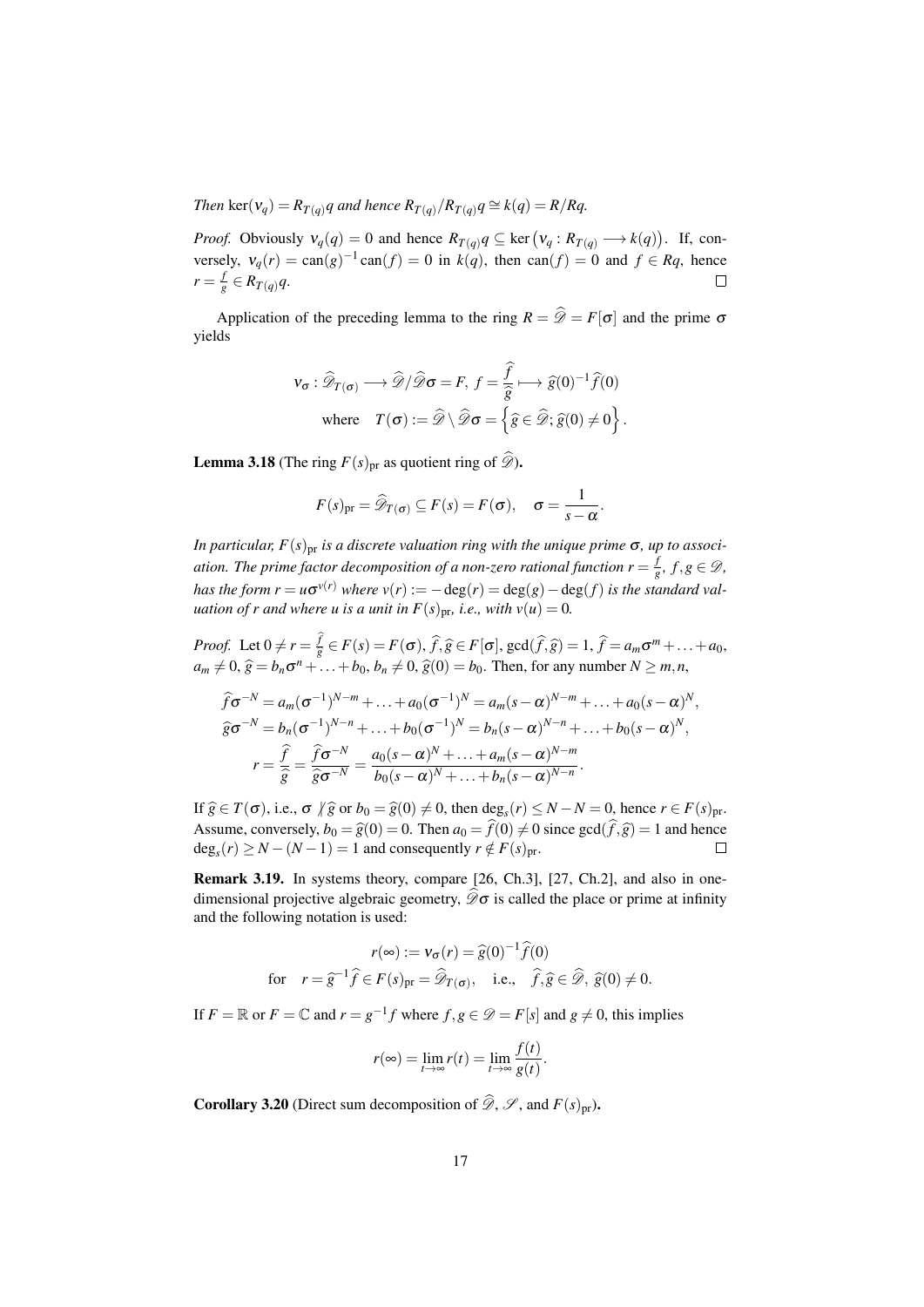*Then* $\ker(\nu_q) = R_{T(q)}q$ *and hence* $R_{T(q)}/R_{T(q)}q \cong k(q) = R/Rq$.

*Proof.* Obviously $\nu_q(q) = 0$ and hence $R_{T(q)}q \subseteq \ker\left(\nu_q : R_{T(q)} \longrightarrow k(q)\right)$. If, conversely, $\nu_q(r) = \mathrm{can}(g)^{-1}\mathrm{can}(f) = 0$ in $k(q)$, then $\mathrm{can}(f) = 0$ and $f \in Rq$, hence $r = \frac{f}{g} \in R_{T(q)}q$. □

Application of the preceding lemma to the ring $R = \widehat{\mathscr{D}} = F[\sigma]$ and the prime $\sigma$ yields

$$\nu_\sigma : \widehat{\mathscr{D}}_{T(\sigma)} \longrightarrow \widehat{\mathscr{D}}/\widehat{\mathscr{D}}\sigma = F,\ f = \frac{\widehat{f}}{\widehat{g}} \longmapsto \widehat{g}(0)^{-1}\widehat{f}(0)$$
$$\text{where} \quad T(\sigma) := \widehat{\mathscr{D}} \setminus \widehat{\mathscr{D}}\sigma = \left\{\widehat{g} \in \widehat{\mathscr{D}};\, \widehat{g}(0) \neq 0\right\}.$$

**Lemma 3.18** (The ring $F(s)_{\mathrm{pr}}$ as quotient ring of $\widehat{\mathscr{D}}$)**.**

$$F(s)_{\mathrm{pr}} = \widehat{\mathscr{D}}_{T(\sigma)} \subseteq F(s) = F(\sigma), \quad \sigma = \frac{1}{s-\alpha}.$$

*In particular,* $F(s)_{\mathrm{pr}}$ *is a discrete valuation ring with the unique prime* $\sigma$*, up to association. The prime factor decomposition of a non-zero rational function* $r = \frac{f}{g}$*,* $f, g \in \mathscr{D}$*, has the form* $r = u\sigma^{v(r)}$ *where* $v(r) := -\deg(r) = \deg(g) - \deg(f)$ *is the standard valuation of* $r$ *and where* $u$ *is a unit in* $F(s)_{\mathrm{pr}}$*, i.e., with* $v(u) = 0$*.*

*Proof.* Let $0 \neq r = \frac{\widehat{f}}{\widehat{g}} \in F(s) = F(\sigma)$, $\widehat{f}, \widehat{g} \in F[\sigma]$, $\gcd(\widehat{f}, \widehat{g}) = 1$, $\widehat{f} = a_m\sigma^m + \ldots + a_0$, $a_m \neq 0$, $\widehat{g} = b_n\sigma^n + \ldots + b_0$, $b_n \neq 0$, $\widehat{g}(0) = b_0$. Then, for any number $N \geq m, n$,

$$\widehat{f}\sigma^{-N} = a_m(\sigma^{-1})^{N-m} + \ldots + a_0(\sigma^{-1})^N = a_m(s-\alpha)^{N-m} + \ldots + a_0(s-\alpha)^N,$$
$$\widehat{g}\sigma^{-N} = b_n(\sigma^{-1})^{N-n} + \ldots + b_0(\sigma^{-1})^N = b_n(s-\alpha)^{N-n} + \ldots + b_0(s-\alpha)^N,$$
$$r = \frac{\widehat{f}}{\widehat{g}} = \frac{\widehat{f}\sigma^{-N}}{\widehat{g}\sigma^{-N}} = \frac{a_0(s-\alpha)^N + \ldots + a_m(s-\alpha)^{N-m}}{b_0(s-\alpha)^N + \ldots + b_n(s-\alpha)^{N-n}}.$$

If $\widehat{g} \in T(\sigma)$, i.e., $\sigma \not| \widehat{g}$ or $b_0 = \widehat{g}(0) \neq 0$, then $\deg_s(r) \leq N - N = 0$, hence $r \in F(s)_{\mathrm{pr}}$. Assume, conversely, $b_0 = \widehat{g}(0) = 0$. Then $a_0 = \widehat{f}(0) \neq 0$ since $\gcd(\widehat{f}, \widehat{g}) = 1$ and hence $\deg_s(r) \geq N - (N-1) = 1$ and consequently $r \notin F(s)_{\mathrm{pr}}$. □

**Remark 3.19.** In systems theory, compare [26, Ch.3], [27, Ch.2], and also in one-dimensional projective algebraic geometry, $\widehat{\mathscr{D}}\sigma$ is called the place or prime at infinity and the following notation is used:

$$r(\infty) := \nu_\sigma(r) = \widehat{g}(0)^{-1}\widehat{f}(0)$$
$$\text{for} \quad r = \widehat{g}^{-1}\widehat{f} \in F(s)_{\mathrm{pr}} = \widehat{\mathscr{D}}_{T(\sigma)}, \quad \text{i.e.,} \quad \widehat{f}, \widehat{g} \in \widehat{\mathscr{D}},\ \widehat{g}(0) \neq 0.$$

If $F = \mathbb{R}$ or $F = \mathbb{C}$ and $r = g^{-1}f$ where $f, g \in \mathscr{D} = F[s]$ and $g \neq 0$, this implies

$$r(\infty) = \lim_{t \to \infty} r(t) = \lim_{t \to \infty} \frac{f(t)}{g(t)}.$$

**Corollary 3.20** (Direct sum decomposition of $\widehat{\mathscr{D}}$, $\mathscr{S}$, and $F(s)_{\mathrm{pr}}$)**.**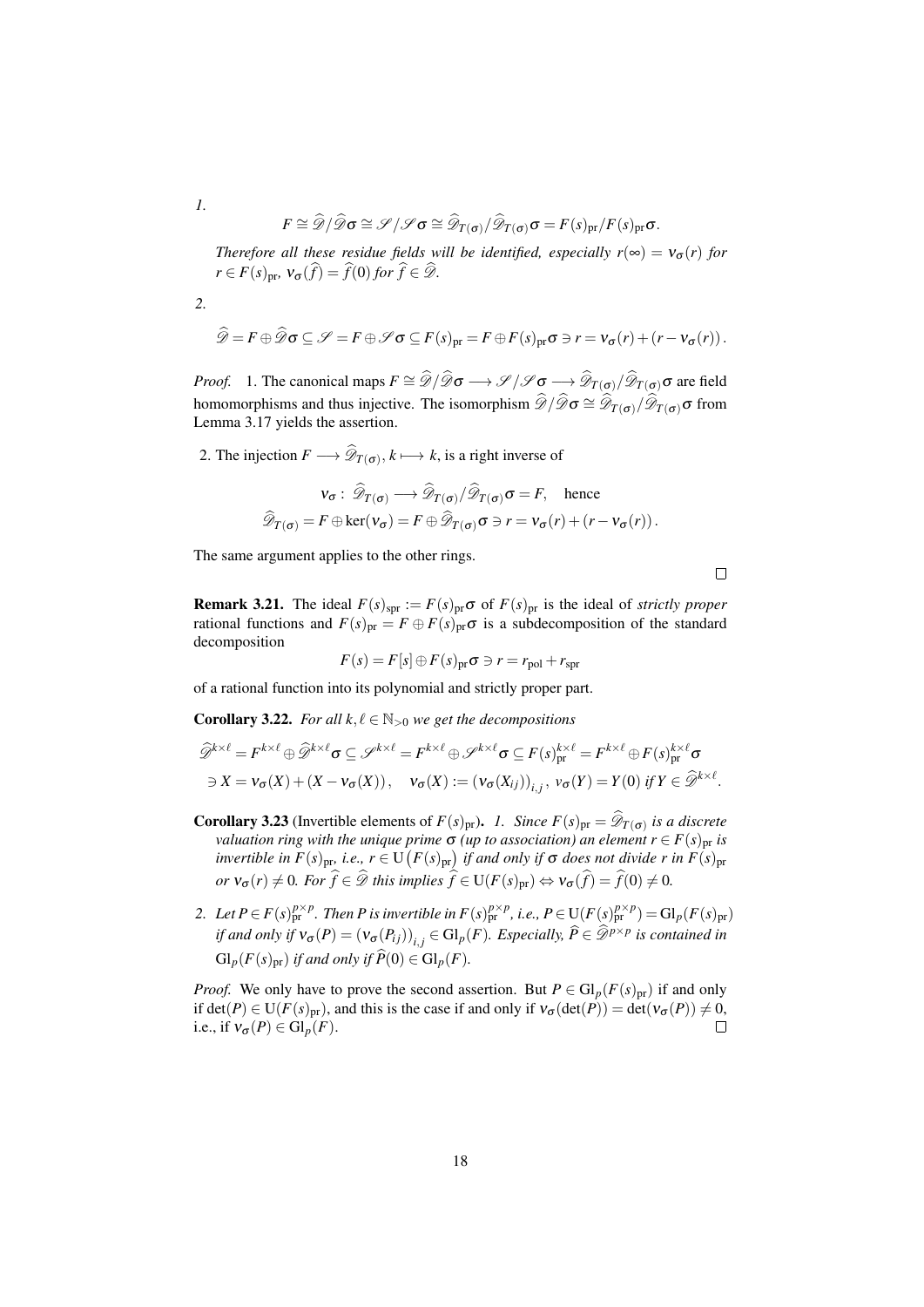*1.*

$$F \cong \widehat{\mathscr{D}}/\widehat{\mathscr{D}}\sigma \cong \mathscr{S}/\mathscr{S}\sigma \cong \widehat{\mathscr{D}}_{T(\sigma)}/\widehat{\mathscr{D}}_{T(\sigma)}\sigma = F(s)_{\mathrm{pr}}/F(s)_{\mathrm{pr}}\sigma.$$

*Therefore all these residue fields will be identified, especially $r(\infty) = \nu_\sigma(r)$ for $r \in F(s)_{\mathrm{pr}}$, $\nu_\sigma(\widehat{f}) = \widehat{f}(0)$ for $\widehat{f} \in \widehat{\mathscr{D}}$.*

*2.*

$$\widehat{\mathscr{D}} = F \oplus \widehat{\mathscr{D}}\sigma \subseteq \mathscr{S} = F \oplus \mathscr{S}\sigma \subseteq F(s)_{\mathrm{pr}} = F \oplus F(s)_{\mathrm{pr}}\sigma \ni r = \nu_\sigma(r) + (r - \nu_\sigma(r)).$$

*Proof.* 1. The canonical maps $F \cong \widehat{\mathscr{D}}/\widehat{\mathscr{D}}\sigma \longrightarrow \mathscr{S}/\mathscr{S}\sigma \longrightarrow \widehat{\mathscr{D}}_{T(\sigma)}/\widehat{\mathscr{D}}_{T(\sigma)}\sigma$ are field homomorphisms and thus injective. The isomorphism $\widehat{\mathscr{D}}/\widehat{\mathscr{D}}\sigma \cong \widehat{\mathscr{D}}_{T(\sigma)}/\widehat{\mathscr{D}}_{T(\sigma)}\sigma$ from Lemma 3.17 yields the assertion.

2. The injection $F \longrightarrow \widehat{\mathscr{D}}_{T(\sigma)}$, $k \longmapsto k$, is a right inverse of

$$\nu_\sigma : \widehat{\mathscr{D}}_{T(\sigma)} \longrightarrow \widehat{\mathscr{D}}_{T(\sigma)}/\widehat{\mathscr{D}}_{T(\sigma)}\sigma = F, \quad \text{hence}$$
$$\widehat{\mathscr{D}}_{T(\sigma)} = F \oplus \ker(\nu_\sigma) = F \oplus \widehat{\mathscr{D}}_{T(\sigma)}\sigma \ni r = \nu_\sigma(r) + (r - \nu_\sigma(r)).$$

The same argument applies to the other rings. □

**Remark 3.21.** The ideal $F(s)_{\mathrm{spr}} := F(s)_{\mathrm{pr}}\sigma$ of $F(s)_{\mathrm{pr}}$ is the ideal of *strictly proper* rational functions and $F(s)_{\mathrm{pr}} = F \oplus F(s)_{\mathrm{pr}}\sigma$ is a subdecomposition of the standard decomposition

$$F(s) = F[s] \oplus F(s)_{\mathrm{pr}}\sigma \ni r = r_{\mathrm{pol}} + r_{\mathrm{spr}}$$

of a rational function into its polynomial and strictly proper part.

**Corollary 3.22.** *For all $k, \ell \in \mathbb{N}_{>0}$ we get the decompositions*

$$\widehat{\mathscr{D}}^{k\times\ell} = F^{k\times\ell} \oplus \widehat{\mathscr{D}}^{k\times\ell}\sigma \subseteq \mathscr{S}^{k\times\ell} = F^{k\times\ell} \oplus \mathscr{S}^{k\times\ell}\sigma \subseteq F(s)_{\mathrm{pr}}^{k\times\ell} = F^{k\times\ell} \oplus F(s)_{\mathrm{pr}}^{k\times\ell}\sigma$$
$$\ni X = \nu_\sigma(X) + (X - \nu_\sigma(X)), \quad \nu_\sigma(X) := (\nu_\sigma(X_{ij}))_{i,j},\ \nu_\sigma(Y) = Y(0) \text{ if } Y \in \widehat{\mathscr{D}}^{k\times\ell}.$$

**Corollary 3.23** (Invertible elements of $F(s)_{\mathrm{pr}}$). *1. Since $F(s)_{\mathrm{pr}} = \widehat{\mathscr{D}}_{T(\sigma)}$ is a discrete valuation ring with the unique prime $\sigma$ (up to association) an element $r \in F(s)_{\mathrm{pr}}$ is invertible in $F(s)_{\mathrm{pr}}$, i.e., $r \in \mathrm{U}(F(s)_{\mathrm{pr}})$ if and only if $\sigma$ does not divide $r$ in $F(s)_{\mathrm{pr}}$ or $\nu_\sigma(r) \neq 0$. For $\widehat{f} \in \widehat{\mathscr{D}}$ this implies $\widehat{f} \in \mathrm{U}(F(s)_{\mathrm{pr}}) \Leftrightarrow \nu_\sigma(\widehat{f}) = \widehat{f}(0) \neq 0$.*

*2. Let $P \in F(s)_{\mathrm{pr}}^{p\times p}$. Then $P$ is invertible in $F(s)_{\mathrm{pr}}^{p\times p}$, i.e., $P \in \mathrm{U}(F(s)_{\mathrm{pr}}^{p\times p}) = \mathrm{Gl}_p(F(s)_{\mathrm{pr}})$ if and only if $\nu_\sigma(P) = (\nu_\sigma(P_{ij}))_{i,j} \in \mathrm{Gl}_p(F)$. Especially, $\widehat{P} \in \widehat{\mathscr{D}}^{p\times p}$ is contained in $\mathrm{Gl}_p(F(s)_{\mathrm{pr}})$ if and only if $\widehat{P}(0) \in \mathrm{Gl}_p(F)$.*

*Proof.* We only have to prove the second assertion. But $P \in \mathrm{Gl}_p(F(s)_{\mathrm{pr}})$ if and only if $\det(P) \in \mathrm{U}(F(s)_{\mathrm{pr}})$, and this is the case if and only if $\nu_\sigma(\det(P)) = \det(\nu_\sigma(P)) \neq 0$, i.e., if $\nu_\sigma(P) \in \mathrm{Gl}_p(F)$. □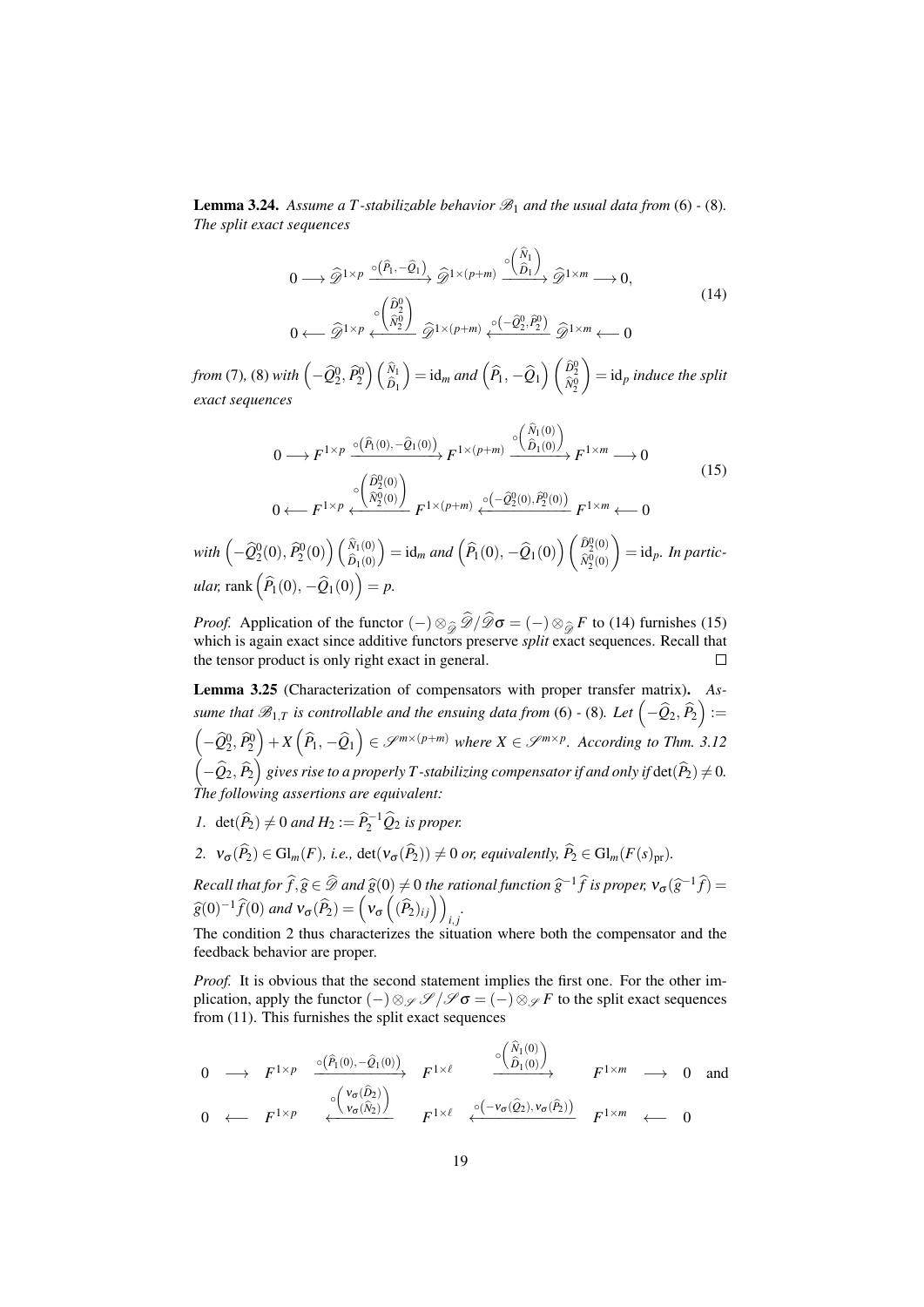**Lemma 3.24.** *Assume a $T$-stabilizable behavior $\mathscr{B}_1$ and the usual data from* (6) - (8). *The split exact sequences*

$$
\begin{aligned}
&0 \longrightarrow \widehat{\mathscr{D}}^{1\times p} \xrightarrow{\circ\left(\widehat{P}_1,\,-\widehat{Q}_1\right)} \widehat{\mathscr{D}}^{1\times(p+m)} \xrightarrow{\circ\begin{pmatrix}\widehat{N}_1\\ \widehat{D}_1\end{pmatrix}} \widehat{\mathscr{D}}^{1\times m} \longrightarrow 0,\\
&0 \longleftarrow \widehat{\mathscr{D}}^{1\times p} \xleftarrow{\circ\begin{pmatrix}\widehat{D}_2^0\\ \widehat{N}_2^0\end{pmatrix}} \widehat{\mathscr{D}}^{1\times(p+m)} \xleftarrow{\circ\left(-\widehat{Q}_2^0,\,\widehat{P}_2^0\right)} \widehat{\mathscr{D}}^{1\times m} \longleftarrow 0
\end{aligned}
\tag{14}
$$

*from* (7), (8) *with* $\left(-\widehat{Q}_2^0, \widehat{P}_2^0\right)\begin{pmatrix}\widehat{N}_1\\ \widehat{D}_1\end{pmatrix} = \mathrm{id}_m$ *and* $\left(\widehat{P}_1, -\widehat{Q}_1\right)\begin{pmatrix}\widehat{D}_2^0\\ \widehat{N}_2^0\end{pmatrix} = \mathrm{id}_p$ *induce the split exact sequences*

$$
\begin{aligned}
&0 \longrightarrow F^{1\times p} \xrightarrow{\circ\left(\widehat{P}_1(0),\,-\widehat{Q}_1(0)\right)} F^{1\times(p+m)} \xrightarrow{\circ\begin{pmatrix}\widehat{N}_1(0)\\ \widehat{D}_1(0)\end{pmatrix}} F^{1\times m} \longrightarrow 0\\
&0 \longleftarrow F^{1\times p} \xleftarrow{\circ\begin{pmatrix}\widehat{D}_2^0(0)\\ \widehat{N}_2^0(0)\end{pmatrix}} F^{1\times(p+m)} \xleftarrow{\circ\left(-\widehat{Q}_2^0(0),\,\widehat{P}_2^0(0)\right)} F^{1\times m} \longleftarrow 0
\end{aligned}
\tag{15}
$$

*with* $\left(-\widehat{Q}_2^0(0), \widehat{P}_2^0(0)\right)\begin{pmatrix}\widehat{N}_1(0)\\ \widehat{D}_1(0)\end{pmatrix} = \mathrm{id}_m$ *and* $\left(\widehat{P}_1(0), -\widehat{Q}_1(0)\right)\begin{pmatrix}\widehat{D}_2^0(0)\\ \widehat{N}_2^0(0)\end{pmatrix} = \mathrm{id}_p$. *In particular,* $\mathrm{rank}\left(\widehat{P}_1(0), -\widehat{Q}_1(0)\right) = p$.

*Proof.* Application of the functor $(-)\otimes_{\widehat{\mathscr{D}}} \widehat{\mathscr{D}}/\widehat{\mathscr{D}}\sigma = (-)\otimes_{\widehat{\mathscr{D}}} F$ to (14) furnishes (15) which is again exact since additive functors preserve *split* exact sequences. Recall that the tensor product is only right exact in general. $\square$

**Lemma 3.25** (Characterization of compensators with proper transfer matrix)**.** *Assume that $\mathscr{B}_{1,T}$ is controllable and the ensuing data from* (6) - (8)*. Let* $\left(-\widehat{Q}_2, \widehat{P}_2\right) := \left(-\widehat{Q}_2^0, \widehat{P}_2^0\right) + X\left(\widehat{P}_1, -\widehat{Q}_1\right) \in \mathscr{S}^{m\times(p+m)}$ *where* $X \in \mathscr{S}^{m\times p}$*. According to Thm. 3.12* $\left(-\widehat{Q}_2, \widehat{P}_2\right)$ *gives rise to a properly $T$-stabilizing compensator if and only if* $\det(\widehat{P}_2) \neq 0$*. The following assertions are equivalent:*

1. $\det(\widehat{P}_2) \neq 0$ *and* $H_2 := \widehat{P}_2^{-1}\widehat{Q}_2$ *is proper.*
2. $\nu_\sigma(\widehat{P}_2) \in \mathrm{Gl}_m(F)$*, i.e.,* $\det(\nu_\sigma(\widehat{P}_2)) \neq 0$ *or, equivalently,* $\widehat{P}_2 \in \mathrm{Gl}_m(F(s)_{\mathrm{pr}})$*.*

*Recall that for* $\widehat{f}, \widehat{g} \in \widehat{\mathscr{D}}$ *and* $\widehat{g}(0) \neq 0$ *the rational function* $\widehat{g}^{-1}\widehat{f}$ *is proper,* $\nu_\sigma(\widehat{g}^{-1}\widehat{f}) = \widehat{g}(0)^{-1}\widehat{f}(0)$ *and* $\nu_\sigma(\widehat{P}_2) = \left(\nu_\sigma\left((\widehat{P}_2)_{ij}\right)\right)_{i,j}$*.*
The condition 2 thus characterizes the situation where both the compensator and the feedback behavior are proper.

*Proof.* It is obvious that the second statement implies the first one. For the other implication, apply the functor $(-)\otimes_{\mathscr{S}} \mathscr{S}/\mathscr{S}\sigma = (-)\otimes_{\mathscr{S}} F$ to the split exact sequences from (11). This furnishes the split exact sequences

$$
\begin{aligned}
&0 \longrightarrow F^{1\times p} \xrightarrow{\circ\left(\widehat{P}_1(0),\,-\widehat{Q}_1(0)\right)} F^{1\times\ell} \xrightarrow{\circ\begin{pmatrix}\widehat{N}_1(0)\\ \widehat{D}_1(0)\end{pmatrix}} F^{1\times m} \longrightarrow 0 \quad\text{and}\\
&0 \longleftarrow F^{1\times p} \xleftarrow{\circ\begin{pmatrix}\nu_\sigma(\widehat{D}_2)\\ \nu_\sigma(\widehat{N}_2)\end{pmatrix}} F^{1\times\ell} \xleftarrow{\circ\left(-\nu_\sigma(\widehat{Q}_2),\,\nu_\sigma(\widehat{P}_2)\right)} F^{1\times m} \longleftarrow 0
\end{aligned}
$$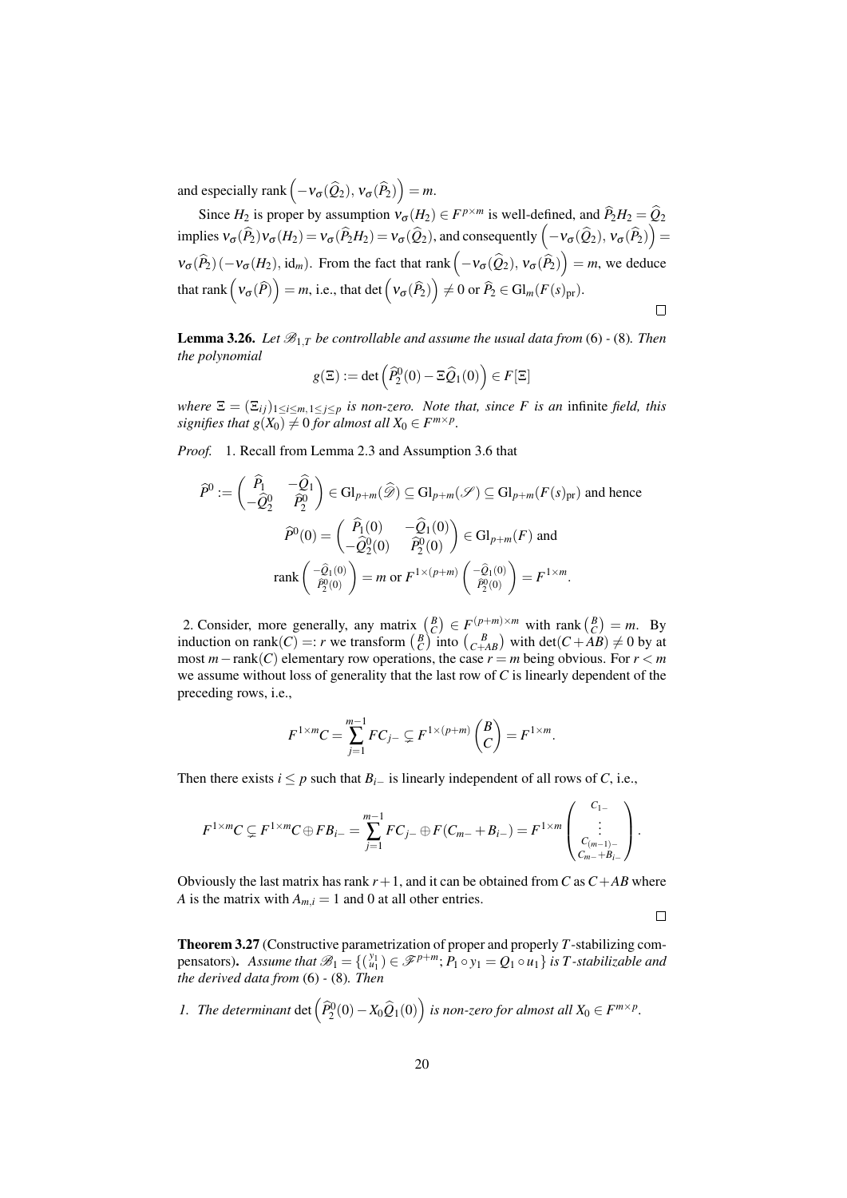and especially rank $\left(-\nu_\sigma(\widehat{Q}_2),\, \nu_\sigma(\widehat{P}_2)\right) = m$.

Since $H_2$ is proper by assumption $\nu_\sigma(H_2) \in F^{p\times m}$ is well-defined, and $\widehat{P}_2 H_2 = \widehat{Q}_2$ implies $\nu_\sigma(\widehat{P}_2)\nu_\sigma(H_2) = \nu_\sigma(\widehat{P}_2 H_2) = \nu_\sigma(\widehat{Q}_2)$, and consequently $\left(-\nu_\sigma(\widehat{Q}_2),\, \nu_\sigma(\widehat{P}_2)\right) = \nu_\sigma(\widehat{P}_2)\left(-\nu_\sigma(H_2), \mathrm{id}_m\right)$. From the fact that rank $\left(-\nu_\sigma(\widehat{Q}_2),\, \nu_\sigma(\widehat{P}_2)\right) = m$, we deduce that rank $\left(\nu_\sigma(\widehat{P})\right) = m$, i.e., that $\det\left(\nu_\sigma(\widehat{P}_2)\right) \neq 0$ or $\widehat{P}_2 \in \mathrm{Gl}_m(F(s)_{\mathrm{pr}})$.

□

**Lemma 3.26.** *Let $\mathscr{B}_{1,T}$ be controllable and assume the usual data from* (6) - (8)*. Then the polynomial*

$$g(\Xi) := \det\left(\widehat{P}_2^0(0) - \Xi\widehat{Q}_1(0)\right) \in F[\Xi]$$

*where $\Xi = (\Xi_{ij})_{1\le i\le m, 1\le j\le p}$ is non-zero. Note that, since $F$ is an* infinite *field, this signifies that $g(X_0) \neq 0$ for almost all $X_0 \in F^{m\times p}$.*

*Proof.* 1. Recall from Lemma 2.3 and Assumption 3.6 that

$$\widehat{P}^0 := \begin{pmatrix} \widehat{P}_1 & -\widehat{Q}_1 \\ -\widehat{Q}_2^0 & \widehat{P}_2^0 \end{pmatrix} \in \mathrm{Gl}_{p+m}(\widehat{\mathscr{D}}) \subseteq \mathrm{Gl}_{p+m}(\mathscr{S}) \subseteq \mathrm{Gl}_{p+m}(F(s)_{\mathrm{pr}}) \text{ and hence}$$

$$\widehat{P}^0(0) = \begin{pmatrix} \widehat{P}_1(0) & -\widehat{Q}_1(0) \\ -\widehat{Q}_2^0(0) & \widehat{P}_2^0(0) \end{pmatrix} \in \mathrm{Gl}_{p+m}(F) \text{ and}$$

$$\mathrm{rank}\begin{pmatrix} -\widehat{Q}_1(0) \\ \widehat{P}_2^0(0) \end{pmatrix} = m \text{ or } F^{1\times(p+m)}\begin{pmatrix} -\widehat{Q}_1(0) \\ \widehat{P}_2^0(0) \end{pmatrix} = F^{1\times m}.$$

2. Consider, more generally, any matrix $\binom{B}{C} \in F^{(p+m)\times m}$ with rank $\binom{B}{C} = m$. By induction on $\mathrm{rank}(C) =: r$ we transform $\binom{B}{C}$ into $\binom{B}{C+AB}$ with $\det(C+AB) \neq 0$ by at most $m - \mathrm{rank}(C)$ elementary row operations, the case $r = m$ being obvious. For $r < m$ we assume without loss of generality that the last row of $C$ is linearly dependent of the preceding rows, i.e.,

$$F^{1\times m}C = \sum_{j=1}^{m-1} FC_{j-} \subsetneq F^{1\times(p+m)}\begin{pmatrix} B \\ C \end{pmatrix} = F^{1\times m}.$$

Then there exists $i \le p$ such that $B_{i-}$ is linearly independent of all rows of $C$, i.e.,

$$F^{1\times m}C \subsetneq F^{1\times m}C \oplus FB_{i-} = \sum_{j=1}^{m-1} FC_{j-} \oplus F(C_{m-} + B_{i-}) = F^{1\times m}\begin{pmatrix} C_{1-} \\ \vdots \\ C_{(m-1)-} \\ C_{m-} + B_{i-} \end{pmatrix}.$$

Obviously the last matrix has rank $r+1$, and it can be obtained from $C$ as $C + AB$ where $A$ is the matrix with $A_{m,i} = 1$ and 0 at all other entries.

□

**Theorem 3.27** (Constructive parametrization of proper and properly $T$-stabilizing compensators)**.** *Assume that $\mathscr{B}_1 = \{\binom{y_1}{u_1} \in \mathscr{F}^{p+m};\, P_1 \circ y_1 = Q_1 \circ u_1\}$ is $T$-stabilizable and the derived data from* (6) - (8)*. Then*

1. *The determinant* $\det\left(\widehat{P}_2^0(0) - X_0\widehat{Q}_1(0)\right)$ *is non-zero for almost all $X_0 \in F^{m\times p}$.*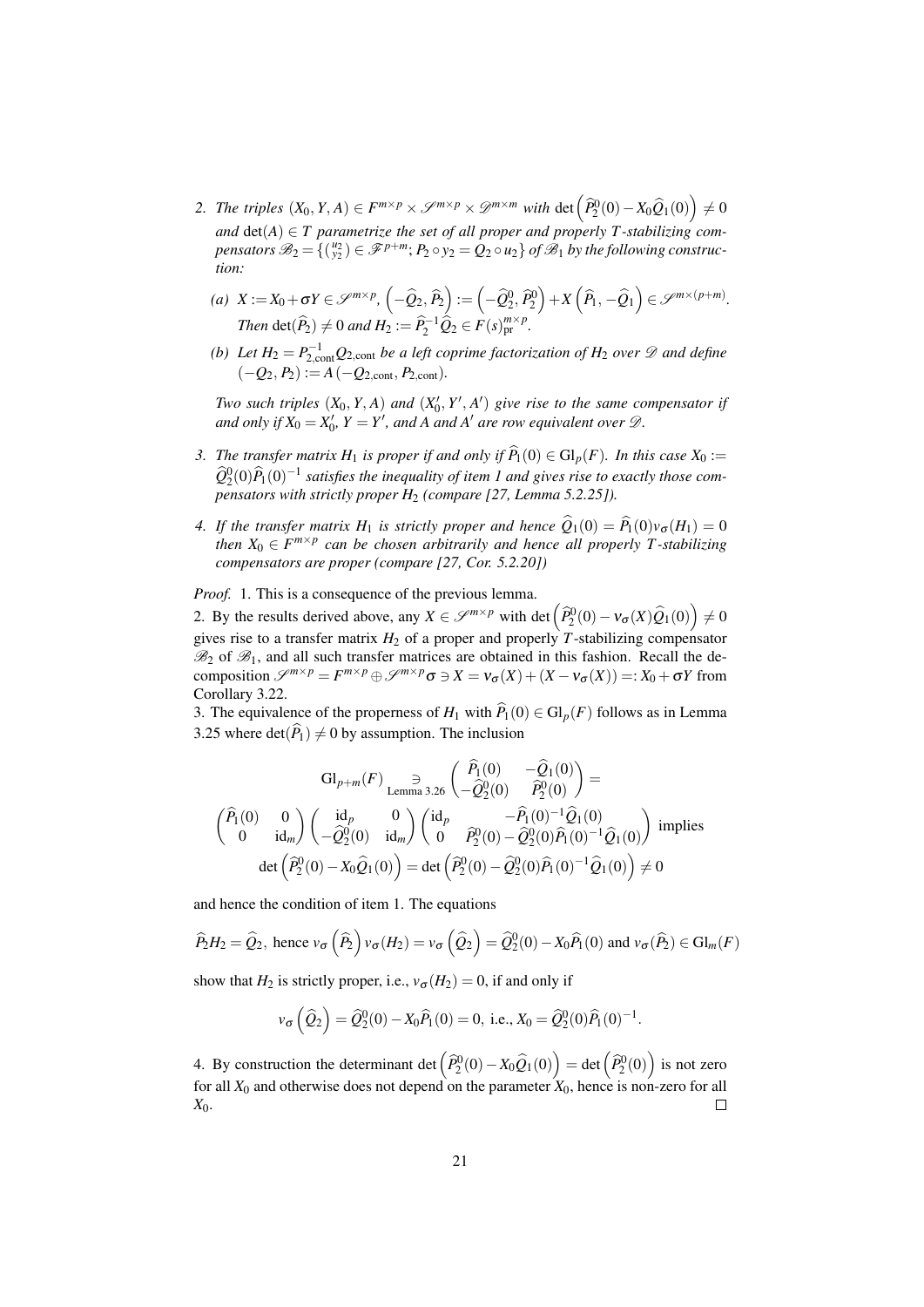2. *The triples* $(X_0, Y, A) \in F^{m\times p} \times \mathscr{S}^{m\times p} \times \mathscr{D}^{m\times m}$ *with* $\det\left(\widehat{P}_2^0(0) - X_0\widehat{Q}_1(0)\right) \neq 0$ *and* $\det(A) \in T$ *parametrize the set of all proper and properly* $T$*-stabilizing compensators* $\mathscr{B}_2 = \{\binom{u_2}{y_2} \in \mathscr{F}^{p+m};\, P_2 \circ y_2 = Q_2 \circ u_2\}$ *of* $\mathscr{B}_1$ *by the following construction:*

   *(a)* $X := X_0 + \sigma Y \in \mathscr{S}^{m\times p}$, $\left(-\widehat{Q}_2, \widehat{P}_2\right) := \left(-\widehat{Q}_2^0, \widehat{P}_2^0\right) + X\left(\widehat{P}_1, -\widehat{Q}_1\right) \in \mathscr{S}^{m\times(p+m)}$. *Then* $\det(\widehat{P}_2) \neq 0$ *and* $H_2 := \widehat{P}_2^{-1}\widehat{Q}_2 \in F(s)_{\mathrm{pr}}^{m\times p}$.

   *(b) Let* $H_2 = P_{2,\mathrm{cont}}^{-1} Q_{2,\mathrm{cont}}$ *be a left coprime factorization of* $H_2$ *over* $\mathscr{D}$ *and define* $(-Q_2, P_2) := A\,(-Q_{2,\mathrm{cont}}, P_{2,\mathrm{cont}})$.

   *Two such triples* $(X_0, Y, A)$ *and* $(X_0', Y', A')$ *give rise to the same compensator if and only if* $X_0 = X_0'$, $Y = Y'$, *and* $A$ *and* $A'$ *are row equivalent over* $\mathscr{D}$.

3. *The transfer matrix* $H_1$ *is proper if and only if* $\widehat{P}_1(0) \in \mathrm{Gl}_p(F)$. *In this case* $X_0 := \widehat{Q}_2^0(0)\widehat{P}_1(0)^{-1}$ *satisfies the inequality of item 1 and gives rise to exactly those compensators with strictly proper* $H_2$ *(compare [27, Lemma 5.2.25]).*

4. *If the transfer matrix* $H_1$ *is strictly proper and hence* $\widehat{Q}_1(0) = \widehat{P}_1(0)\nu_\sigma(H_1) = 0$ *then* $X_0 \in F^{m\times p}$ *can be chosen arbitrarily and hence all properly* $T$*-stabilizing compensators are proper (compare [27, Cor. 5.2.20])*

*Proof.* 1. This is a consequence of the previous lemma.

2. By the results derived above, any $X \in \mathscr{S}^{m\times p}$ with $\det\left(\widehat{P}_2^0(0) - \nu_\sigma(X)\widehat{Q}_1(0)\right) \neq 0$ gives rise to a transfer matrix $H_2$ of a proper and properly $T$-stabilizing compensator $\mathscr{B}_2$ of $\mathscr{B}_1$, and all such transfer matrices are obtained in this fashion. Recall the decomposition $\mathscr{S}^{m\times p} = F^{m\times p} \oplus \mathscr{S}^{m\times p}\sigma \ni X = \nu_\sigma(X) + (X - \nu_\sigma(X)) =: X_0 + \sigma Y$ from Corollary 3.22.

3. The equivalence of the properness of $H_1$ with $\widehat{P}_1(0) \in \mathrm{Gl}_p(F)$ follows as in Lemma 3.25 where $\det(\widehat{P}_1) \neq 0$ by assumption. The inclusion

$$
\mathrm{Gl}_{p+m}(F) \underset{\text{Lemma 3.26}}{\ni} \begin{pmatrix} \widehat{P}_1(0) & -\widehat{Q}_1(0) \\ -\widehat{Q}_2^0(0) & \widehat{P}_2^0(0) \end{pmatrix} =
$$

$$
\begin{pmatrix} \widehat{P}_1(0) & 0 \\ 0 & \mathrm{id}_m \end{pmatrix} \begin{pmatrix} \mathrm{id}_p & 0 \\ -\widehat{Q}_2^0(0) & \mathrm{id}_m \end{pmatrix} \begin{pmatrix} \mathrm{id}_p & -\widehat{P}_1(0)^{-1}\widehat{Q}_1(0) \\ 0 & \widehat{P}_2^0(0) - \widehat{Q}_2^0(0)\widehat{P}_1(0)^{-1}\widehat{Q}_1(0) \end{pmatrix} \text{ implies}
$$

$$
\det\left(\widehat{P}_2^0(0) - X_0\widehat{Q}_1(0)\right) = \det\left(\widehat{P}_2^0(0) - \widehat{Q}_2^0(0)\widehat{P}_1(0)^{-1}\widehat{Q}_1(0)\right) \neq 0
$$

and hence the condition of item 1. The equations

$$
\widehat{P}_2 H_2 = \widehat{Q}_2, \text{ hence } \nu_\sigma\left(\widehat{P}_2\right)\nu_\sigma(H_2) = \nu_\sigma\left(\widehat{Q}_2\right) = \widehat{Q}_2^0(0) - X_0\widehat{P}_1(0) \text{ and } \nu_\sigma(\widehat{P}_2) \in \mathrm{Gl}_m(F)
$$

show that $H_2$ is strictly proper, i.e., $\nu_\sigma(H_2) = 0$, if and only if

$$
\nu_\sigma\left(\widehat{Q}_2\right) = \widehat{Q}_2^0(0) - X_0\widehat{P}_1(0) = 0, \text{ i.e., } X_0 = \widehat{Q}_2^0(0)\widehat{P}_1(0)^{-1}.
$$

4. By construction the determinant $\det\left(\widehat{P}_2^0(0) - X_0\widehat{Q}_1(0)\right) = \det\left(\widehat{P}_2^0(0)\right)$ is not zero for all $X_0$ and otherwise does not depend on the parameter $X_0$, hence is non-zero for all $X_0$. $\square$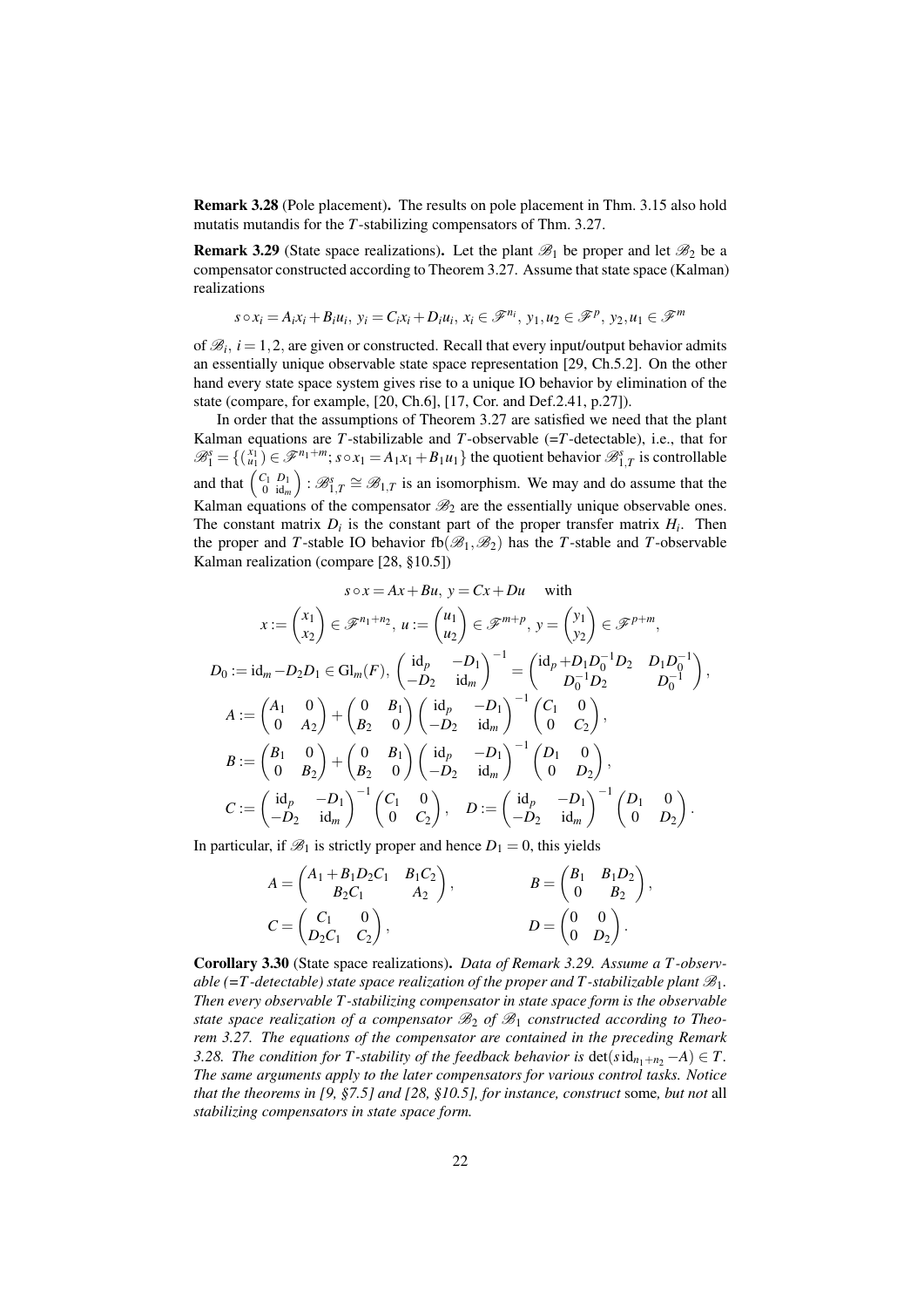**Remark 3.28** (Pole placement)**.** The results on pole placement in Thm. 3.15 also hold mutatis mutandis for the $T$-stabilizing compensators of Thm. 3.27.

**Remark 3.29** (State space realizations)**.** Let the plant $\mathscr{B}_1$ be proper and let $\mathscr{B}_2$ be a compensator constructed according to Theorem 3.27. Assume that state space (Kalman) realizations

$$s\circ x_i = A_i x_i + B_i u_i,\ y_i = C_i x_i + D_i u_i,\ x_i \in \mathscr{F}^{n_i},\ y_1, u_2 \in \mathscr{F}^p,\ y_2, u_1 \in \mathscr{F}^m$$

of $\mathscr{B}_i$, $i = 1,2$, are given or constructed. Recall that every input/output behavior admits an essentially unique observable state space representation [29, Ch.5.2]. On the other hand every state space system gives rise to a unique IO behavior by elimination of the state (compare, for example, [20, Ch.6], [17, Cor. and Def.2.41, p.27]).

In order that the assumptions of Theorem 3.27 are satisfied we need that the plant Kalman equations are $T$-stabilizable and $T$-observable (=$T$-detectable), i.e., that for $\mathscr{B}_1^s = \{\binom{x_1}{u_1} \in \mathscr{F}^{n_1+m};\ s\circ x_1 = A_1 x_1 + B_1 u_1\}$ the quotient behavior $\mathscr{B}_{1,T}^s$ is controllable and that $\begin{pmatrix} C_1 & D_1 \\ 0 & \mathrm{id}_m \end{pmatrix} : \mathscr{B}_{1,T}^s \cong \mathscr{B}_{1,T}$ is an isomorphism. We may and do assume that the Kalman equations of the compensator $\mathscr{B}_2$ are the essentially unique observable ones. The constant matrix $D_i$ is the constant part of the proper transfer matrix $H_i$. Then the proper and $T$-stable IO behavior $\mathrm{fb}(\mathscr{B}_1, \mathscr{B}_2)$ has the $T$-stable and $T$-observable Kalman realization (compare [28, §10.5])

$$s\circ x = Ax + Bu,\ y = Cx + Du \quad \text{with}$$

$$x := \begin{pmatrix} x_1 \\ x_2 \end{pmatrix} \in \mathscr{F}^{n_1+n_2},\ u := \begin{pmatrix} u_1 \\ u_2 \end{pmatrix} \in \mathscr{F}^{m+p},\ y = \begin{pmatrix} y_1 \\ y_2 \end{pmatrix} \in \mathscr{F}^{p+m},$$

$$D_0 := \mathrm{id}_m - D_2 D_1 \in \mathrm{Gl}_m(F),\ \begin{pmatrix} \mathrm{id}_p & -D_1 \\ -D_2 & \mathrm{id}_m \end{pmatrix}^{-1} = \begin{pmatrix} \mathrm{id}_p + D_1 D_0^{-1} D_2 & D_1 D_0^{-1} \\ D_0^{-1} D_2 & D_0^{-1} \end{pmatrix},$$

$$A := \begin{pmatrix} A_1 & 0 \\ 0 & A_2 \end{pmatrix} + \begin{pmatrix} 0 & B_1 \\ B_2 & 0 \end{pmatrix} \begin{pmatrix} \mathrm{id}_p & -D_1 \\ -D_2 & \mathrm{id}_m \end{pmatrix}^{-1} \begin{pmatrix} C_1 & 0 \\ 0 & C_2 \end{pmatrix},$$

$$B := \begin{pmatrix} B_1 & 0 \\ 0 & B_2 \end{pmatrix} + \begin{pmatrix} 0 & B_1 \\ B_2 & 0 \end{pmatrix} \begin{pmatrix} \mathrm{id}_p & -D_1 \\ -D_2 & \mathrm{id}_m \end{pmatrix}^{-1} \begin{pmatrix} D_1 & 0 \\ 0 & D_2 \end{pmatrix},$$

$$C := \begin{pmatrix} \mathrm{id}_p & -D_1 \\ -D_2 & \mathrm{id}_m \end{pmatrix}^{-1} \begin{pmatrix} C_1 & 0 \\ 0 & C_2 \end{pmatrix},\quad D := \begin{pmatrix} \mathrm{id}_p & -D_1 \\ -D_2 & \mathrm{id}_m \end{pmatrix}^{-1} \begin{pmatrix} D_1 & 0 \\ 0 & D_2 \end{pmatrix}.$$

In particular, if $\mathscr{B}_1$ is strictly proper and hence $D_1 = 0$, this yields

$$A = \begin{pmatrix} A_1 + B_1 D_2 C_1 & B_1 C_2 \\ B_2 C_1 & A_2 \end{pmatrix}, \qquad B = \begin{pmatrix} B_1 & B_1 D_2 \\ 0 & B_2 \end{pmatrix},$$

$$C = \begin{pmatrix} C_1 & 0 \\ D_2 C_1 & C_2 \end{pmatrix}, \qquad D = \begin{pmatrix} 0 & 0 \\ 0 & D_2 \end{pmatrix}.$$

**Corollary 3.30** (State space realizations)**.** *Data of Remark 3.29. Assume a $T$-observable (=$T$-detectable) state space realization of the proper and $T$-stabilizable plant $\mathscr{B}_1$. Then every observable $T$-stabilizing compensator in state space form is the observable state space realization of a compensator $\mathscr{B}_2$ of $\mathscr{B}_1$ constructed according to Theorem 3.27. The equations of the compensator are contained in the preceding Remark 3.28. The condition for $T$-stability of the feedback behavior is $\det(s\,\mathrm{id}_{n_1+n_2} - A) \in T$. The same arguments apply to the later compensators for various control tasks. Notice that the theorems in [9, §7.5] and [28, §10.5], for instance, construct* some*, but not* all *stabilizing compensators in state space form.*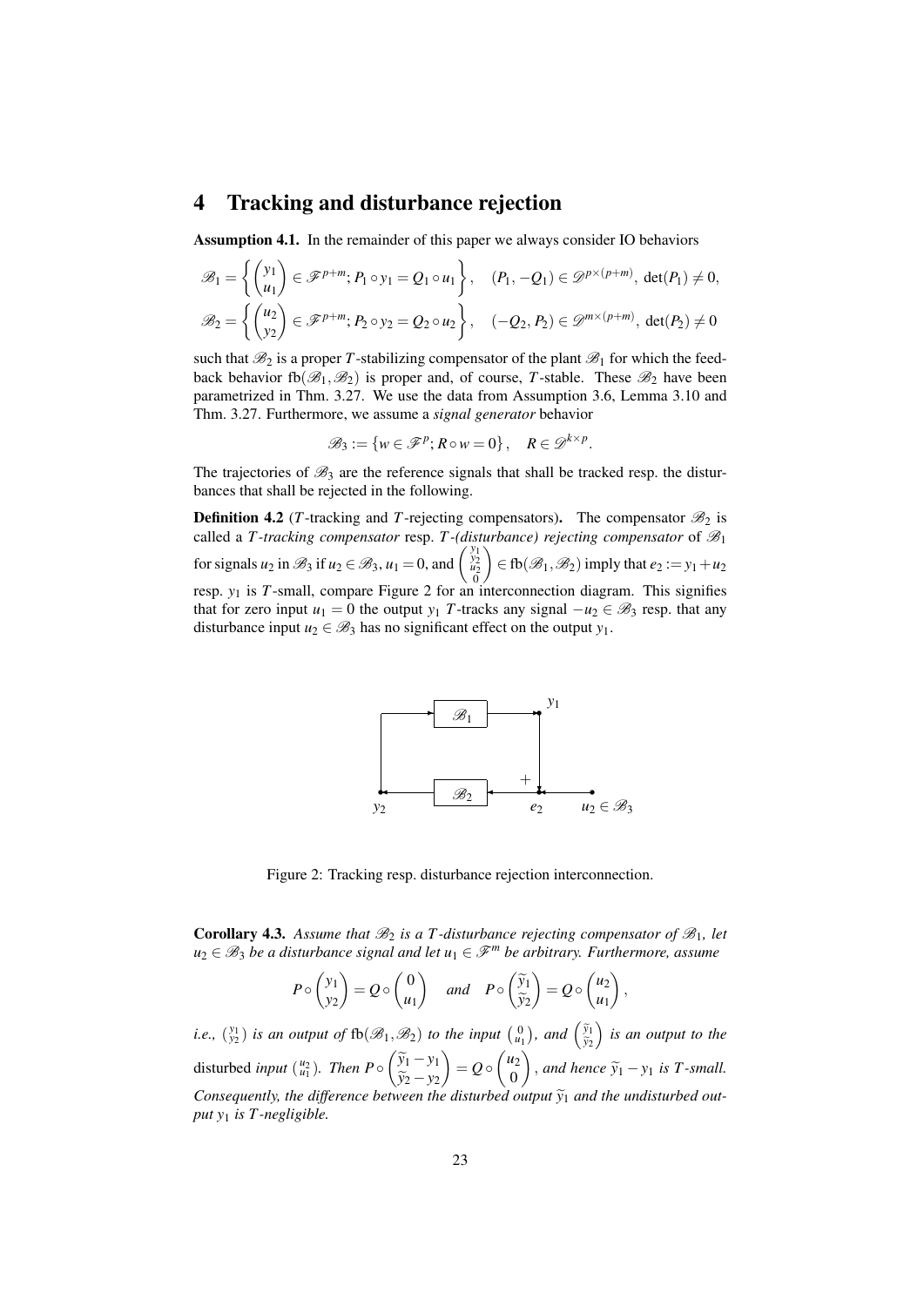# 4 Tracking and disturbance rejection

**Assumption 4.1.** In the remainder of this paper we always consider IO behaviors

$$\mathscr{B}_1 = \left\{ \begin{pmatrix} y_1 \\ u_1 \end{pmatrix} \in \mathscr{F}^{p+m}; P_1 \circ y_1 = Q_1 \circ u_1 \right\}, \quad (P_1, -Q_1) \in \mathscr{D}^{p \times (p+m)},\ \det(P_1) \neq 0,$$

$$\mathscr{B}_2 = \left\{ \begin{pmatrix} u_2 \\ y_2 \end{pmatrix} \in \mathscr{F}^{p+m}; P_2 \circ y_2 = Q_2 \circ u_2 \right\}, \quad (-Q_2, P_2) \in \mathscr{D}^{m \times (p+m)},\ \det(P_2) \neq 0$$

such that $\mathscr{B}_2$ is a proper $T$-stabilizing compensator of the plant $\mathscr{B}_1$ for which the feedback behavior $\mathrm{fb}(\mathscr{B}_1, \mathscr{B}_2)$ is proper and, of course, $T$-stable. These $\mathscr{B}_2$ have been parametrized in Thm. 3.27. We use the data from Assumption 3.6, Lemma 3.10 and Thm. 3.27. Furthermore, we assume a *signal generator* behavior

$$\mathscr{B}_3 := \{w \in \mathscr{F}^p; R \circ w = 0\}, \quad R \in \mathscr{D}^{k \times p}.$$

The trajectories of $\mathscr{B}_3$ are the reference signals that shall be tracked resp. the disturbances that shall be rejected in the following.

**Definition 4.2** ($T$-tracking and $T$-rejecting compensators)**.** The compensator $\mathscr{B}_2$ is called a *$T$-tracking compensator* resp. *$T$-(disturbance) rejecting compensator* of $\mathscr{B}_1$ for signals $u_2$ in $\mathscr{B}_3$ if $u_2 \in \mathscr{B}_3$, $u_1 = 0$, and $\begin{pmatrix} y_1 \\ y_2 \\ u_2 \\ 0 \end{pmatrix} \in \mathrm{fb}(\mathscr{B}_1, \mathscr{B}_2)$ imply that $e_2 := y_1 + u_2$ resp. $y_1$ is $T$-small, compare Figure 2 for an interconnection diagram. This signifies that for zero input $u_1 = 0$ the output $y_1$ $T$-tracks any signal $-u_2 \in \mathscr{B}_3$ resp. that any disturbance input $u_2 \in \mathscr{B}_3$ has no significant effect on the output $y_1$.

Figure 2: Tracking resp. disturbance rejection interconnection.

**Corollary 4.3.** *Assume that $\mathscr{B}_2$ is a $T$-disturbance rejecting compensator of $\mathscr{B}_1$, let $u_2 \in \mathscr{B}_3$ be a disturbance signal and let $u_1 \in \mathscr{F}^m$ be arbitrary. Furthermore, assume*

$$P \circ \begin{pmatrix} y_1 \\ y_2 \end{pmatrix} = Q \circ \begin{pmatrix} 0 \\ u_1 \end{pmatrix} \quad \text{and} \quad P \circ \begin{pmatrix} \widetilde{y}_1 \\ \widetilde{y}_2 \end{pmatrix} = Q \circ \begin{pmatrix} u_2 \\ u_1 \end{pmatrix},$$

*i.e., $\binom{y_1}{y_2}$ is an output of $\mathrm{fb}(\mathscr{B}_1, \mathscr{B}_2)$ to the input $\binom{0}{u_1}$, and $\begin{pmatrix} \widetilde{y}_1 \\ \widetilde{y}_2 \end{pmatrix}$ is an output to the* disturbed *input $\binom{u_2}{u_1}$. Then $P \circ \begin{pmatrix} \widetilde{y}_1 - y_1 \\ \widetilde{y}_2 - y_2 \end{pmatrix} = Q \circ \begin{pmatrix} u_2 \\ 0 \end{pmatrix}$, and hence $\widetilde{y}_1 - y_1$ is $T$-small. Consequently, the difference between the disturbed output $\widetilde{y}_1$ and the undisturbed output $y_1$ is $T$-negligible.*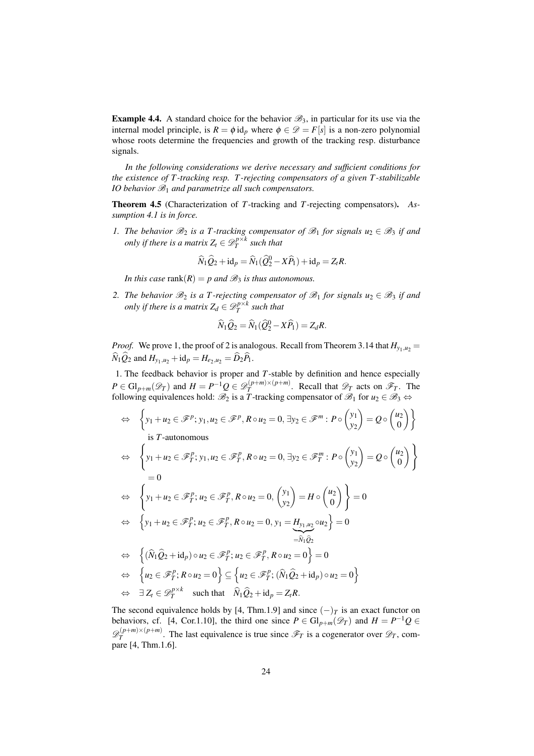**Example 4.4.** A standard choice for the behavior $\mathscr{B}_3$, in particular for its use via the internal model principle, is $R = \phi\,\mathrm{id}_p$ where $\phi \in \mathscr{D} = F[s]$ is a non-zero polynomial whose roots determine the frequencies and growth of the tracking resp. disturbance signals.

*In the following considerations we derive necessary and sufficient conditions for the existence of $T$-tracking resp. $T$-rejecting compensators of a given $T$-stabilizable IO behavior $\mathscr{B}_1$ and parametrize all such compensators.*

**Theorem 4.5** (Characterization of $T$-tracking and $T$-rejecting compensators)**.** *Assumption 4.1 is in force.*

1. *The behavior $\mathscr{B}_2$ is a $T$-tracking compensator of $\mathscr{B}_1$ for signals $u_2 \in \mathscr{B}_3$ if and only if there is a matrix $Z_t \in \mathscr{D}_T^{p\times k}$ such that*
$$\widehat{N}_1\widehat{Q}_2 + \mathrm{id}_p = \widehat{N}_1(\widehat{Q}_2^0 - X\widehat{P}_1) + \mathrm{id}_p = Z_t R.$$
*In this case $\mathrm{rank}(R) = p$ and $\mathscr{B}_3$ is thus autonomous.*

2. *The behavior $\mathscr{B}_2$ is a $T$-rejecting compensator of $\mathscr{B}_1$ for signals $u_2 \in \mathscr{B}_3$ if and only if there is a matrix $Z_d \in \mathscr{D}_T^{p\times k}$ such that*
$$\widehat{N}_1\widehat{Q}_2 = \widehat{N}_1(\widehat{Q}_2^0 - X\widehat{P}_1) = Z_d R.$$

*Proof.* We prove 1, the proof of 2 is analogous. Recall from Theorem 3.14 that $H_{y_1,u_2} = \widehat{N}_1\widehat{Q}_2$ and $H_{y_1,u_2} + \mathrm{id}_p = H_{e_2,u_2} = \widehat{D}_2\widehat{P}_1$.

1. The feedback behavior is proper and $T$-stable by definition and hence especially $P \in \mathrm{Gl}_{p+m}(\mathscr{D}_T)$ and $H = P^{-1}Q \in \mathscr{D}_T^{(p+m)\times(p+m)}$. Recall that $\mathscr{D}_T$ acts on $\mathscr{F}_T$. The following equivalences hold: $\mathscr{B}_2$ is a $T$-tracking compensator of $\mathscr{B}_1$ for $u_2 \in \mathscr{B}_3 \Leftrightarrow$

$$
\begin{aligned}
&\Leftrightarrow \quad \left\{ y_1 + u_2 \in \mathscr{F}^p;\, y_1, u_2 \in \mathscr{F}^p, R\circ u_2 = 0, \exists y_2 \in \mathscr{F}^m : P \circ \begin{pmatrix} y_1 \\ y_2 \end{pmatrix} = Q \circ \begin{pmatrix} u_2 \\ 0 \end{pmatrix} \right\} \\
&\qquad \text{is } T\text{-autonomous} \\
&\Leftrightarrow \quad \left\{ y_1 + u_2 \in \mathscr{F}_T^p;\, y_1, u_2 \in \mathscr{F}_T^p, R\circ u_2 = 0, \exists y_2 \in \mathscr{F}_T^m : P \circ \begin{pmatrix} y_1 \\ y_2 \end{pmatrix} = Q \circ \begin{pmatrix} u_2 \\ 0 \end{pmatrix} \right\} \\
&\qquad = 0 \\
&\Leftrightarrow \quad \left\{ y_1 + u_2 \in \mathscr{F}_T^p;\, u_2 \in \mathscr{F}_T^p, R\circ u_2 = 0, \begin{pmatrix} y_1 \\ y_2 \end{pmatrix} = H \circ \begin{pmatrix} u_2 \\ 0 \end{pmatrix} \right\} = 0 \\
&\Leftrightarrow \quad \Big\{ y_1 + u_2 \in \mathscr{F}_T^p;\, u_2 \in \mathscr{F}_T^p, R\circ u_2 = 0, y_1 = \underbrace{H_{y_1,u_2}}_{=\widehat{N}_1\widehat{Q}_2} \circ u_2 \Big\} = 0 \\
&\Leftrightarrow \quad \Big\{ (\widehat{N}_1\widehat{Q}_2 + \mathrm{id}_p)\circ u_2 \in \mathscr{F}_T^p;\, u_2 \in \mathscr{F}_T^p, R\circ u_2 = 0 \Big\} = 0 \\
&\Leftrightarrow \quad \Big\{ u_2 \in \mathscr{F}_T^p;\, R\circ u_2 = 0 \Big\} \subseteq \Big\{ u_2 \in \mathscr{F}_T^p;\, (\widehat{N}_1\widehat{Q}_2 + \mathrm{id}_p)\circ u_2 = 0 \Big\} \\
&\Leftrightarrow \quad \exists\, Z_t \in \mathscr{D}_T^{p\times k} \quad \text{such that} \quad \widehat{N}_1\widehat{Q}_2 + \mathrm{id}_p = Z_t R.
\end{aligned}
$$

The second equivalence holds by [4, Thm.1.9] and since $(-)_T$ is an exact functor on behaviors, cf. [4, Cor.1.10], the third one since $P \in \mathrm{Gl}_{p+m}(\mathscr{D}_T)$ and $H = P^{-1}Q \in \mathscr{D}_T^{(p+m)\times(p+m)}$. The last equivalence is true since $\mathscr{F}_T$ is a cogenerator over $\mathscr{D}_T$, compare [4, Thm.1.6].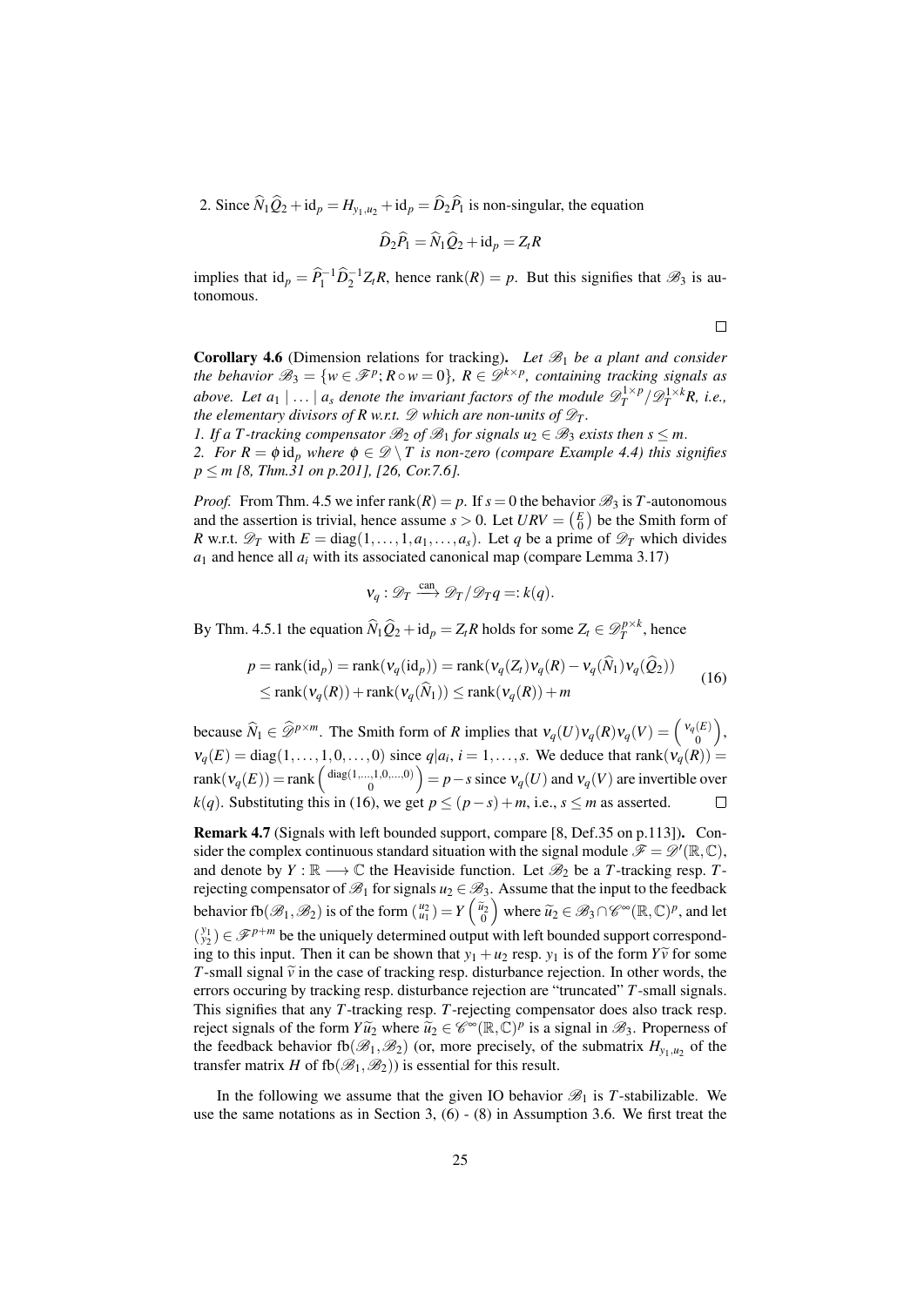2. Since $\widehat{N}_1\widehat{Q}_2 + \mathrm{id}_p = H_{y_1,u_2} + \mathrm{id}_p = \widehat{D}_2\widehat{P}_1$ is non-singular, the equation

$$\widehat{D}_2\widehat{P}_1 = \widehat{N}_1\widehat{Q}_2 + \mathrm{id}_p = Z_t R$$

implies that $\mathrm{id}_p = \widehat{P}_1^{-1}\widehat{D}_2^{-1}Z_t R$, hence $\mathrm{rank}(R) = p$. But this signifies that $\mathscr{B}_3$ is autonomous.

$\square$

**Corollary 4.6** (Dimension relations for tracking)**.** *Let $\mathscr{B}_1$ be a plant and consider the behavior $\mathscr{B}_3 = \{w \in \mathscr{F}^p;\, R \circ w = 0\}$, $R \in \mathscr{D}^{k\times p}$, containing tracking signals as above. Let $a_1 \mid \ldots \mid a_s$ denote the invariant factors of the module $\mathscr{D}_T^{1\times p}/\mathscr{D}_T^{1\times k}R$, i.e., the elementary divisors of $R$ w.r.t. $\mathscr{D}$ which are non-units of $\mathscr{D}_T$.*

*1. If a $T$-tracking compensator $\mathscr{B}_2$ of $\mathscr{B}_1$ for signals $u_2 \in \mathscr{B}_3$ exists then $s \le m$.*

*2. For $R = \phi\,\mathrm{id}_p$ where $\phi \in \mathscr{D}\setminus T$ is non-zero (compare Example 4.4) this signifies $p \le m$ [8, Thm.31 on p.201], [26, Cor.7.6].*

*Proof.* From Thm. 4.5 we infer $\mathrm{rank}(R) = p$. If $s = 0$ the behavior $\mathscr{B}_3$ is $T$-autonomous and the assertion is trivial, hence assume $s > 0$. Let $URV = \binom{E}{0}$ be the Smith form of $R$ w.r.t. $\mathscr{D}_T$ with $E = \mathrm{diag}(1,\ldots,1,a_1,\ldots,a_s)$. Let $q$ be a prime of $\mathscr{D}_T$ which divides $a_1$ and hence all $a_i$ with its associated canonical map (compare Lemma 3.17)

$$\nu_q : \mathscr{D}_T \xrightarrow{\mathrm{can}} \mathscr{D}_T/\mathscr{D}_T q =: k(q).$$

By Thm. 4.5.1 the equation $\widehat{N}_1\widehat{Q}_2 + \mathrm{id}_p = Z_t R$ holds for some $Z_t \in \mathscr{D}_T^{p\times k}$, hence

$$\begin{aligned}
p = \mathrm{rank}(\mathrm{id}_p) &= \mathrm{rank}(\nu_q(\mathrm{id}_p)) = \mathrm{rank}(\nu_q(Z_t)\nu_q(R) - \nu_q(\widehat{N}_1)\nu_q(\widehat{Q}_2)) \\
&\le \mathrm{rank}(\nu_q(R)) + \mathrm{rank}(\nu_q(\widehat{N}_1)) \le \mathrm{rank}(\nu_q(R)) + m
\end{aligned} \tag{16}$$

because $\widehat{N}_1 \in \widehat{\mathscr{D}}^{p\times m}$. The Smith form of $R$ implies that $\nu_q(U)\nu_q(R)\nu_q(V) = \binom{\nu_q(E)}{0}$, $\nu_q(E) = \mathrm{diag}(1,\ldots,1,0,\ldots,0)$ since $q|a_i$, $i = 1,\ldots,s$. We deduce that $\mathrm{rank}(\nu_q(R)) = \mathrm{rank}(\nu_q(E)) = \mathrm{rank}\binom{\mathrm{diag}(1,\ldots,1,0,\ldots,0)}{0} = p - s$ since $\nu_q(U)$ and $\nu_q(V)$ are invertible over $k(q)$. Substituting this in (16), we get $p \le (p-s) + m$, i.e., $s \le m$ as asserted. $\square$

**Remark 4.7** (Signals with left bounded support, compare [8, Def.35 on p.113])**.** Consider the complex continuous standard situation with the signal module $\mathscr{F} = \mathscr{D}'(\mathbb{R},\mathbb{C})$, and denote by $Y : \mathbb{R} \longrightarrow \mathbb{C}$ the Heaviside function. Let $\mathscr{B}_2$ be a $T$-tracking resp. $T$-rejecting compensator of $\mathscr{B}_1$ for signals $u_2 \in \mathscr{B}_3$. Assume that the input to the feedback behavior $\mathrm{fb}(\mathscr{B}_1,\mathscr{B}_2)$ is of the form $\binom{u_2}{u_1} = Y\binom{\widetilde{u}_2}{0}$ where $\widetilde{u}_2 \in \mathscr{B}_3 \cap \mathscr{C}^\infty(\mathbb{R},\mathbb{C})^p$, and let $\binom{y_1}{y_2} \in \mathscr{F}^{p+m}$ be the uniquely determined output with left bounded support corresponding to this input. Then it can be shown that $y_1 + u_2$ resp. $y_1$ is of the form $Y\widetilde{v}$ for some $T$-small signal $\widetilde{v}$ in the case of tracking resp. disturbance rejection. In other words, the errors occuring by tracking resp. disturbance rejection are "truncated" $T$-small signals. This signifies that any $T$-tracking resp. $T$-rejecting compensator does also track resp. reject signals of the form $Y\widetilde{u}_2$ where $\widetilde{u}_2 \in \mathscr{C}^\infty(\mathbb{R},\mathbb{C})^p$ is a signal in $\mathscr{B}_3$. Properness of the feedback behavior $\mathrm{fb}(\mathscr{B}_1,\mathscr{B}_2)$ (or, more precisely, of the submatrix $H_{y_1,u_2}$ of the transfer matrix $H$ of $\mathrm{fb}(\mathscr{B}_1,\mathscr{B}_2)$) is essential for this result.

In the following we assume that the given IO behavior $\mathscr{B}_1$ is $T$-stabilizable. We use the same notations as in Section 3, (6) - (8) in Assumption 3.6. We first treat the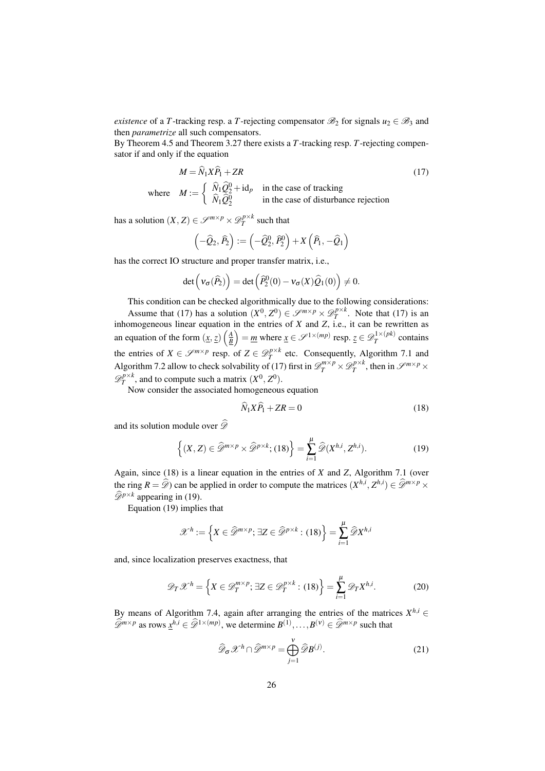*existence* of a $T$-tracking resp. a $T$-rejecting compensator $\mathscr{B}_2$ for signals $u_2 \in \mathscr{B}_3$ and then *parametrize* all such compensators.
By Theorem 4.5 and Theorem 3.27 there exists a $T$-tracking resp. $T$-rejecting compensator if and only if the equation

$$M = \widehat{N}_1 X \widehat{P}_1 + ZR \tag{17}$$

$$\text{where} \quad M := \begin{cases} \widehat{N}_1 \widehat{Q}_2^0 + \mathrm{id}_p & \text{in the case of tracking} \\ \widehat{N}_1 \widehat{Q}_2^0 & \text{in the case of disturbance rejection} \end{cases}$$

has a solution $(X, Z) \in \mathscr{S}^{m \times p} \times \mathscr{D}_T^{p \times k}$ such that

$$\left(-\widehat{Q}_2, \widehat{P}_2\right) := \left(-\widehat{Q}_2^0, \widehat{P}_2^0\right) + X\left(\widehat{P}_1, -\widehat{Q}_1\right)$$

has the correct IO structure and proper transfer matrix, i.e.,

$$\det\left(\nu_\sigma(\widehat{P}_2)\right) = \det\left(\widehat{P}_2^0(0) - \nu_\sigma(X)\widehat{Q}_1(0)\right) \neq 0.$$

This condition can be checked algorithmically due to the following considerations: Assume that (17) has a solution $(X^0, Z^0) \in \mathscr{S}^{m \times p} \times \mathscr{D}_T^{p \times k}$. Note that (17) is an inhomogeneous linear equation in the entries of $X$ and $Z$, i.e., it can be rewritten as an equation of the form $(\underline{x}, \underline{z})\begin{pmatrix} \underline{A} \\ \underline{B} \end{pmatrix} = \underline{m}$ where $\underline{x} \in \mathscr{S}^{1 \times (mp)}$ resp. $\underline{z} \in \mathscr{D}_T^{1 \times (pk)}$ contains the entries of $X \in \mathscr{S}^{m \times p}$ resp. of $Z \in \mathscr{D}_T^{p \times k}$ etc. Consequently, Algorithm 7.1 and Algorithm 7.2 allow to check solvability of (17) first in $\mathscr{D}_T^{m \times p} \times \mathscr{D}_T^{p \times k}$, then in $\mathscr{S}^{m \times p} \times \mathscr{D}_T^{p \times k}$, and to compute such a matrix $(X^0, Z^0)$.

Now consider the associated homogeneous equation

$$\widehat{N}_1 X \widehat{P}_1 + ZR = 0 \tag{18}$$

and its solution module over $\widehat{\mathscr{D}}$

$$\left\{(X, Z) \in \widehat{\mathscr{D}}^{m \times p} \times \widehat{\mathscr{D}}^{p \times k}; (18)\right\} = \sum_{i=1}^{\mu} \widehat{\mathscr{D}}(X^{h,i}, Z^{h,i}). \tag{19}$$

Again, since (18) is a linear equation in the entries of $X$ and $Z$, Algorithm 7.1 (over the ring $R = \widehat{\mathscr{D}}$) can be applied in order to compute the matrices $(X^{h,i}, Z^{h,i}) \in \widehat{\mathscr{D}}^{m \times p} \times \widehat{\mathscr{D}}^{p \times k}$ appearing in (19).

Equation (19) implies that

$$\mathscr{X}^h := \left\{X \in \widehat{\mathscr{D}}^{m \times p}; \exists Z \in \widehat{\mathscr{D}}^{p \times k} : (18)\right\} = \sum_{i=1}^{\mu} \widehat{\mathscr{D}} X^{h,i}$$

and, since localization preserves exactness, that

$$\mathscr{D}_T \mathscr{X}^h = \left\{X \in \mathscr{D}_T^{m \times p}; \exists Z \in \mathscr{D}_T^{p \times k} : (18)\right\} = \sum_{i=1}^{\mu} \mathscr{D}_T X^{h,i}. \tag{20}$$

By means of Algorithm 7.4, again after arranging the entries of the matrices $X^{h,i} \in \widehat{\mathscr{D}}^{m \times p}$ as rows $\underline{x}^{h,i} \in \widehat{\mathscr{D}}^{1 \times (mp)}$, we determine $B^{(1)}, \ldots, B^{(\nu)} \in \widehat{\mathscr{D}}^{m \times p}$ such that

$$\widehat{\mathscr{D}}_\sigma \mathscr{X}^h \cap \widehat{\mathscr{D}}^{m \times p} = \bigoplus_{j=1}^{\nu} \widehat{\mathscr{D}} B^{(j)}. \tag{21}$$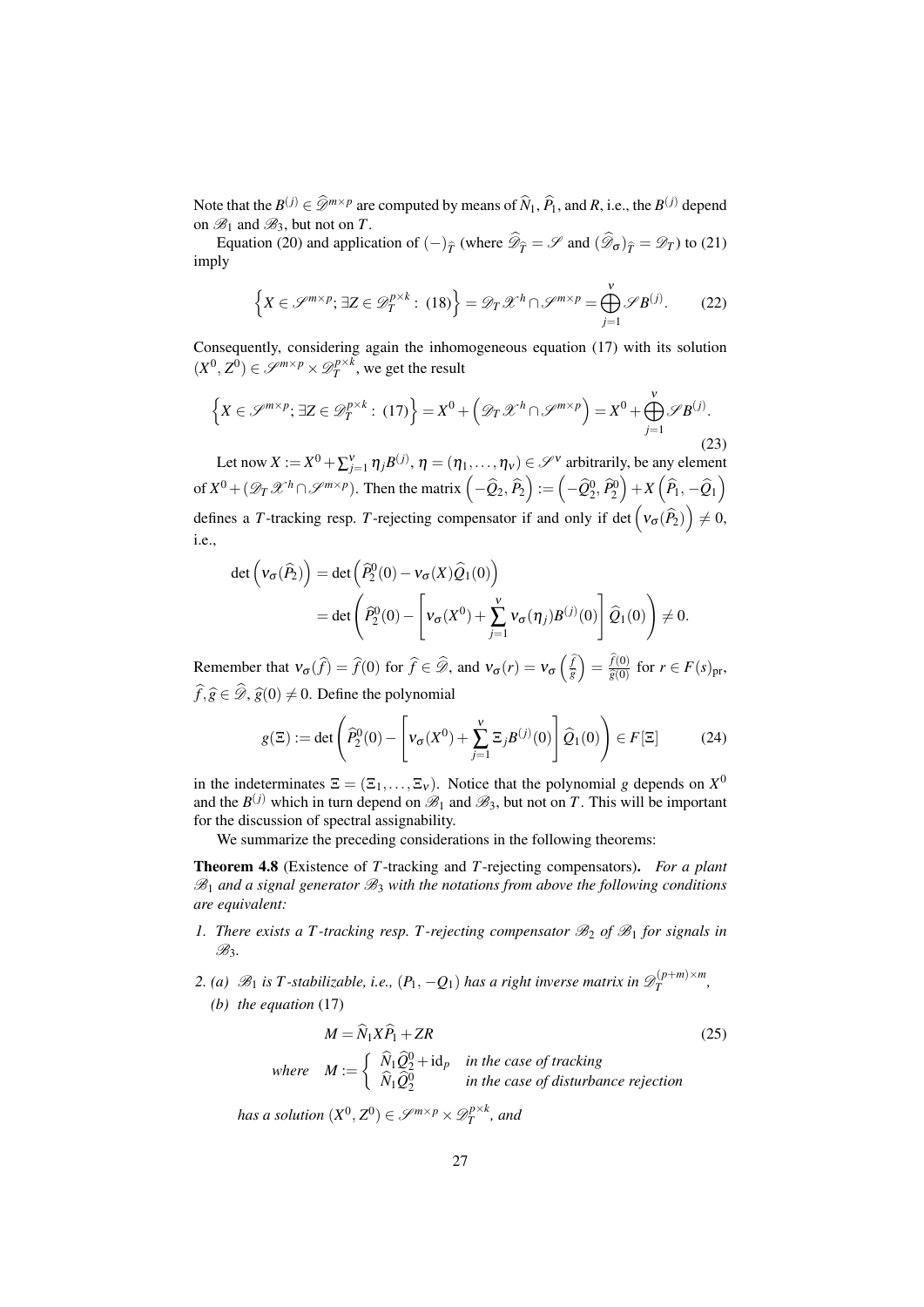Note that the $B^{(j)} \in \widehat{\mathscr{D}}^{m\times p}$ are computed by means of $\widehat{N}_1$, $\widehat{P}_1$, and $R$, i.e., the $B^{(j)}$ depend on $\mathscr{B}_1$ and $\mathscr{B}_3$, but not on $T$.

Equation (20) and application of $(-)_{\widehat{T}}$ (where $\widehat{\mathscr{D}}_{\widehat{T}} = \mathscr{S}$ and $(\widehat{\mathscr{D}}_\sigma)_{\widehat{T}} = \mathscr{D}_T$) to (21) imply

$$\left\{X \in \mathscr{S}^{m\times p};\, \exists Z \in \mathscr{D}_T^{p\times k} :\ (18)\right\} = \mathscr{D}_T \mathscr{X}^{\cdot h} \cap \mathscr{S}^{m\times p} = \bigoplus_{j=1}^{\nu} \mathscr{S} B^{(j)}. \tag{22}$$

Consequently, considering again the inhomogeneous equation (17) with its solution $(X^0, Z^0) \in \mathscr{S}^{m\times p} \times \mathscr{D}_T^{p\times k}$, we get the result

$$\left\{X \in \mathscr{S}^{m\times p};\, \exists Z \in \mathscr{D}_T^{p\times k} :\ (17)\right\} = X^0 + \left(\mathscr{D}_T \mathscr{X}^{\cdot h} \cap \mathscr{S}^{m\times p}\right) = X^0 + \bigoplus_{j=1}^{\nu} \mathscr{S} B^{(j)}. \tag{23}$$

Let now $X := X^0 + \sum_{j=1}^{\nu} \eta_j B^{(j)}$, $\eta = (\eta_1, \ldots, \eta_\nu) \in \mathscr{S}^\nu$ arbitrarily, be any element of $X^0 + (\mathscr{D}_T \mathscr{X}^{\cdot h} \cap \mathscr{S}^{m\times p})$. Then the matrix $\left(-\widehat{Q}_2, \widehat{P}_2\right) := \left(-\widehat{Q}_2^0, \widehat{P}_2^0\right) + X\left(\widehat{P}_1, -\widehat{Q}_1\right)$ defines a $T$-tracking resp. $T$-rejecting compensator if and only if $\det\left(\nu_\sigma(\widehat{P}_2)\right) \neq 0$, i.e.,

$$\begin{aligned}
\det\left(\nu_\sigma(\widehat{P}_2)\right) &= \det\left(\widehat{P}_2^0(0) - \nu_\sigma(X)\widehat{Q}_1(0)\right) \\
&= \det\left(\widehat{P}_2^0(0) - \left[\nu_\sigma(X^0) + \sum_{j=1}^{\nu} \nu_\sigma(\eta_j) B^{(j)}(0)\right] \widehat{Q}_1(0)\right) \neq 0.
\end{aligned}$$

Remember that $\nu_\sigma(\widehat{f}) = \widehat{f}(0)$ for $\widehat{f} \in \widehat{\mathscr{D}}$, and $\nu_\sigma(r) = \nu_\sigma\left(\frac{\widehat{f}}{\widehat{g}}\right) = \frac{\widehat{f}(0)}{\widehat{g}(0)}$ for $r \in F(s)_{\mathrm{pr}}$, $\widehat{f}, \widehat{g} \in \widehat{\mathscr{D}}$, $\widehat{g}(0) \neq 0$. Define the polynomial

$$g(\Xi) := \det\left(\widehat{P}_2^0(0) - \left[\nu_\sigma(X^0) + \sum_{j=1}^{\nu} \Xi_j B^{(j)}(0)\right] \widehat{Q}_1(0)\right) \in F[\Xi] \tag{24}$$

in the indeterminates $\Xi = (\Xi_1, \ldots, \Xi_\nu)$. Notice that the polynomial $g$ depends on $X^0$ and the $B^{(j)}$ which in turn depend on $\mathscr{B}_1$ and $\mathscr{B}_3$, but not on $T$. This will be important for the discussion of spectral assignability.

We summarize the preceding considerations in the following theorems:

**Theorem 4.8** (Existence of $T$-tracking and $T$-rejecting compensators)**.** *For a plant $\mathscr{B}_1$ and a signal generator $\mathscr{B}_3$ with the notations from above the following conditions are equivalent:*

1. *There exists a $T$-tracking resp. $T$-rejecting compensator $\mathscr{B}_2$ of $\mathscr{B}_1$ for signals in $\mathscr{B}_3$.*
2. *(a) $\mathscr{B}_1$ is $T$-stabilizable, i.e., $(P_1, -Q_1)$ has a right inverse matrix in $\mathscr{D}_T^{(p+m)\times m}$,*
   *(b) the equation* (17)
   $$M = \widehat{N}_1 X \widehat{P}_1 + ZR \tag{25}$$
   $$\text{where} \quad M := \begin{cases} \widehat{N}_1 \widehat{Q}_2^0 + \mathrm{id}_p & \text{in the case of tracking} \\ \widehat{N}_1 \widehat{Q}_2^0 & \text{in the case of disturbance rejection} \end{cases}$$
   *has a solution $(X^0, Z^0) \in \mathscr{S}^{m\times p} \times \mathscr{D}_T^{p\times k}$, and*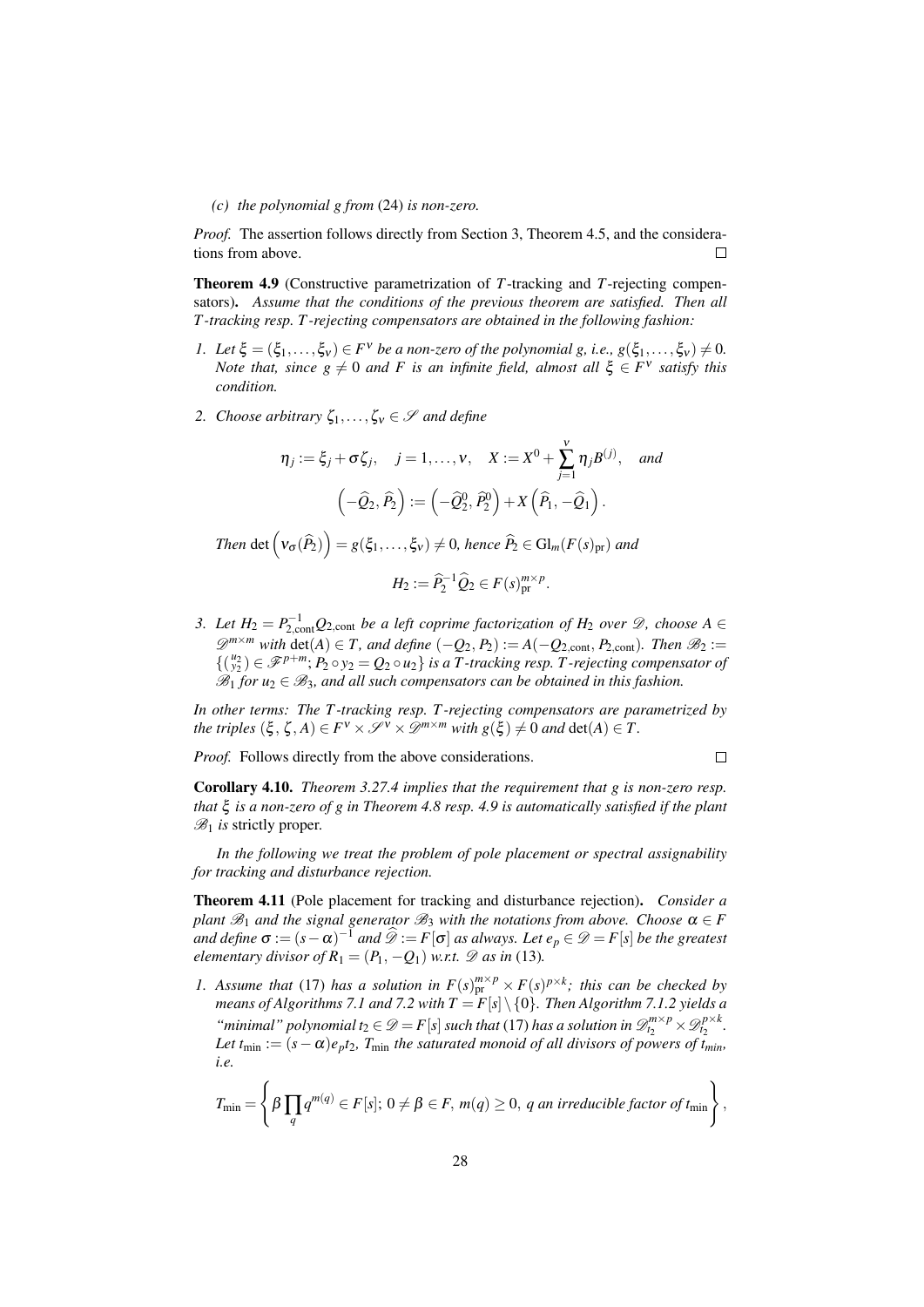*(c) the polynomial $g$ from* (24) *is non-zero.*

*Proof.* The assertion follows directly from Section 3, Theorem 4.5, and the considerations from above. □

**Theorem 4.9** (Constructive parametrization of $T$-tracking and $T$-rejecting compensators)**.** *Assume that the conditions of the previous theorem are satisfied. Then all $T$-tracking resp. $T$-rejecting compensators are obtained in the following fashion:*

1. *Let $\xi = (\xi_1, \dots, \xi_\nu) \in F^\nu$ be a non-zero of the polynomial $g$, i.e., $g(\xi_1, \dots, \xi_\nu) \neq 0$. Note that, since $g \neq 0$ and $F$ is an infinite field, almost all $\xi \in F^\nu$ satisfy this condition.*
2. *Choose arbitrary $\zeta_1, \dots, \zeta_\nu \in \mathscr{S}$ and define*
$$\eta_j := \xi_j + \sigma\zeta_j, \quad j = 1, \dots, \nu, \quad X := X^0 + \sum_{j=1}^{\nu} \eta_j B^{(j)}, \quad \textit{and}$$
$$\left(-\widehat{Q}_2, \widehat{P}_2\right) := \left(-\widehat{Q}_2^0, \widehat{P}_2^0\right) + X\left(\widehat{P}_1, -\widehat{Q}_1\right).$$
*Then $\det\left(\nu_\sigma(\widehat{P}_2)\right) = g(\xi_1, \dots, \xi_\nu) \neq 0$, hence $\widehat{P}_2 \in \mathrm{Gl}_m(F(s)_{\mathrm{pr}})$ and*
$$H_2 := \widehat{P}_2^{-1}\widehat{Q}_2 \in F(s)_{\mathrm{pr}}^{m\times p}.$$
3. *Let $H_2 = P_{2,\mathrm{cont}}^{-1} Q_{2,\mathrm{cont}}$ be a left coprime factorization of $H_2$ over $\mathscr{D}$, choose $A \in \mathscr{D}^{m\times m}$ with $\det(A) \in T$, and define $(-Q_2, P_2) := A(-Q_{2,\mathrm{cont}}, P_{2,\mathrm{cont}})$. Then $\mathscr{B}_2 := \{\binom{u_2}{y_2} \in \mathscr{F}^{p+m};\, P_2 \circ y_2 = Q_2 \circ u_2\}$ is a $T$-tracking resp. $T$-rejecting compensator of $\mathscr{B}_1$ for $u_2 \in \mathscr{B}_3$, and all such compensators can be obtained in this fashion.*

*In other terms: The $T$-tracking resp. $T$-rejecting compensators are parametrized by the triples $(\xi, \zeta, A) \in F^\nu \times \mathscr{S}^\nu \times \mathscr{D}^{m\times m}$ with $g(\xi) \neq 0$ and $\det(A) \in T$.*

*Proof.* Follows directly from the above considerations. □

**Corollary 4.10.** *Theorem 3.27.4 implies that the requirement that $g$ is non-zero resp. that $\xi$ is a non-zero of $g$ in Theorem 4.8 resp. 4.9 is automatically satisfied if the plant $\mathscr{B}_1$ is* strictly proper.

*In the following we treat the problem of pole placement or spectral assignability for tracking and disturbance rejection.*

**Theorem 4.11** (Pole placement for tracking and disturbance rejection)**.** *Consider a plant $\mathscr{B}_1$ and the signal generator $\mathscr{B}_3$ with the notations from above. Choose $\alpha \in F$ and define $\sigma := (s-\alpha)^{-1}$ and $\widehat{\mathscr{D}} := F[\sigma]$ as always. Let $e_p \in \mathscr{D} = F[s]$ be the greatest elementary divisor of $R_1 = (P_1, -Q_1)$ w.r.t. $\mathscr{D}$ as in* (13)*.*

1. *Assume that* (17) *has a solution in $F(s)_{\mathrm{pr}}^{m\times p} \times F(s)^{p\times k}$; this can be checked by means of Algorithms 7.1 and 7.2 with $T = F[s] \setminus \{0\}$. Then Algorithm 7.1.2 yields a "minimal" polynomial $t_2 \in \mathscr{D} = F[s]$ such that* (17) *has a solution in $\mathscr{D}_{t_2}^{m\times p} \times \mathscr{D}_{t_2}^{p\times k}$. Let $t_{\min} := (s-\alpha)e_p t_2$, $T_{\min}$ the saturated monoid of all divisors of powers of $t_{min}$, i.e.*
$$T_{\min} = \left\{\beta \prod_q q^{m(q)} \in F[s];\ 0 \neq \beta \in F,\ m(q) \geq 0,\ q \text{ an irreducible factor of } t_{\min}\right\},$$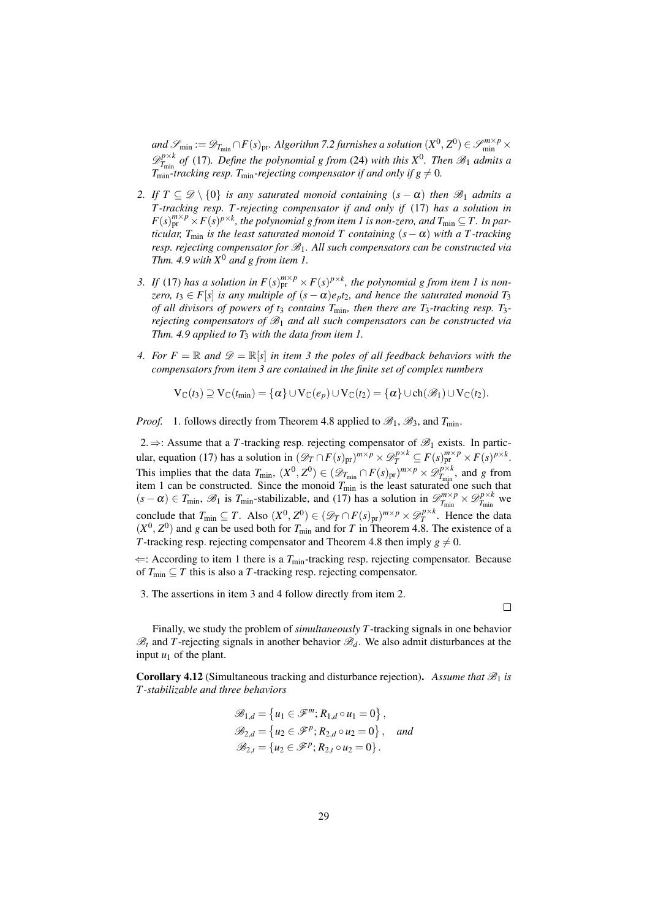*and* $\mathscr{S}_{\min} := \mathscr{D}_{T_{\min}} \cap F(s)_{\mathrm{pr}}$*. Algorithm 7.2 furnishes a solution* $(X^0, Z^0) \in \mathscr{S}_{\min}^{m\times p} \times \mathscr{D}_{T_{\min}}^{p\times k}$ *of* (17)*. Define the polynomial g from* (24) *with this* $X^0$*. Then* $\mathscr{B}_1$ *admits a* $T_{\min}$*-tracking resp.* $T_{\min}$*-rejecting compensator if and only if* $g \neq 0$*.*

2. *If* $T \subseteq \mathscr{D}\setminus\{0\}$ *is any saturated monoid containing* $(s-\alpha)$ *then* $\mathscr{B}_1$ *admits a* $T$*-tracking resp.* $T$*-rejecting compensator if and only if* (17) *has a solution in* $F(s)_{\mathrm{pr}}^{m\times p} \times F(s)^{p\times k}$*, the polynomial g from item 1 is non-zero, and* $T_{\min} \subseteq T$*. In particular,* $T_{\min}$ *is the least saturated monoid* $T$ *containing* $(s-\alpha)$ *with a* $T$*-tracking resp. rejecting compensator for* $\mathscr{B}_1$*. All such compensators can be constructed via Thm. 4.9 with* $X^0$ *and g from item 1.*

3. *If* (17) *has a solution in* $F(s)_{\mathrm{pr}}^{m\times p} \times F(s)^{p\times k}$*, the polynomial g from item 1 is non-zero,* $t_3 \in F[s]$ *is any multiple of* $(s-\alpha)e_p t_2$*, and hence the saturated monoid* $T_3$ *of all divisors of powers of* $t_3$ *contains* $T_{\min}$*, then there are* $T_3$*-tracking resp.* $T_3$*-rejecting compensators of* $\mathscr{B}_1$ *and all such compensators can be constructed via Thm. 4.9 applied to* $T_3$ *with the data from item 1.*

4. *For* $F = \mathbb{R}$ *and* $\mathscr{D} = \mathbb{R}[s]$ *in item 3 the poles of all feedback behaviors with the compensators from item 3 are contained in the finite set of complex numbers*

$$\mathrm{V}_{\mathbb{C}}(t_3) \supseteq \mathrm{V}_{\mathbb{C}}(t_{\min}) = \{\alpha\} \cup \mathrm{V}_{\mathbb{C}}(e_p) \cup \mathrm{V}_{\mathbb{C}}(t_2) = \{\alpha\} \cup \mathrm{ch}(\mathscr{B}_1) \cup \mathrm{V}_{\mathbb{C}}(t_2).$$

*Proof.* 1. follows directly from Theorem 4.8 applied to $\mathscr{B}_1$, $\mathscr{B}_3$, and $T_{\min}$.

2. $\Rightarrow$: Assume that a $T$-tracking resp. rejecting compensator of $\mathscr{B}_1$ exists. In particular, equation (17) has a solution in $(\mathscr{D}_T \cap F(s)_{\mathrm{pr}})^{m\times p} \times \mathscr{D}_T^{p\times k} \subseteq F(s)_{\mathrm{pr}}^{m\times p} \times F(s)^{p\times k}$. This implies that the data $T_{\min}$, $(X^0, Z^0) \in (\mathscr{D}_{T_{\min}} \cap F(s)_{\mathrm{pr}})^{m\times p} \times \mathscr{D}_{T_{\min}}^{p\times k}$, and $g$ from item 1 can be constructed. Since the monoid $T_{\min}$ is the least saturated one such that $(s-\alpha) \in T_{\min}$, $\mathscr{B}_1$ is $T_{\min}$-stabilizable, and (17) has a solution in $\mathscr{D}_{T_{\min}}^{m\times p} \times \mathscr{D}_{T_{\min}}^{p\times k}$ we conclude that $T_{\min} \subseteq T$. Also $(X^0, Z^0) \in (\mathscr{D}_T \cap F(s)_{\mathrm{pr}})^{m\times p} \times \mathscr{D}_T^{p\times k}$. Hence the data $(X^0, Z^0)$ and $g$ can be used both for $T_{\min}$ and for $T$ in Theorem 4.8. The existence of a $T$-tracking resp. rejecting compensator and Theorem 4.8 then imply $g \neq 0$.

$\Leftarrow$: According to item 1 there is a $T_{\min}$-tracking resp. rejecting compensator. Because of $T_{\min} \subseteq T$ this is also a $T$-tracking resp. rejecting compensator.

3. The assertions in item 3 and 4 follow directly from item 2. $\square$

Finally, we study the problem of *simultaneously* $T$-tracking signals in one behavior $\mathscr{B}_t$ and $T$-rejecting signals in another behavior $\mathscr{B}_d$. We also admit disturbances at the input $u_1$ of the plant.

**Corollary 4.12** (Simultaneous tracking and disturbance rejection). *Assume that* $\mathscr{B}_1$ *is* $T$*-stabilizable and three behaviors*

$$\begin{aligned}
\mathscr{B}_{1,d} &= \left\{u_1 \in \mathscr{F}^m;\, R_{1,d} \circ u_1 = 0\right\}, \\
\mathscr{B}_{2,d} &= \left\{u_2 \in \mathscr{F}^p;\, R_{2,d} \circ u_2 = 0\right\}, \quad \textit{and} \\
\mathscr{B}_{2,t} &= \left\{u_2 \in \mathscr{F}^p;\, R_{2,t} \circ u_2 = 0\right\}.
\end{aligned}$$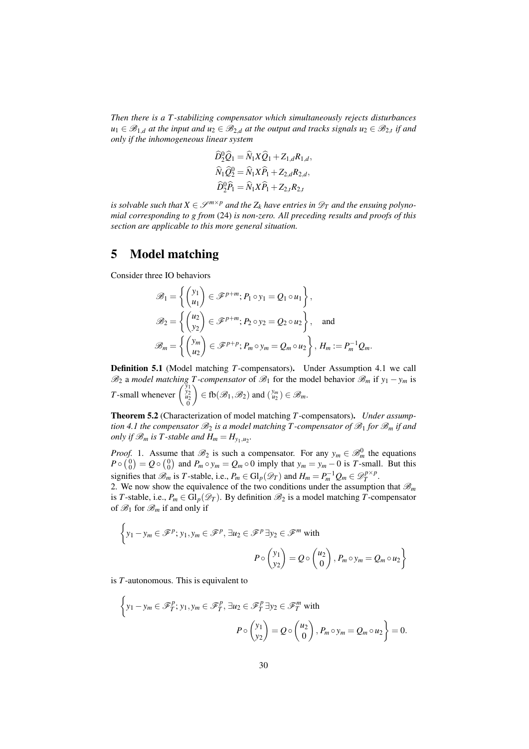*Then there is a $T$-stabilizing compensator which simultaneously rejects disturbances $u_1 \in \mathscr{B}_{1,d}$ at the input and $u_2 \in \mathscr{B}_{2,d}$ at the output and tracks signals $u_2 \in \mathscr{B}_{2,t}$ if and only if the inhomogeneous linear system*

$$
\begin{aligned}
\widehat{D}_2^0 \widehat{Q}_1 &= \widehat{N}_1 X \widehat{Q}_1 + Z_{1,d} R_{1,d}, \\
\widehat{N}_1 \widehat{Q}_2^0 &= \widehat{N}_1 X \widehat{P}_1 + Z_{2,d} R_{2,d}, \\
\widehat{D}_2^0 \widehat{P}_1 &= \widehat{N}_1 X \widehat{P}_1 + Z_{2,t} R_{2,t}
\end{aligned}
$$

*is solvable such that $X \in \mathscr{S}^{m\times p}$ and the $Z_k$ have entries in $\mathscr{D}_T$ and the ensuing polynomial corresponding to $g$ from* (24) *is non-zero. All preceding results and proofs of this section are applicable to this more general situation.*

# 5 Model matching

Consider three IO behaviors

$$
\begin{aligned}
\mathscr{B}_1 &= \left\{ \begin{pmatrix} y_1 \\ u_1 \end{pmatrix} \in \mathscr{F}^{p+m};\, P_1 \circ y_1 = Q_1 \circ u_1 \right\}, \\
\mathscr{B}_2 &= \left\{ \begin{pmatrix} u_2 \\ y_2 \end{pmatrix} \in \mathscr{F}^{p+m};\, P_2 \circ y_2 = Q_2 \circ u_2 \right\}, \quad \text{and} \\
\mathscr{B}_m &= \left\{ \begin{pmatrix} y_m \\ u_2 \end{pmatrix} \in \mathscr{F}^{p+p};\, P_m \circ y_m = Q_m \circ u_2 \right\},\ H_m := P_m^{-1} Q_m.
\end{aligned}
$$

**Definition 5.1** (Model matching $T$-compensators)**.** Under Assumption 4.1 we call $\mathscr{B}_2$ a *model matching $T$-compensator* of $\mathscr{B}_1$ for the model behavior $\mathscr{B}_m$ if $y_1 - y_m$ is $T$-small whenever $\begin{pmatrix} y_1 \\ y_2 \\ u_2 \\ 0 \end{pmatrix} \in \mathrm{fb}(\mathscr{B}_1, \mathscr{B}_2)$ and $\binom{y_m}{u_2} \in \mathscr{B}_m$.

**Theorem 5.2** (Characterization of model matching $T$-compensators)**.** *Under assumption 4.1 the compensator $\mathscr{B}_2$ is a model matching $T$-compensator of $\mathscr{B}_1$ for $\mathscr{B}_m$ if and only if $\mathscr{B}_m$ is $T$-stable and $H_m = H_{y_1,u_2}$.*

*Proof.* 1. Assume that $\mathscr{B}_2$ is such a compensator. For any $y_m \in \mathscr{B}_m^0$ the equations $P \circ \binom{0}{0} = Q \circ \binom{0}{0}$ and $P_m \circ y_m = Q_m \circ 0$ imply that $y_m = y_m - 0$ is $T$-small. But this signifies that $\mathscr{B}_m$ is $T$-stable, i.e., $P_m \in \mathrm{Gl}_p(\mathscr{D}_T)$ and $H_m = P_m^{-1} Q_m \in \mathscr{D}_T^{p\times p}$.
2. We now show the equivalence of the two conditions under the assumption that $\mathscr{B}_m$ is $T$-stable, i.e., $P_m \in \mathrm{Gl}_p(\mathscr{D}_T)$. By definition $\mathscr{B}_2$ is a model matching $T$-compensator of $\mathscr{B}_1$ for $\mathscr{B}_m$ if and only if

$$
\left\{ y_1 - y_m \in \mathscr{F}^p;\, y_1, y_m \in \mathscr{F}^p,\, \exists u_2 \in \mathscr{F}^p\, \exists y_2 \in \mathscr{F}^m \text{ with } P \circ \begin{pmatrix} y_1 \\ y_2 \end{pmatrix} = Q \circ \begin{pmatrix} u_2 \\ 0 \end{pmatrix},\, P_m \circ y_m = Q_m \circ u_2 \right\}
$$

is $T$-autonomous. This is equivalent to

$$
\left\{ y_1 - y_m \in \mathscr{F}_T^p;\, y_1, y_m \in \mathscr{F}_T^p,\, \exists u_2 \in \mathscr{F}_T^p\, \exists y_2 \in \mathscr{F}_T^m \text{ with } P \circ \begin{pmatrix} y_1 \\ y_2 \end{pmatrix} = Q \circ \begin{pmatrix} u_2 \\ 0 \end{pmatrix},\, P_m \circ y_m = Q_m \circ u_2 \right\} = 0.
$$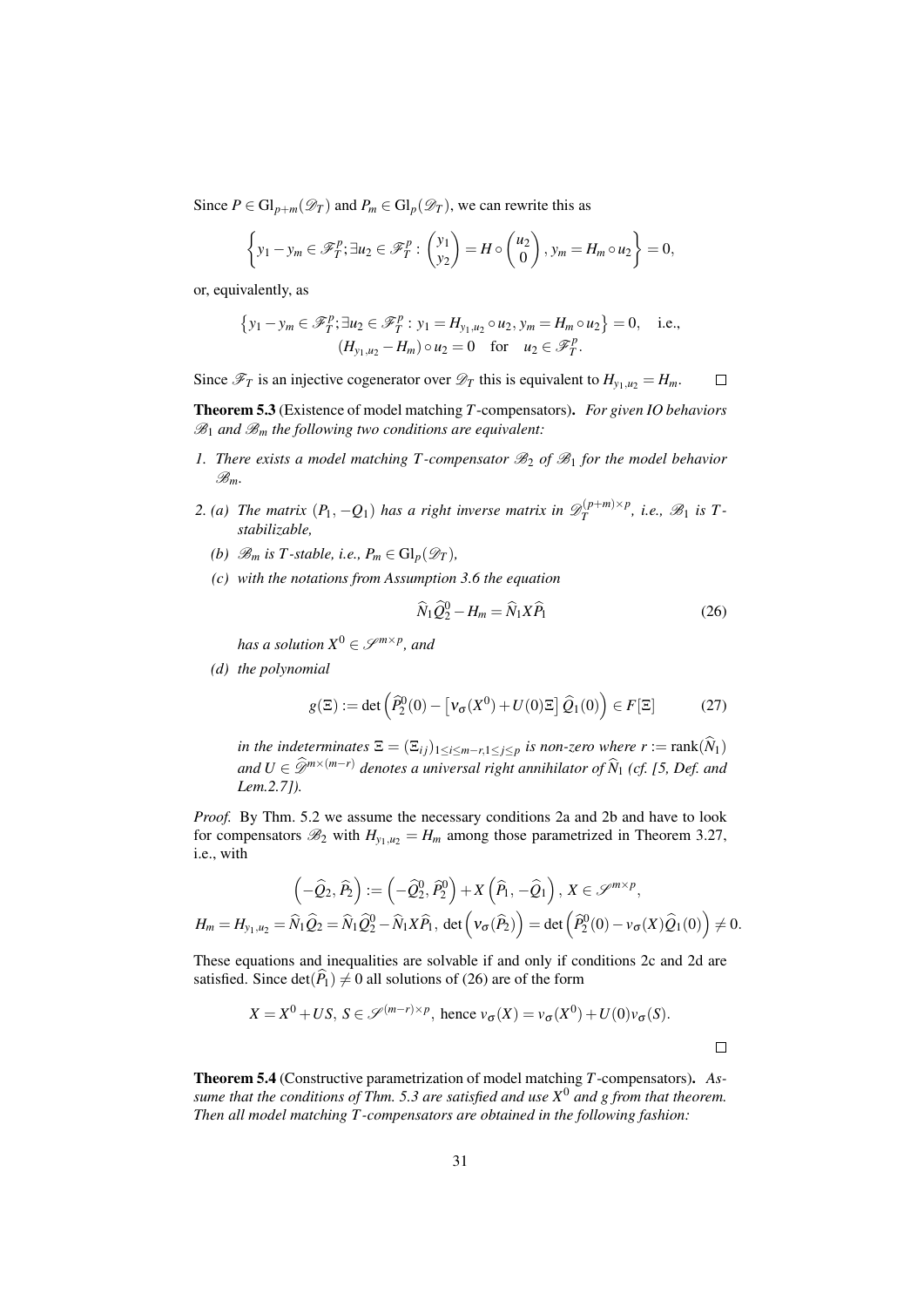Since $P \in \mathrm{Gl}_{p+m}(\mathscr{D}_T)$ and $P_m \in \mathrm{Gl}_p(\mathscr{D}_T)$, we can rewrite this as

$$\left\{ y_1 - y_m \in \mathscr{F}_T^p; \exists u_2 \in \mathscr{F}_T^p : \begin{pmatrix} y_1 \\ y_2 \end{pmatrix} = H \circ \begin{pmatrix} u_2 \\ 0 \end{pmatrix}, y_m = H_m \circ u_2 \right\} = 0,$$

or, equivalently, as

$$\left\{ y_1 - y_m \in \mathscr{F}_T^p; \exists u_2 \in \mathscr{F}_T^p : y_1 = H_{y_1,u_2} \circ u_2, y_m = H_m \circ u_2 \right\} = 0, \quad \text{i.e.,}$$
$$(H_{y_1,u_2} - H_m) \circ u_2 = 0 \quad \text{for} \quad u_2 \in \mathscr{F}_T^p.$$

Since $\mathscr{F}_T$ is an injective cogenerator over $\mathscr{D}_T$ this is equivalent to $H_{y_1,u_2} = H_m$. $\square$

**Theorem 5.3** (Existence of model matching $T$-compensators). *For given IO behaviors $\mathscr{B}_1$ and $\mathscr{B}_m$ the following two conditions are equivalent:*

1. *There exists a model matching $T$-compensator $\mathscr{B}_2$ of $\mathscr{B}_1$ for the model behavior $\mathscr{B}_m$.*
2. *(a) The matrix $(P_1, -Q_1)$ has a right inverse matrix in $\mathscr{D}_T^{(p+m)\times p}$, i.e., $\mathscr{B}_1$ is $T$-stabilizable,*

   *(b) $\mathscr{B}_m$ is $T$-stable, i.e., $P_m \in \mathrm{Gl}_p(\mathscr{D}_T)$,*

   *(c) with the notations from Assumption 3.6 the equation*

$$\widehat{N}_1 \widehat{Q}_2^0 - H_m = \widehat{N}_1 X \widehat{P}_1 \tag{26}$$

   *has a solution $X^0 \in \mathscr{S}^{m\times p}$, and*

   *(d) the polynomial*

$$g(\Xi) := \det\left( \widehat{P}_2^0(0) - \left[ \nu_\sigma(X^0) + U(0)\Xi \right] \widehat{Q}_1(0) \right) \in F[\Xi] \tag{27}$$

   *in the indeterminates $\Xi = (\Xi_{ij})_{1\le i\le m-r, 1\le j\le p}$ is non-zero where $r := \mathrm{rank}(\widehat{N}_1)$ and $U \in \widehat{\mathscr{D}}^{m\times(m-r)}$ denotes a universal right annihilator of $\widehat{N}_1$ (cf. [5, Def. and Lem.2.7]).*

*Proof.* By Thm. 5.2 we assume the necessary conditions 2a and 2b and have to look for compensators $\mathscr{B}_2$ with $H_{y_1,u_2} = H_m$ among those parametrized in Theorem 3.27, i.e., with

$$\left(-\widehat{Q}_2, \widehat{P}_2\right) := \left(-\widehat{Q}_2^0, \widehat{P}_2^0\right) + X\left(\widehat{P}_1, -\widehat{Q}_1\right), \, X \in \mathscr{S}^{m\times p},$$
$$H_m = H_{y_1,u_2} = \widehat{N}_1 \widehat{Q}_2 = \widehat{N}_1 \widehat{Q}_2^0 - \widehat{N}_1 X \widehat{P}_1, \, \det\left(\nu_\sigma(\widehat{P}_2)\right) = \det\left(\widehat{P}_2^0(0) - \nu_\sigma(X)\widehat{Q}_1(0)\right) \neq 0.$$

These equations and inequalities are solvable if and only if conditions 2c and 2d are satisfied. Since $\det(\widehat{P}_1) \neq 0$ all solutions of (26) are of the form

$$X = X^0 + US, \, S \in \mathscr{S}^{(m-r)\times p}, \text{ hence } \nu_\sigma(X) = \nu_\sigma(X^0) + U(0)\nu_\sigma(S).$$

$\square$

**Theorem 5.4** (Constructive parametrization of model matching $T$-compensators). *Assume that the conditions of Thm. 5.3 are satisfied and use $X^0$ and $g$ from that theorem. Then all model matching $T$-compensators are obtained in the following fashion:*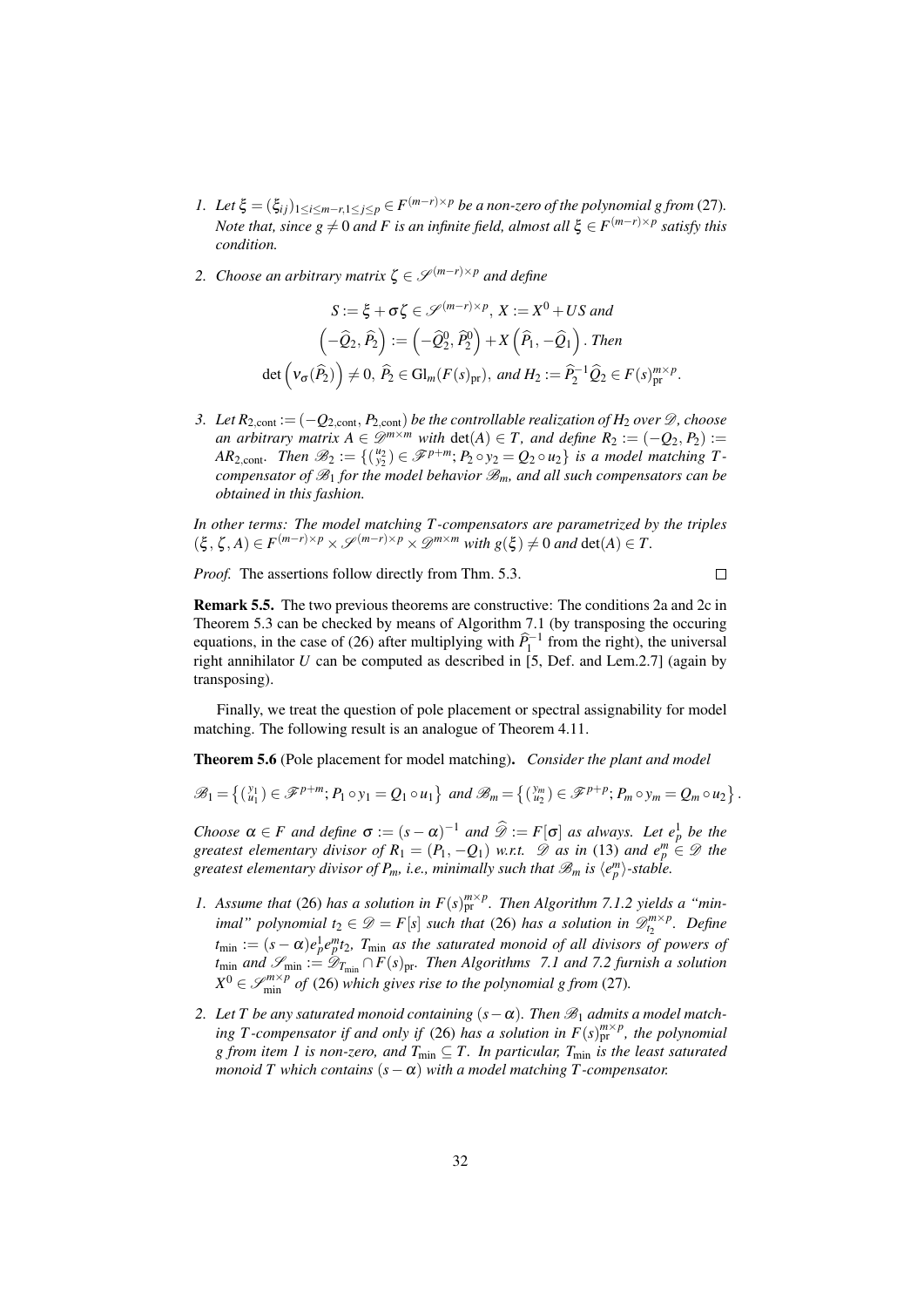1. *Let $\xi = (\xi_{ij})_{1\leq i\leq m-r, 1\leq j\leq p} \in F^{(m-r)\times p}$ be a non-zero of the polynomial $g$ from* (27)*. Note that, since $g \neq 0$ and $F$ is an infinite field, almost all $\xi \in F^{(m-r)\times p}$ satisfy this condition.*

2. *Choose an arbitrary matrix $\zeta \in \mathscr{S}^{(m-r)\times p}$ and define*

$$S := \xi + \sigma\zeta \in \mathscr{S}^{(m-r)\times p},\ X := X^0 + US \text{ and}$$
$$\left(-\widehat{Q}_2, \widehat{P}_2\right) := \left(-\widehat{Q}_2^0, \widehat{P}_2^0\right) + X\left(\widehat{P}_1, -\widehat{Q}_1\right). \text{ Then}$$
$$\det\left(\nu_\sigma(\widehat{P}_2)\right) \neq 0,\ \widehat{P}_2 \in \mathrm{Gl}_m(F(s)_{\mathrm{pr}}),\ \text{and } H_2 := \widehat{P}_2^{-1}\widehat{Q}_2 \in F(s)_{\mathrm{pr}}^{m\times p}.$$

3. *Let $R_{2,\mathrm{cont}} := (-Q_{2,\mathrm{cont}}, P_{2,\mathrm{cont}})$ be the controllable realization of $H_2$ over $\mathscr{D}$, choose an arbitrary matrix $A \in \mathscr{D}^{m\times m}$ with $\det(A) \in T$, and define $R_2 := (-Q_2, P_2) := AR_{2,\mathrm{cont}}$. Then $\mathscr{B}_2 := \{\binom{u_2}{y_2} \in \mathscr{F}^{p+m}; P_2 \circ y_2 = Q_2 \circ u_2\}$ is a model matching $T$-compensator of $\mathscr{B}_1$ for the model behavior $\mathscr{B}_m$, and all such compensators can be obtained in this fashion.*

*In other terms: The model matching $T$-compensators are parametrized by the triples $(\xi, \zeta, A) \in F^{(m-r)\times p} \times \mathscr{S}^{(m-r)\times p} \times \mathscr{D}^{m\times m}$ with $g(\xi) \neq 0$ and $\det(A) \in T$.*

*Proof.* The assertions follow directly from Thm. 5.3. □

**Remark 5.5.** The two previous theorems are constructive: The conditions 2a and 2c in Theorem 5.3 can be checked by means of Algorithm 7.1 (by transposing the occuring equations, in the case of (26) after multiplying with $\widehat{P}_1^{-1}$ from the right), the universal right annihilator $U$ can be computed as described in [5, Def. and Lem.2.7] (again by transposing).

Finally, we treat the question of pole placement or spectral assignability for model matching. The following result is an analogue of Theorem 4.11.

**Theorem 5.6** (Pole placement for model matching). *Consider the plant and model*

$$\mathscr{B}_1 = \left\{\binom{y_1}{u_1} \in \mathscr{F}^{p+m}; P_1 \circ y_1 = Q_1 \circ u_1\right\} \text{ and } \mathscr{B}_m = \left\{\binom{y_m}{u_2} \in \mathscr{F}^{p+p}; P_m \circ y_m = Q_m \circ u_2\right\}.$$

*Choose $\alpha \in F$ and define $\sigma := (s-\alpha)^{-1}$ and $\widehat{\mathscr{D}} := F[\sigma]$ as always. Let $e_p^1$ be the greatest elementary divisor of $R_1 = (P_1, -Q_1)$ w.r.t. $\mathscr{D}$ as in* (13) *and $e_p^m \in \mathscr{D}$ the greatest elementary divisor of $P_m$, i.e., minimally such that $\mathscr{B}_m$ is $\langle e_p^m\rangle$-stable.*

1. *Assume that* (26) *has a solution in $F(s)_{\mathrm{pr}}^{m\times p}$. Then Algorithm 7.1.2 yields a "minimal" polynomial $t_2 \in \mathscr{D} = F[s]$ such that* (26) *has a solution in $\mathscr{D}_{t_2}^{m\times p}$. Define $t_{\min} := (s-\alpha)e_p^1 e_p^m t_2$, $T_{\min}$ as the saturated monoid of all divisors of powers of $t_{\min}$ and $\mathscr{S}_{\min} := \mathscr{D}_{T_{\min}} \cap F(s)_{\mathrm{pr}}$. Then Algorithms 7.1 and 7.2 furnish a solution $X^0 \in \mathscr{S}_{\min}^{m\times p}$ of* (26) *which gives rise to the polynomial $g$ from* (27)*.*

2. *Let $T$ be any saturated monoid containing $(s-\alpha)$. Then $\mathscr{B}_1$ admits a model matching $T$-compensator if and only if* (26) *has a solution in $F(s)_{\mathrm{pr}}^{m\times p}$, the polynomial $g$ from item 1 is non-zero, and $T_{\min} \subseteq T$. In particular, $T_{\min}$ is the least saturated monoid $T$ which contains $(s-\alpha)$ with a model matching $T$-compensator.*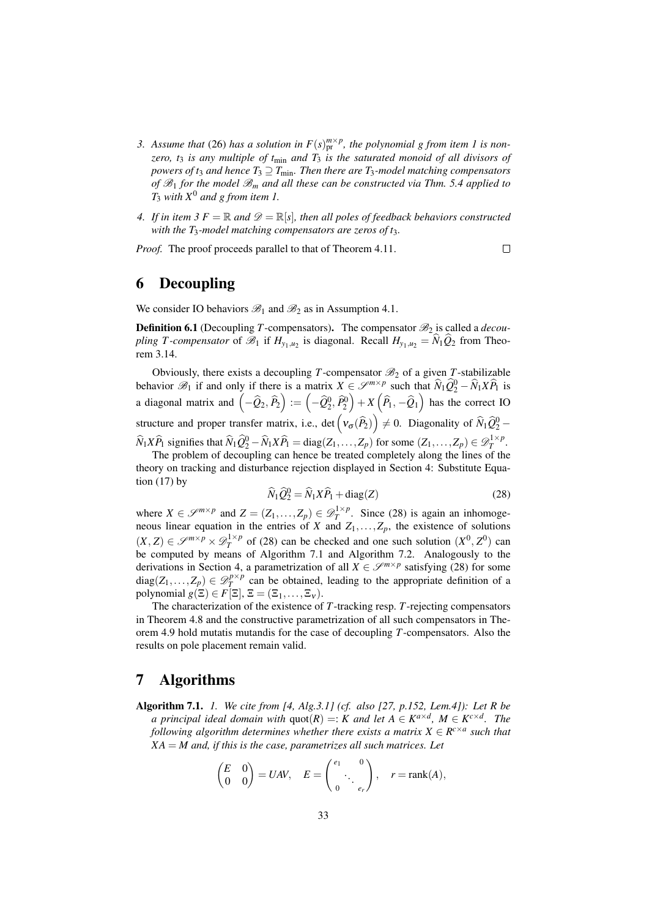3. *Assume that* (26) *has a solution in $F(s)_{\mathrm{pr}}^{m\times p}$, the polynomial $g$ from item 1 is nonzero, $t_3$ is any multiple of $t_{\min}$ and $T_3$ is the saturated monoid of all divisors of powers of $t_3$ and hence $T_3 \supseteq T_{\min}$. Then there are $T_3$-model matching compensators of $\mathscr{B}_1$ for the model $\mathscr{B}_m$ and all these can be constructed via Thm. 5.4 applied to $T_3$ with $X^0$ and $g$ from item 1.*

4. *If in item 3 $F = \mathbb{R}$ and $\mathscr{D} = \mathbb{R}[s]$, then all poles of feedback behaviors constructed with the $T_3$-model matching compensators are zeros of $t_3$.*

*Proof.* The proof proceeds parallel to that of Theorem 4.11. □

# 6 Decoupling

We consider IO behaviors $\mathscr{B}_1$ and $\mathscr{B}_2$ as in Assumption 4.1.

**Definition 6.1** (Decoupling $T$-compensators)**.** The compensator $\mathscr{B}_2$ is called a *decoupling $T$-compensator* of $\mathscr{B}_1$ if $H_{y_1,u_2}$ is diagonal. Recall $H_{y_1,u_2} = \widehat{N}_1\widehat{Q}_2$ from Theorem 3.14.

Obviously, there exists a decoupling $T$-compensator $\mathscr{B}_2$ of a given $T$-stabilizable behavior $\mathscr{B}_1$ if and only if there is a matrix $X \in \mathscr{S}^{m\times p}$ such that $\widehat{N}_1\widehat{Q}_2^0 - \widehat{N}_1 X \widehat{P}_1$ is a diagonal matrix and $\left(-\widehat{Q}_2, \widehat{P}_2\right) := \left(-\widehat{Q}_2^0, \widehat{P}_2^0\right) + X\left(\widehat{P}_1, -\widehat{Q}_1\right)$ has the correct IO structure and proper transfer matrix, i.e., $\det\left(\nu_\sigma(\widehat{P}_2)\right) \neq 0$. Diagonality of $\widehat{N}_1\widehat{Q}_2^0 - \widehat{N}_1 X \widehat{P}_1$ signifies that $\widehat{N}_1\widehat{Q}_2^0 - \widehat{N}_1 X \widehat{P}_1 = \mathrm{diag}(Z_1,\dots,Z_p)$ for some $(Z_1,\dots,Z_p) \in \mathscr{D}_T^{1\times p}$.

The problem of decoupling can hence be treated completely along the lines of the theory on tracking and disturbance rejection displayed in Section 4: Substitute Equation (17) by

$$\widehat{N}_1\widehat{Q}_2^0 = \widehat{N}_1 X \widehat{P}_1 + \mathrm{diag}(Z) \tag{28}$$

where $X \in \mathscr{S}^{m\times p}$ and $Z = (Z_1,\dots,Z_p) \in \mathscr{D}_T^{1\times p}$. Since (28) is again an inhomogeneous linear equation in the entries of $X$ and $Z_1,\dots,Z_p$, the existence of solutions $(X,Z) \in \mathscr{S}^{m\times p} \times \mathscr{D}_T^{1\times p}$ of (28) can be checked and one such solution $(X^0, Z^0)$ can be computed by means of Algorithm 7.1 and Algorithm 7.2. Analogously to the derivations in Section 4, a parametrization of all $X \in \mathscr{S}^{m\times p}$ satisfying (28) for some $\mathrm{diag}(Z_1,\dots,Z_p) \in \mathscr{D}_T^{p\times p}$ can be obtained, leading to the appropriate definition of a polynomial $g(\Xi) \in F[\Xi]$, $\Xi = (\Xi_1,\dots,\Xi_\nu)$.

The characterization of the existence of $T$-tracking resp. $T$-rejecting compensators in Theorem 4.8 and the constructive parametrization of all such compensators in Theorem 4.9 hold mutatis mutandis for the case of decoupling $T$-compensators. Also the results on pole placement remain valid.

# 7 Algorithms

**Algorithm 7.1.** *1. We cite from [4, Alg.3.1] (cf. also [27, p.152, Lem.4]): Let $R$ be a principal ideal domain with $\mathrm{quot}(R) =: K$ and let $A \in K^{a\times d}$, $M \in K^{c\times d}$. The following algorithm determines whether there exists a matrix $X \in R^{c\times a}$ such that $XA = M$ and, if this is the case, parametrizes all such matrices. Let*

$$\begin{pmatrix} E & 0 \\ 0 & 0 \end{pmatrix} = UAV, \quad E = \begin{pmatrix} e_1 & & 0 \\ & \ddots & \\ 0 & & e_r \end{pmatrix}, \quad r = \mathrm{rank}(A),$$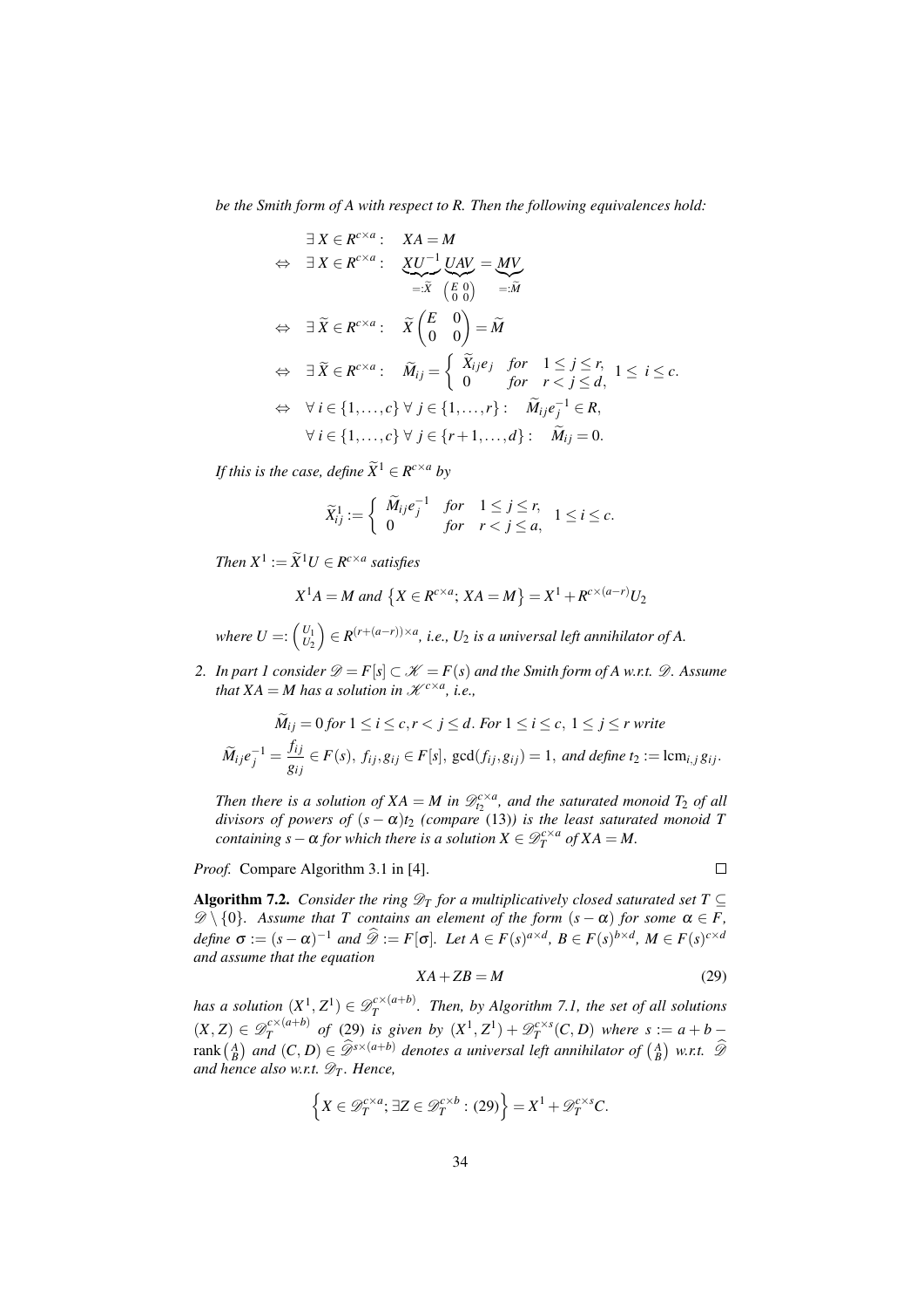*be the Smith form of A with respect to R. Then the following equivalences hold:*

$$
\begin{aligned}
& \exists\, X \in R^{c\times a}: \quad XA = M \\
\Leftrightarrow\ & \exists\, X \in R^{c\times a}: \quad \underbrace{XU^{-1}}_{=:\widetilde{X}}\ \underbrace{UAV}_{\left(\begin{smallmatrix} E & 0 \\ 0 & 0 \end{smallmatrix}\right)} = \underbrace{MV}_{=:\widetilde{M}} \\
\Leftrightarrow\ & \exists\, \widetilde{X} \in R^{c\times a}: \quad \widetilde{X}\begin{pmatrix} E & 0 \\ 0 & 0 \end{pmatrix} = \widetilde{M} \\
\Leftrightarrow\ & \exists\, \widetilde{X} \in R^{c\times a}: \quad \widetilde{M}_{ij} = \begin{cases} \widetilde{X}_{ij} e_j & \text{for} \quad 1 \le j \le r, \\ 0 & \text{for} \quad r < j \le d, \end{cases} \ 1 \le\ i \le c. \\
\Leftrightarrow\ & \forall\, i \in \{1,\ldots,c\}\ \forall\, j \in \{1,\ldots,r\}: \quad \widetilde{M}_{ij} e_j^{-1} \in R, \\
& \forall\, i \in \{1,\ldots,c\}\ \forall\, j \in \{r+1,\ldots,d\}: \quad \widetilde{M}_{ij} = 0.
\end{aligned}
$$

*If this is the case, define* $\widetilde{X}^1 \in R^{c\times a}$ *by*

$$
\widetilde{X}^1_{ij} := \begin{cases} \widetilde{M}_{ij} e_j^{-1} & \text{for} \quad 1 \le j \le r, \\ 0 & \text{for} \quad r < j \le a, \end{cases} \ 1 \le i \le c.
$$

*Then* $X^1 := \widetilde{X}^1 U \in R^{c\times a}$ *satisfies*

$$
X^1 A = M \text{ and } \left\{ X \in R^{c\times a};\, XA = M \right\} = X^1 + R^{c\times(a-r)} U_2
$$

*where* $U =: \left(\begin{smallmatrix} U_1 \\ U_2 \end{smallmatrix}\right) \in R^{(r+(a-r))\times a}$*, i.e.,* $U_2$ *is a universal left annihilator of A.*

2. *In part 1 consider* $\mathscr{D} = F[s] \subset \mathscr{K} = F(s)$ *and the Smith form of A w.r.t.* $\mathscr{D}$*. Assume that* $XA = M$ *has a solution in* $\mathscr{K}^{c\times a}$*, i.e.,*

$$
\widetilde{M}_{ij} = 0 \text{ for } 1 \le i \le c, r < j \le d. \text{ For } 1 \le i \le c,\ 1 \le j \le r \text{ write}
$$

$$
\widetilde{M}_{ij} e_j^{-1} = \frac{f_{ij}}{g_{ij}} \in F(s),\ f_{ij}, g_{ij} \in F[s],\ \gcd(f_{ij}, g_{ij}) = 1, \text{ and define } t_2 := \operatorname{lcm}_{i,j} g_{ij}.
$$

*Then there is a solution of* $XA = M$ *in* $\mathscr{D}^{c\times a}_{t_2}$*, and the saturated monoid* $T_2$ *of all divisors of powers of* $(s-\alpha)t_2$ *(compare (13)) is the least saturated monoid T containing* $s-\alpha$ *for which there is a solution* $X \in \mathscr{D}^{c\times a}_T$ *of* $XA = M$*.*

*Proof.* Compare Algorithm 3.1 in [4]. □

**Algorithm 7.2.** *Consider the ring* $\mathscr{D}_T$ *for a multiplicatively closed saturated set* $T \subseteq \mathscr{D}\setminus\{0\}$*. Assume that T contains an element of the form* $(s-\alpha)$ *for some* $\alpha \in F$*, define* $\sigma := (s-\alpha)^{-1}$ *and* $\widehat{\mathscr{D}} := F[\sigma]$*. Let* $A \in F(s)^{a\times d}$*,* $B \in F(s)^{b\times d}$*,* $M \in F(s)^{c\times d}$ *and assume that the equation*

$$
XA + ZB = M \tag{29}
$$

*has a solution* $(X^1, Z^1) \in \mathscr{D}^{c\times(a+b)}_T$*. Then, by Algorithm 7.1, the set of all solutions* $(X, Z) \in \mathscr{D}^{c\times(a+b)}_T$ *of (29) is given by* $(X^1, Z^1) + \mathscr{D}^{c\times s}_T(C, D)$ *where* $s := a + b - \operatorname{rank}\left(\begin{smallmatrix} A \\ B \end{smallmatrix}\right)$ *and* $(C, D) \in \widehat{\mathscr{D}}^{s\times(a+b)}$ *denotes a universal left annihilator of* $\left(\begin{smallmatrix} A \\ B \end{smallmatrix}\right)$ *w.r.t.* $\widehat{\mathscr{D}}$ *and hence also w.r.t.* $\mathscr{D}_T$*. Hence,*

$$
\left\{ X \in \mathscr{D}^{c\times a}_T;\, \exists Z \in \mathscr{D}^{c\times b}_T : (29) \right\} = X^1 + \mathscr{D}^{c\times s}_T C.
$$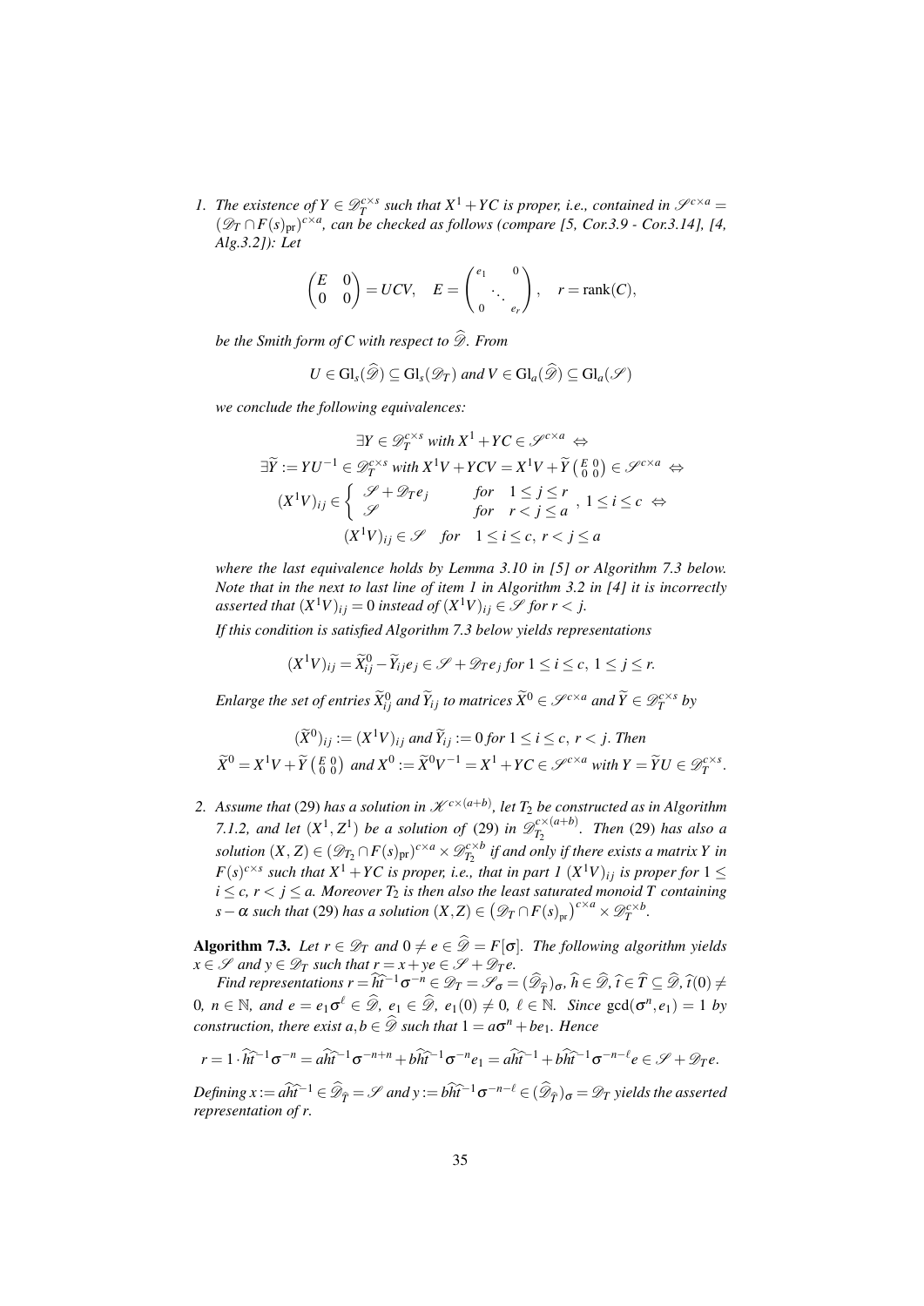1. *The existence of $Y \in \mathscr{D}_T^{c\times s}$ such that $X^1 + YC$ is proper, i.e., contained in $\mathscr{S}^{c\times a} = (\mathscr{D}_T \cap F(s)_{\mathrm{pr}})^{c\times a}$, can be checked as follows (compare [5, Cor.3.9 - Cor.3.14], [4, Alg.3.2]): Let*

$$\begin{pmatrix} E & 0 \\ 0 & 0 \end{pmatrix} = UCV, \quad E = \begin{pmatrix} e_1 & & 0 \\ & \ddots & \\ 0 & & e_r \end{pmatrix}, \quad r = \mathrm{rank}(C),$$

*be the Smith form of $C$ with respect to $\widehat{\mathscr{D}}$. From*

$$U \in \mathrm{Gl}_s(\widehat{\mathscr{D}}) \subseteq \mathrm{Gl}_s(\mathscr{D}_T) \text{ and } V \in \mathrm{Gl}_a(\widehat{\mathscr{D}}) \subseteq \mathrm{Gl}_a(\mathscr{S})$$

*we conclude the following equivalences:*

$$\exists Y \in \mathscr{D}_T^{c\times s} \text{ with } X^1 + YC \in \mathscr{S}^{c\times a} \Leftrightarrow$$
$$\exists \widetilde{Y} := YU^{-1} \in \mathscr{D}_T^{c\times s} \text{ with } X^1V + YCV = X^1V + \widetilde{Y}\left(\begin{smallmatrix} E & 0 \\ 0 & 0 \end{smallmatrix}\right) \in \mathscr{S}^{c\times a} \Leftrightarrow$$
$$(X^1V)_{ij} \in \begin{cases} \mathscr{S} + \mathscr{D}_T e_j & \text{for} \quad 1 \le j \le r \\ \mathscr{S} & \text{for} \quad r < j \le a \end{cases}, \ 1 \le i \le c \Leftrightarrow$$
$$(X^1V)_{ij} \in \mathscr{S} \quad \text{for} \quad 1 \le i \le c, \ r < j \le a$$

*where the last equivalence holds by Lemma 3.10 in [5] or Algorithm 7.3 below. Note that in the next to last line of item 1 in Algorithm 3.2 in [4] it is incorrectly asserted that $(X^1V)_{ij} = 0$ instead of $(X^1V)_{ij} \in \mathscr{S}$ for $r < j$.*

*If this condition is satisfied Algorithm 7.3 below yields representations*

$$(X^1V)_{ij} = \widetilde{X}_{ij}^0 - \widetilde{Y}_{ij} e_j \in \mathscr{S} + \mathscr{D}_T e_j \text{ for } 1 \le i \le c, \ 1 \le j \le r.$$

*Enlarge the set of entries $\widetilde{X}_{ij}^0$ and $\widetilde{Y}_{ij}$ to matrices $\widetilde{X}^0 \in \mathscr{S}^{c\times a}$ and $\widetilde{Y} \in \mathscr{D}_T^{c\times s}$ by*

$$(\widetilde{X}^0)_{ij} := (X^1V)_{ij} \text{ and } \widetilde{Y}_{ij} := 0 \text{ for } 1 \le i \le c, \ r < j. \text{ Then}$$
$$\widetilde{X}^0 = X^1V + \widetilde{Y}\left(\begin{smallmatrix} E & 0 \\ 0 & 0 \end{smallmatrix}\right) \text{ and } X^0 := \widetilde{X}^0 V^{-1} = X^1 + YC \in \mathscr{S}^{c\times a} \text{ with } Y = \widetilde{Y}U \in \mathscr{D}_T^{c\times s}.$$

2. *Assume that (29) has a solution in $\mathscr{K}^{c\times(a+b)}$, let $T_2$ be constructed as in Algorithm 7.1.2, and let $(X^1, Z^1)$ be a solution of (29) in $\mathscr{D}_{T_2}^{c\times(a+b)}$. Then (29) has also a solution $(X, Z) \in (\mathscr{D}_{T_2} \cap F(s)_{\mathrm{pr}})^{c\times a} \times \mathscr{D}_{T_2}^{c\times b}$ if and only if there exists a matrix $Y$ in $F(s)^{c\times s}$ such that $X^1 + YC$ is proper, i.e., that in part 1 $(X^1V)_{ij}$ is proper for $1 \le i \le c$, $r < j \le a$. Moreover $T_2$ is then also the least saturated monoid $T$ containing $s - \alpha$ such that (29) has a solution $(X, Z) \in \left(\mathscr{D}_T \cap F(s)_{\mathrm{pr}}\right)^{c\times a} \times \mathscr{D}_T^{c\times b}$.*

**Algorithm 7.3.** *Let $r \in \mathscr{D}_T$ and $0 \ne e \in \widehat{\mathscr{D}} = F[\sigma]$. The following algorithm yields $x \in \mathscr{S}$ and $y \in \mathscr{D}_T$ such that $r = x + ye \in \mathscr{S} + \mathscr{D}_T e$.*

*Find representations $r = \widehat{h}\widehat{t}^{-1}\sigma^{-n} \in \mathscr{D}_T = \mathscr{S}_\sigma = (\widehat{\mathscr{D}}_{\widehat{T}})_\sigma$, $\widehat{h} \in \widehat{\mathscr{D}}$, $\widehat{t} \in \widehat{T} \subseteq \widehat{\mathscr{D}}$, $\widehat{t}(0) \ne 0$, $n \in \mathbb{N}$, and $e = e_1\sigma^\ell \in \widehat{\mathscr{D}}$, $e_1 \in \widehat{\mathscr{D}}$, $e_1(0) \ne 0$, $\ell \in \mathbb{N}$. Since $\gcd(\sigma^n, e_1) = 1$ by construction, there exist $a, b \in \widehat{\mathscr{D}}$ such that $1 = a\sigma^n + be_1$. Hence*

$$r = 1 \cdot \widehat{h}\widehat{t}^{-1}\sigma^{-n} = a\widehat{h}\widehat{t}^{-1}\sigma^{-n+n} + b\widehat{h}\widehat{t}^{-1}\sigma^{-n}e_1 = a\widehat{h}\widehat{t}^{-1} + b\widehat{h}\widehat{t}^{-1}\sigma^{-n-\ell}e \in \mathscr{S} + \mathscr{D}_T e.$$

*Defining $x := a\widehat{h}\widehat{t}^{-1} \in \widehat{\mathscr{D}}_{\widehat{T}} = \mathscr{S}$ and $y := b\widehat{h}\widehat{t}^{-1}\sigma^{-n-\ell} \in (\widehat{\mathscr{D}}_{\widehat{T}})_\sigma = \mathscr{D}_T$ yields the asserted representation of $r$.*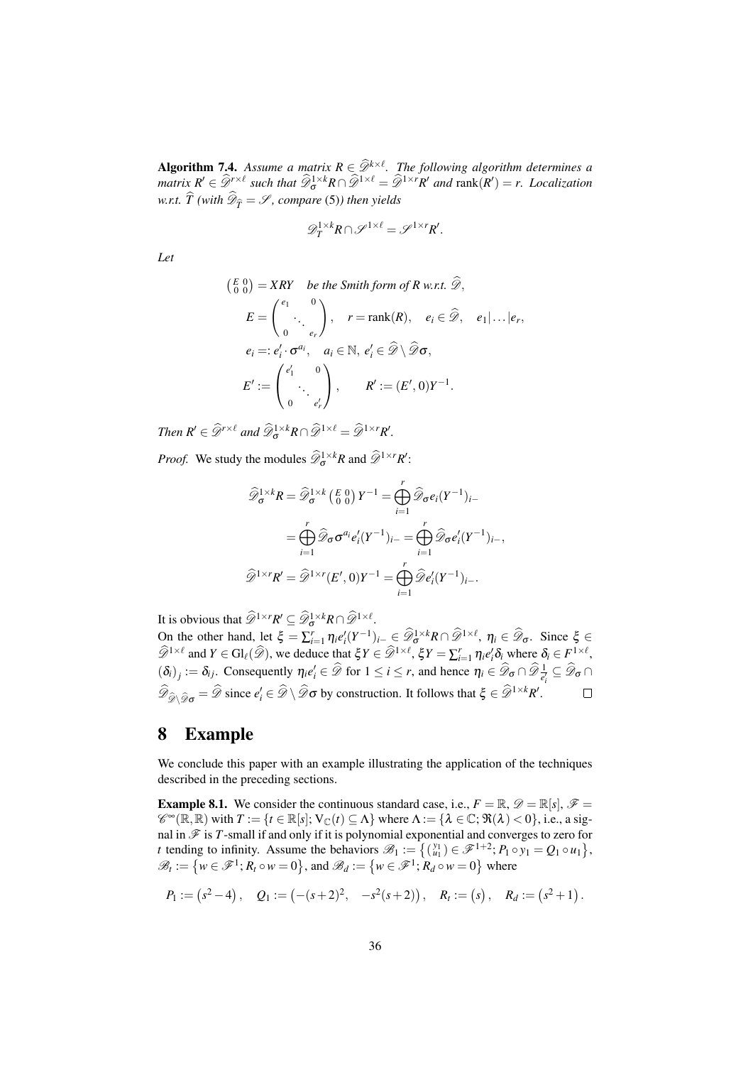**Algorithm 7.4.** *Assume a matrix $R \in \widehat{\mathscr{D}}^{k\times\ell}$. The following algorithm determines a matrix $R' \in \widehat{\mathscr{D}}^{r\times\ell}$ such that $\widehat{\mathscr{D}}_\sigma^{1\times k} R \cap \widehat{\mathscr{D}}^{1\times\ell} = \widehat{\mathscr{D}}^{1\times r} R'$ and $\operatorname{rank}(R') = r$. Localization w.r.t. $\widehat{T}$ (with $\widehat{\mathscr{D}}_{\widehat{T}} = \mathscr{S}$, compare (5)) then yields*

$$\mathscr{D}_T^{1\times k} R \cap \mathscr{S}^{1\times\ell} = \mathscr{S}^{1\times r} R'.$$

*Let*

$$\begin{aligned}
&\left(\begin{smallmatrix} E & 0 \\ 0 & 0 \end{smallmatrix}\right) = XRY \quad \text{be the Smith form of } R \text{ w.r.t. } \widehat{\mathscr{D}}, \\
&E = \begin{pmatrix} e_1 & & 0 \\ & \ddots & \\ 0 & & e_r \end{pmatrix}, \quad r = \operatorname{rank}(R), \quad e_i \in \widehat{\mathscr{D}}, \quad e_1 | \ldots | e_r, \\
&e_i =: e_i' \cdot \sigma^{a_i}, \quad a_i \in \mathbb{N}, \ e_i' \in \widehat{\mathscr{D}} \setminus \widehat{\mathscr{D}}\sigma, \\
&E' := \begin{pmatrix} e_1' & & 0 \\ & \ddots & \\ 0 & & e_r' \end{pmatrix}, \qquad R' := (E', 0) Y^{-1}.
\end{aligned}$$

*Then $R' \in \widehat{\mathscr{D}}^{r\times\ell}$ and $\widehat{\mathscr{D}}_\sigma^{1\times k} R \cap \widehat{\mathscr{D}}^{1\times\ell} = \widehat{\mathscr{D}}^{1\times r} R'$.*

*Proof.* We study the modules $\widehat{\mathscr{D}}_\sigma^{1\times k} R$ and $\widehat{\mathscr{D}}^{1\times r} R'$:

$$\begin{aligned}
\widehat{\mathscr{D}}_\sigma^{1\times k} R &= \widehat{\mathscr{D}}_\sigma^{1\times k} \left(\begin{smallmatrix} E & 0 \\ 0 & 0 \end{smallmatrix}\right) Y^{-1} = \bigoplus_{i=1}^r \widehat{\mathscr{D}}_\sigma e_i (Y^{-1})_{i-} \\
&= \bigoplus_{i=1}^r \widehat{\mathscr{D}}_\sigma \sigma^{a_i} e_i' (Y^{-1})_{i-} = \bigoplus_{i=1}^r \widehat{\mathscr{D}}_\sigma e_i' (Y^{-1})_{i-}, \\
\widehat{\mathscr{D}}^{1\times r} R' &= \widehat{\mathscr{D}}^{1\times r} (E', 0) Y^{-1} = \bigoplus_{i=1}^r \widehat{\mathscr{D}} e_i' (Y^{-1})_{i-}.
\end{aligned}$$

It is obvious that $\widehat{\mathscr{D}}^{1\times r} R' \subseteq \widehat{\mathscr{D}}_\sigma^{1\times k} R \cap \widehat{\mathscr{D}}^{1\times\ell}$.
On the other hand, let $\xi = \sum_{i=1}^r \eta_i e_i' (Y^{-1})_{i-} \in \widehat{\mathscr{D}}_\sigma^{1\times k} R \cap \widehat{\mathscr{D}}^{1\times\ell}$, $\eta_i \in \widehat{\mathscr{D}}_\sigma$. Since $\xi \in \widehat{\mathscr{D}}^{1\times\ell}$ and $Y \in \mathrm{Gl}_\ell(\widehat{\mathscr{D}})$, we deduce that $\xi Y \in \widehat{\mathscr{D}}^{1\times\ell}$, $\xi Y = \sum_{i=1}^r \eta_i e_i' \delta_i$ where $\delta_i \in F^{1\times\ell}$, $(\delta_i)_j := \delta_{ij}$. Consequently $\eta_i e_i' \in \widehat{\mathscr{D}}$ for $1 \le i \le r$, and hence $\eta_i \in \widehat{\mathscr{D}}_\sigma \cap \widehat{\mathscr{D}} \frac{1}{e_i'} \subseteq \widehat{\mathscr{D}}_\sigma \cap \widehat{\mathscr{D}}_{\widehat{\mathscr{D}} \setminus \widehat{\mathscr{D}}\sigma} = \widehat{\mathscr{D}}$ since $e_i' \in \widehat{\mathscr{D}} \setminus \widehat{\mathscr{D}}\sigma$ by construction. It follows that $\xi \in \widehat{\mathscr{D}}^{1\times k} R'$. $\square$

# 8 Example

We conclude this paper with an example illustrating the application of the techniques described in the preceding sections.

**Example 8.1.** We consider the continuous standard case, i.e., $F = \mathbb{R}$, $\mathscr{D} = \mathbb{R}[s]$, $\mathscr{F} = \mathscr{C}^\infty(\mathbb{R}, \mathbb{R})$ with $T := \{t \in \mathbb{R}[s]; \mathrm{V}_\mathbb{C}(t) \subseteq \Lambda\}$ where $\Lambda := \{\lambda \in \mathbb{C}; \Re(\lambda) < 0\}$, i.e., a signal in $\mathscr{F}$ is $T$-small if and only if it is polynomial exponential and converges to zero for $t$ tending to infinity. Assume the behaviors $\mathscr{B}_1 := \left\{ \left(\begin{smallmatrix} y_1 \\ u_1 \end{smallmatrix}\right) \in \mathscr{F}^{1+2}; P_1 \circ y_1 = Q_1 \circ u_1 \right\}$, $\mathscr{B}_t := \left\{ w \in \mathscr{F}^1; R_t \circ w = 0 \right\}$, and $\mathscr{B}_d := \left\{ w \in \mathscr{F}^1; R_d \circ w = 0 \right\}$ where

$$P_1 := \left(s^2 - 4\right), \quad Q_1 := \left(-(s+2)^2, \quad -s^2(s+2)\right), \quad R_t := \left(s\right), \quad R_d := \left(s^2 + 1\right).$$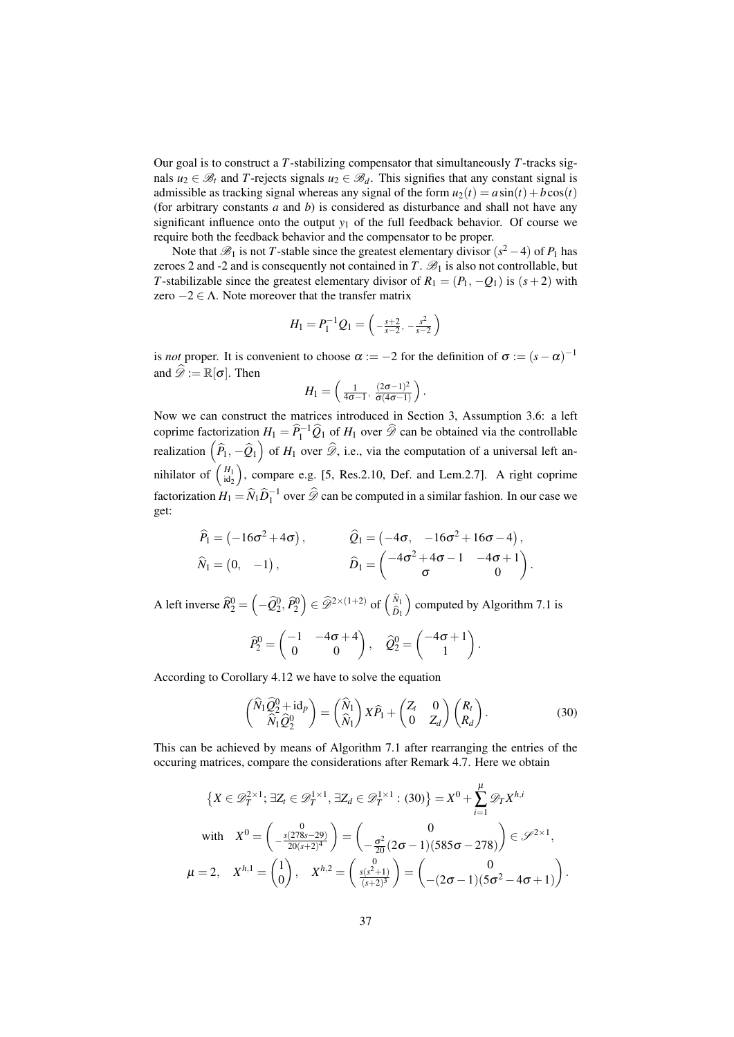Our goal is to construct a $T$-stabilizing compensator that simultaneously $T$-tracks signals $u_2 \in \mathscr{B}_t$ and $T$-rejects signals $u_2 \in \mathscr{B}_d$. This signifies that any constant signal is admissible as tracking signal whereas any signal of the form $u_2(t) = a\sin(t) + b\cos(t)$ (for arbitrary constants $a$ and $b$) is considered as disturbance and shall not have any significant influence onto the output $y_1$ of the full feedback behavior. Of course we require both the feedback behavior and the compensator to be proper.

Note that $\mathscr{B}_1$ is not $T$-stable since the greatest elementary divisor $(s^2-4)$ of $P_1$ has zeroes 2 and -2 and is consequently not contained in $T$. $\mathscr{B}_1$ is also not controllable, but $T$-stabilizable since the greatest elementary divisor of $R_1 = (P_1, -Q_1)$ is $(s+2)$ with zero $-2 \in \Lambda$. Note moreover that the transfer matrix

$$H_1 = P_1^{-1}Q_1 = \begin{pmatrix} -\frac{s+2}{s-2}, & -\frac{s^2}{s-2} \end{pmatrix}$$

is *not* proper. It is convenient to choose $\alpha := -2$ for the definition of $\sigma := (s-\alpha)^{-1}$ and $\widehat{\mathscr{D}} := \mathbb{R}[\sigma]$. Then

$$H_1 = \begin{pmatrix} \frac{1}{4\sigma-1}, & \frac{(2\sigma-1)^2}{\sigma(4\sigma-1)} \end{pmatrix}.$$

Now we can construct the matrices introduced in Section 3, Assumption 3.6: a left coprime factorization $H_1 = \widehat{P}_1^{-1}\widehat{Q}_1$ of $H_1$ over $\widehat{\mathscr{D}}$ can be obtained via the controllable realization $\left(\widehat{P}_1, -\widehat{Q}_1\right)$ of $H_1$ over $\widehat{\mathscr{D}}$, i.e., via the computation of a universal left annihilator of $\begin{pmatrix} H_1 \\ \mathrm{id}_2 \end{pmatrix}$, compare e.g. [5, Res.2.10, Def. and Lem.2.7]. A right coprime factorization $H_1 = \widehat{N}_1\widehat{D}_1^{-1}$ over $\widehat{\mathscr{D}}$ can be computed in a similar fashion. In our case we get:

$$\widehat{P}_1 = \begin{pmatrix} -16\sigma^2 + 4\sigma \end{pmatrix}, \qquad \widehat{Q}_1 = \begin{pmatrix} -4\sigma, & -16\sigma^2 + 16\sigma - 4 \end{pmatrix},$$
$$\widehat{N}_1 = \begin{pmatrix} 0, & -1 \end{pmatrix}, \qquad \widehat{D}_1 = \begin{pmatrix} -4\sigma^2 + 4\sigma - 1 & -4\sigma + 1 \\ \sigma & 0 \end{pmatrix}.$$

A left inverse $\widehat{R}_2^0 = \left(-\widehat{Q}_2^0, \widehat{P}_2^0\right) \in \widehat{\mathscr{D}}^{2\times(1+2)}$ of $\begin{pmatrix} \widehat{N}_1 \\ \widehat{D}_1 \end{pmatrix}$ computed by Algorithm 7.1 is

$$\widehat{P}_2^0 = \begin{pmatrix} -1 & -4\sigma + 4 \\ 0 & 0 \end{pmatrix}, \quad \widehat{Q}_2^0 = \begin{pmatrix} -4\sigma + 1 \\ 1 \end{pmatrix}.$$

According to Corollary 4.12 we have to solve the equation

$$\begin{pmatrix} \widehat{N}_1\widehat{Q}_2^0 + \mathrm{id}_p \\ \widehat{N}_1\widehat{Q}_2^0 \end{pmatrix} = \begin{pmatrix} \widehat{N}_1 \\ \widehat{N}_1 \end{pmatrix} X\widehat{P}_1 + \begin{pmatrix} Z_t & 0 \\ 0 & Z_d \end{pmatrix}\begin{pmatrix} R_t \\ R_d \end{pmatrix}. \tag{30}$$

This can be achieved by means of Algorithm 7.1 after rearranging the entries of the occuring matrices, compare the considerations after Remark 4.7. Here we obtain

$$\left\{X \in \mathscr{D}_T^{2\times 1};\, \exists Z_t \in \mathscr{D}_T^{1\times 1},\, \exists Z_d \in \mathscr{D}_T^{1\times 1} : (30)\right\} = X^0 + \sum_{i=1}^{\mu} \mathscr{D}_T X^{h,i}$$

$$\text{with} \quad X^0 = \begin{pmatrix} 0 \\ -\frac{s(278s-29)}{20(s+2)^4} \end{pmatrix} = \begin{pmatrix} 0 \\ -\frac{\sigma^2}{20}(2\sigma-1)(585\sigma - 278) \end{pmatrix} \in \mathscr{S}^{2\times 1},$$

$$\mu = 2, \quad X^{h,1} = \begin{pmatrix} 1 \\ 0 \end{pmatrix}, \quad X^{h,2} = \begin{pmatrix} 0 \\ \frac{s(s^2+1)}{(s+2)^3} \end{pmatrix} = \begin{pmatrix} 0 \\ -(2\sigma-1)(5\sigma^2 - 4\sigma + 1) \end{pmatrix}.$$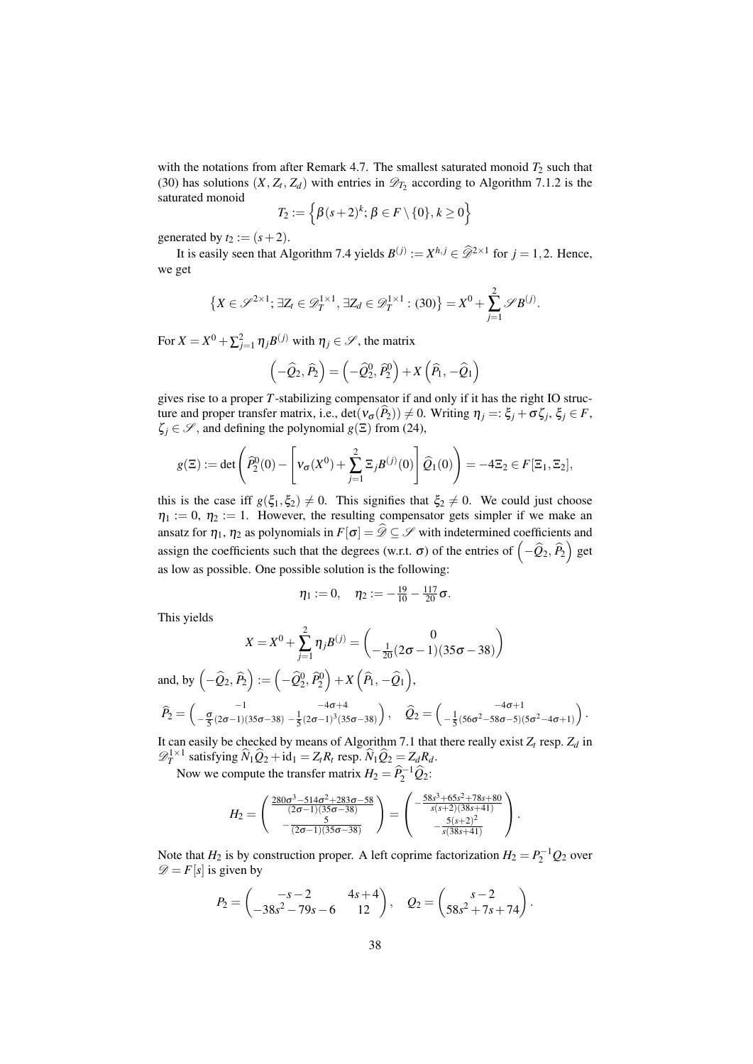with the notations from after Remark 4.7. The smallest saturated monoid $T_2$ such that (30) has solutions $(X, Z_t, Z_d)$ with entries in $\mathscr{D}_{T_2}$ according to Algorithm 7.1.2 is the saturated monoid

$$T_2 := \left\{ \beta(s+2)^k;\, \beta \in F \setminus \{0\}, k \geq 0 \right\}$$

generated by $t_2 := (s+2)$.

It is easily seen that Algorithm 7.4 yields $B^{(j)} := X^{h,j} \in \widehat{\mathscr{D}}^{2\times 1}$ for $j = 1,2$. Hence, we get

$$\left\{ X \in \mathscr{S}^{2\times 1};\, \exists Z_t \in \mathscr{D}_T^{1\times 1}, \exists Z_d \in \mathscr{D}_T^{1\times 1} : (30) \right\} = X^0 + \sum_{j=1}^{2} \mathscr{S} B^{(j)}.$$

For $X = X^0 + \sum_{j=1}^{2} \eta_j B^{(j)}$ with $\eta_j \in \mathscr{S}$, the matrix

$$\left(-\widehat{Q}_2, \widehat{P}_2\right) = \left(-\widehat{Q}_2^0, \widehat{P}_2^0\right) + X\left(\widehat{P}_1, -\widehat{Q}_1\right)$$

gives rise to a proper $T$-stabilizing compensator if and only if it has the right IO structure and proper transfer matrix, i.e., $\det(\nu_\sigma(\widehat{P}_2)) \neq 0$. Writing $\eta_j =: \xi_j + \sigma\zeta_j$, $\xi_j \in F$, $\zeta_j \in \mathscr{S}$, and defining the polynomial $g(\Xi)$ from (24),

$$g(\Xi) := \det\left( \widehat{P}_2^0(0) - \left[ \nu_\sigma(X^0) + \sum_{j=1}^{2} \Xi_j B^{(j)}(0) \right] \widehat{Q}_1(0) \right) = -4\Xi_2 \in F[\Xi_1, \Xi_2],$$

this is the case iff $g(\xi_1, \xi_2) \neq 0$. This signifies that $\xi_2 \neq 0$. We could just choose $\eta_1 := 0$, $\eta_2 := 1$. However, the resulting compensator gets simpler if we make an ansatz for $\eta_1, \eta_2$ as polynomials in $F[\sigma] = \widehat{\mathscr{D}} \subseteq \mathscr{S}$ with indetermined coefficients and assign the coefficients such that the degrees (w.r.t. $\sigma$) of the entries of $\left(-\widehat{Q}_2, \widehat{P}_2\right)$ get as low as possible. One possible solution is the following:

$$\eta_1 := 0, \quad \eta_2 := -\tfrac{19}{10} - \tfrac{117}{20}\sigma.$$

This yields

$$X = X^0 + \sum_{j=1}^{2} \eta_j B^{(j)} = \begin{pmatrix} 0 \\ -\frac{1}{20}(2\sigma - 1)(35\sigma - 38) \end{pmatrix}$$

and, by $\left(-\widehat{Q}_2, \widehat{P}_2\right) := \left(-\widehat{Q}_2^0, \widehat{P}_2^0\right) + X\left(\widehat{P}_1, -\widehat{Q}_1\right)$,

$$\widehat{P}_2 = \begin{pmatrix} -1 & -4\sigma+4 \\ -\frac{\sigma}{5}(2\sigma-1)(35\sigma-38) & -\frac{1}{5}(2\sigma-1)^3(35\sigma-38) \end{pmatrix}, \quad \widehat{Q}_2 = \begin{pmatrix} -4\sigma+1 \\ -\frac{1}{5}(56\sigma^2-58\sigma-5)(5\sigma^2-4\sigma+1) \end{pmatrix}.$$

It can easily be checked by means of Algorithm 7.1 that there really exist $Z_t$ resp. $Z_d$ in $\mathscr{D}_T^{1\times 1}$ satisfying $\widehat{N}_1\widehat{Q}_2 + \mathrm{id}_1 = Z_t R_t$ resp. $\widehat{N}_1\widehat{Q}_2 = Z_d R_d$.

Now we compute the transfer matrix $H_2 = \widehat{P}_2^{-1}\widehat{Q}_2$:

$$H_2 = \begin{pmatrix} \frac{280\sigma^3 - 514\sigma^2 + 283\sigma - 58}{(2\sigma-1)(35\sigma-38)} \\ -\frac{5}{(2\sigma-1)(35\sigma-38)} \end{pmatrix} = \begin{pmatrix} -\frac{58s^3+65s^2+78s+80}{s(s+2)(38s+41)} \\ -\frac{5(s+2)^2}{s(38s+41)} \end{pmatrix}.$$

Note that $H_2$ is by construction proper. A left coprime factorization $H_2 = P_2^{-1}Q_2$ over $\mathscr{D} = F[s]$ is given by

$$P_2 = \begin{pmatrix} -s-2 & 4s+4 \\ -38s^2-79s-6 & 12 \end{pmatrix}, \quad Q_2 = \begin{pmatrix} s-2 \\ 58s^2+7s+74 \end{pmatrix}.$$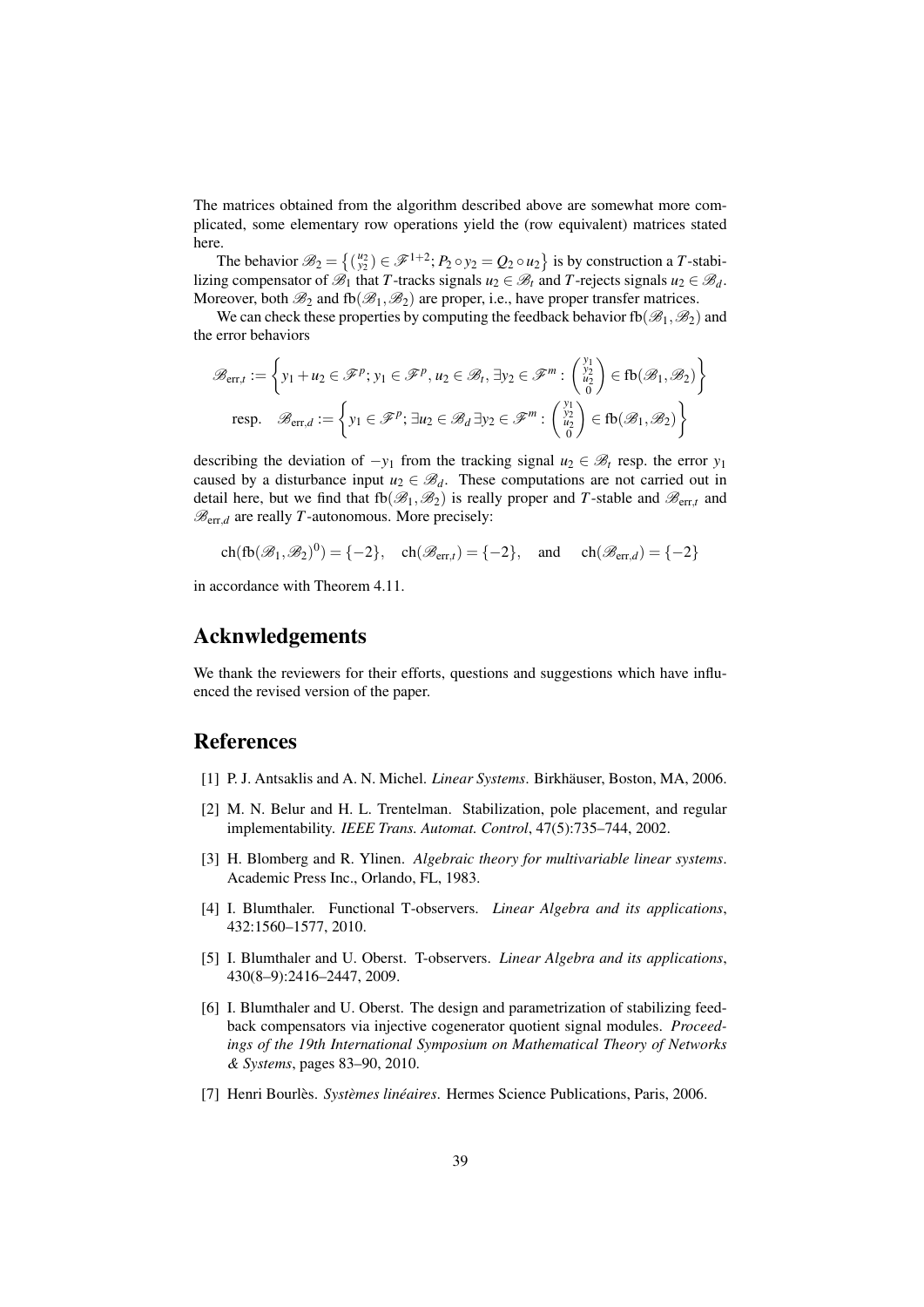The matrices obtained from the algorithm described above are somewhat more complicated, some elementary row operations yield the (row equivalent) matrices stated here.

The behavior $\mathscr{B}_2 = \left\{ \binom{u_2}{y_2} \in \mathscr{F}^{1+2}; P_2 \circ y_2 = Q_2 \circ u_2 \right\}$ is by construction a $T$-stabilizing compensator of $\mathscr{B}_1$ that $T$-tracks signals $u_2 \in \mathscr{B}_t$ and $T$-rejects signals $u_2 \in \mathscr{B}_d$. Moreover, both $\mathscr{B}_2$ and $\mathrm{fb}(\mathscr{B}_1, \mathscr{B}_2)$ are proper, i.e., have proper transfer matrices.

We can check these properties by computing the feedback behavior $\mathrm{fb}(\mathscr{B}_1, \mathscr{B}_2)$ and the error behaviors

$$\mathscr{B}_{\mathrm{err},t} := \left\{ y_1 + u_2 \in \mathscr{F}^p; \, y_1 \in \mathscr{F}^p, u_2 \in \mathscr{B}_t, \exists y_2 \in \mathscr{F}^m : \begin{pmatrix} y_1 \\ y_2 \\ u_2 \\ 0 \end{pmatrix} \in \mathrm{fb}(\mathscr{B}_1, \mathscr{B}_2) \right\}$$
$$\text{resp.} \quad \mathscr{B}_{\mathrm{err},d} := \left\{ y_1 \in \mathscr{F}^p; \, \exists u_2 \in \mathscr{B}_d \, \exists y_2 \in \mathscr{F}^m : \begin{pmatrix} y_1 \\ y_2 \\ u_2 \\ 0 \end{pmatrix} \in \mathrm{fb}(\mathscr{B}_1, \mathscr{B}_2) \right\}$$

describing the deviation of $-y_1$ from the tracking signal $u_2 \in \mathscr{B}_t$ resp. the error $y_1$ caused by a disturbance input $u_2 \in \mathscr{B}_d$. These computations are not carried out in detail here, but we find that $\mathrm{fb}(\mathscr{B}_1, \mathscr{B}_2)$ is really proper and $T$-stable and $\mathscr{B}_{\mathrm{err},t}$ and $\mathscr{B}_{\mathrm{err},d}$ are really $T$-autonomous. More precisely:

$$\mathrm{ch}(\mathrm{fb}(\mathscr{B}_1, \mathscr{B}_2)^0) = \{-2\}, \quad \mathrm{ch}(\mathscr{B}_{\mathrm{err},t}) = \{-2\}, \quad \text{and} \quad \mathrm{ch}(\mathscr{B}_{\mathrm{err},d}) = \{-2\}$$

in accordance with Theorem 4.11.

## Acknwledgements

We thank the reviewers for their efforts, questions and suggestions which have influenced the revised version of the paper.

## References

[1] P. J. Antsaklis and A. N. Michel. *Linear Systems*. Birkhäuser, Boston, MA, 2006.

[2] M. N. Belur and H. L. Trentelman. Stabilization, pole placement, and regular implementability. *IEEE Trans. Automat. Control*, 47(5):735–744, 2002.

[3] H. Blomberg and R. Ylinen. *Algebraic theory for multivariable linear systems*. Academic Press Inc., Orlando, FL, 1983.

[4] I. Blumthaler. Functional T-observers. *Linear Algebra and its applications*, 432:1560–1577, 2010.

[5] I. Blumthaler and U. Oberst. T-observers. *Linear Algebra and its applications*, 430(8–9):2416–2447, 2009.

[6] I. Blumthaler and U. Oberst. The design and parametrization of stabilizing feedback compensators via injective cogenerator quotient signal modules. *Proceedings of the 19th International Symposium on Mathematical Theory of Networks & Systems*, pages 83–90, 2010.

[7] Henri Bourlès. *Systèmes linéaires*. Hermes Science Publications, Paris, 2006.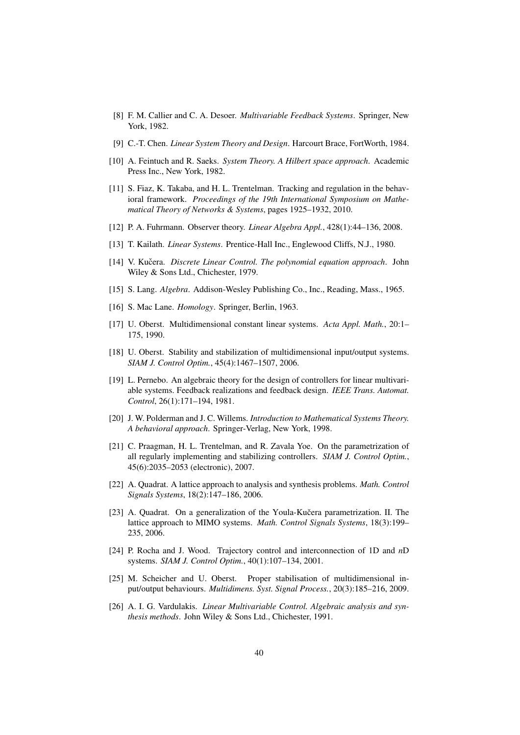[8] F. M. Callier and C. A. Desoer. *Multivariable Feedback Systems*. Springer, New York, 1982.

[9] C.-T. Chen. *Linear System Theory and Design*. Harcourt Brace, FortWorth, 1984.

[10] A. Feintuch and R. Saeks. *System Theory. A Hilbert space approach*. Academic Press Inc., New York, 1982.

[11] S. Fiaz, K. Takaba, and H. L. Trentelman. Tracking and regulation in the behavioral framework. *Proceedings of the 19th International Symposium on Mathematical Theory of Networks & Systems*, pages 1925–1932, 2010.

[12] P. A. Fuhrmann. Observer theory. *Linear Algebra Appl.*, 428(1):44–136, 2008.

[13] T. Kailath. *Linear Systems*. Prentice-Hall Inc., Englewood Cliffs, N.J., 1980.

[14] V. Kučera. *Discrete Linear Control. The polynomial equation approach*. John Wiley & Sons Ltd., Chichester, 1979.

[15] S. Lang. *Algebra*. Addison-Wesley Publishing Co., Inc., Reading, Mass., 1965.

[16] S. Mac Lane. *Homology*. Springer, Berlin, 1963.

[17] U. Oberst. Multidimensional constant linear systems. *Acta Appl. Math.*, 20:1–175, 1990.

[18] U. Oberst. Stability and stabilization of multidimensional input/output systems. *SIAM J. Control Optim.*, 45(4):1467–1507, 2006.

[19] L. Pernebo. An algebraic theory for the design of controllers for linear multivariable systems. Feedback realizations and feedback design. *IEEE Trans. Automat. Control*, 26(1):171–194, 1981.

[20] J. W. Polderman and J. C. Willems. *Introduction to Mathematical Systems Theory. A behavioral approach*. Springer-Verlag, New York, 1998.

[21] C. Praagman, H. L. Trentelman, and R. Zavala Yoe. On the parametrization of all regularly implementing and stabilizing controllers. *SIAM J. Control Optim.*, 45(6):2035–2053 (electronic), 2007.

[22] A. Quadrat. A lattice approach to analysis and synthesis problems. *Math. Control Signals Systems*, 18(2):147–186, 2006.

[23] A. Quadrat. On a generalization of the Youla-Kučera parametrization. II. The lattice approach to MIMO systems. *Math. Control Signals Systems*, 18(3):199–235, 2006.

[24] P. Rocha and J. Wood. Trajectory control and interconnection of 1D and *n*D systems. *SIAM J. Control Optim.*, 40(1):107–134, 2001.

[25] M. Scheicher and U. Oberst. Proper stabilisation of multidimensional input/output behaviours. *Multidimens. Syst. Signal Process.*, 20(3):185–216, 2009.

[26] A. I. G. Vardulakis. *Linear Multivariable Control. Algebraic analysis and synthesis methods*. John Wiley & Sons Ltd., Chichester, 1991.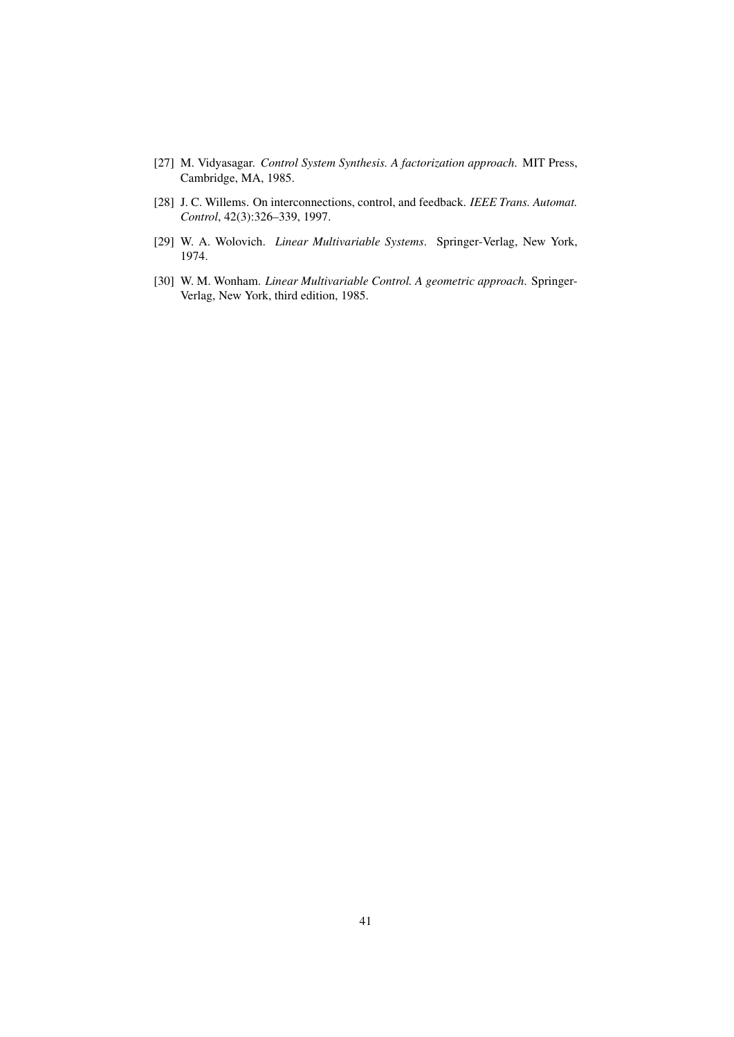[27] M. Vidyasagar. *Control System Synthesis. A factorization approach*. MIT Press, Cambridge, MA, 1985.

[28] J. C. Willems. On interconnections, control, and feedback. *IEEE Trans. Automat. Control*, 42(3):326–339, 1997.

[29] W. A. Wolovich. *Linear Multivariable Systems*. Springer-Verlag, New York, 1974.

[30] W. M. Wonham. *Linear Multivariable Control. A geometric approach*. Springer-Verlag, New York, third edition, 1985.